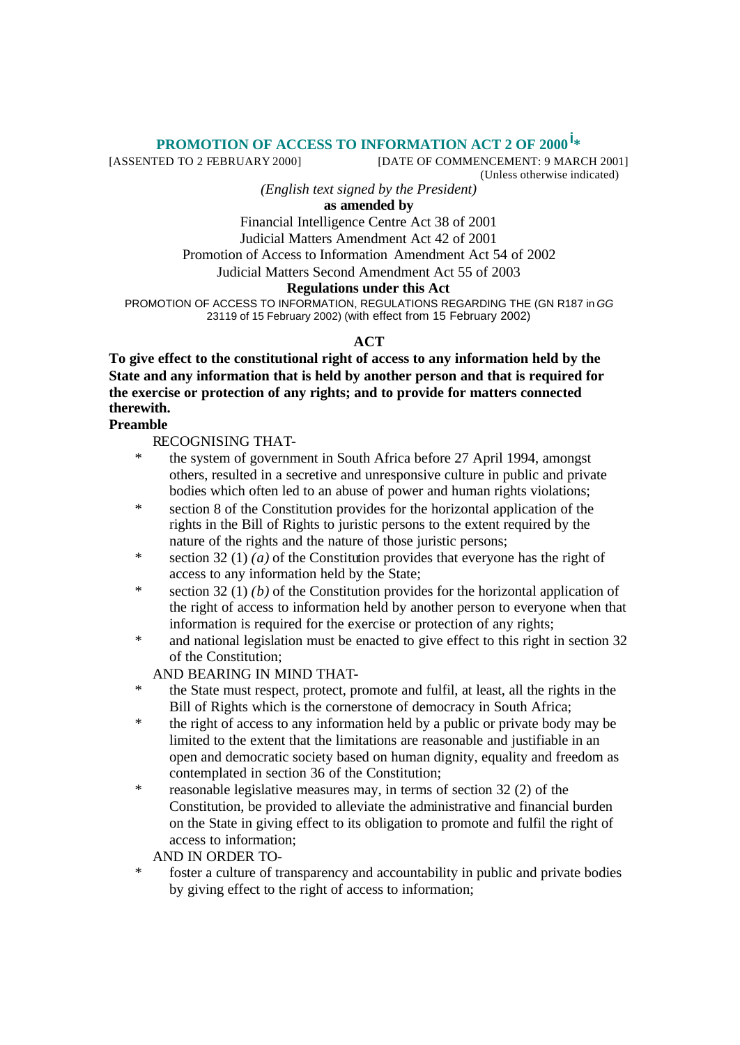# PROMOTION OF ACCESS TO INFORMATION ACT 2 OF 2000 [i]*

[ASSENTED TO 2 FEBRUARY 2000] [DATE OF COMMENCEMENT: 9 MARCH 2001]
(Unless otherwise indicated)

*(English text signed by the President)*

**as amended by**

Financial Intelligence Centre Act 38 of 2001
Judicial Matters Amendment Act 42 of 2001
Promotion of Access to Information Amendment Act 54 of 2002
Judicial Matters Second Amendment Act 55 of 2003

**Regulations under this Act**

PROMOTION OF ACCESS TO INFORMATION, REGULATIONS REGARDING THE (GN R187 in *GG* 23119 of 15 February 2002) (with effect from 15 February 2002)

## ACT

**To give effect to the constitutional right of access to any information held by the State and any information that is held by another person and that is required for the exercise or protection of any rights; and to provide for matters connected therewith.**

### Preamble

RECOGNISING THAT-

* the system of government in South Africa before 27 April 1994, amongst others, resulted in a secretive and unresponsive culture in public and private bodies which often led to an abuse of power and human rights violations;
* section 8 of the Constitution provides for the horizontal application of the rights in the Bill of Rights to juristic persons to the extent required by the nature of the rights and the nature of those juristic persons;
* section 32 (1) *(a)* of the Constitution provides that everyone has the right of access to any information held by the State;
* section 32 (1) *(b)* of the Constitution provides for the horizontal application of the right of access to information held by another person to everyone when that information is required for the exercise or protection of any rights;
* and national legislation must be enacted to give effect to this right in section 32 of the Constitution;

AND BEARING IN MIND THAT-

* the State must respect, protect, promote and fulfil, at least, all the rights in the Bill of Rights which is the cornerstone of democracy in South Africa;
* the right of access to any information held by a public or private body may be limited to the extent that the limitations are reasonable and justifiable in an open and democratic society based on human dignity, equality and freedom as contemplated in section 36 of the Constitution;
* reasonable legislative measures may, in terms of section 32 (2) of the Constitution, be provided to alleviate the administrative and financial burden on the State in giving effect to its obligation to promote and fulfil the right of access to information;

AND IN ORDER TO-

* foster a culture of transparency and accountability in public and private bodies by giving effect to the right of access to information;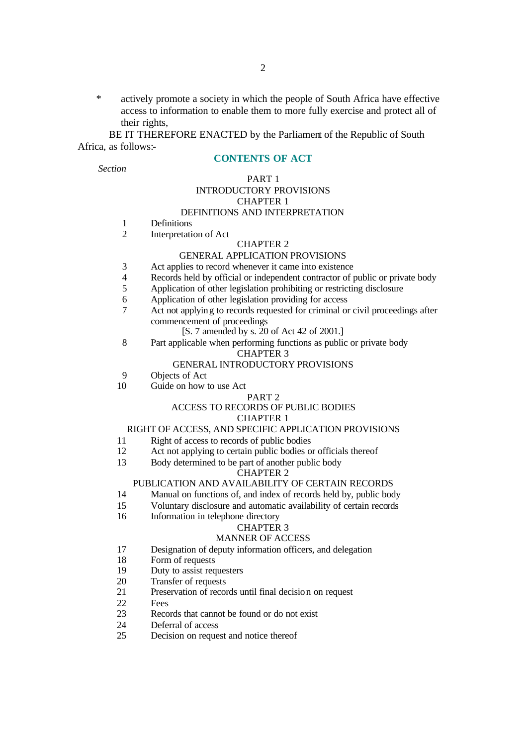* actively promote a society in which the people of South Africa have effective access to information to enable them to more fully exercise and protect all of their rights,

BE IT THEREFORE ENACTED by the Parliament of the Republic of South Africa, as follows:-

## CONTENTS OF ACT

*Section*

PART 1
INTRODUCTORY PROVISIONS
CHAPTER 1
DEFINITIONS AND INTERPRETATION

1 Definitions
2 Interpretation of Act

CHAPTER 2
GENERAL APPLICATION PROVISIONS

3 Act applies to record whenever it came into existence
4 Records held by official or independent contractor of public or private body
5 Application of other legislation prohibiting or restricting disclosure
6 Application of other legislation providing for access
7 Act not applying to records requested for criminal or civil proceedings after commencement of proceedings
[S. 7 amended by s. 20 of Act 42 of 2001.]
8 Part applicable when performing functions as public or private body

CHAPTER 3
GENERAL INTRODUCTORY PROVISIONS

9 Objects of Act
10 Guide on how to use Act

PART 2
ACCESS TO RECORDS OF PUBLIC BODIES
CHAPTER 1
RIGHT OF ACCESS, AND SPECIFIC APPLICATION PROVISIONS

11 Right of access to records of public bodies
12 Act not applying to certain public bodies or officials thereof
13 Body determined to be part of another public body

CHAPTER 2
PUBLICATION AND AVAILABILITY OF CERTAIN RECORDS

14 Manual on functions of, and index of records held by, public body
15 Voluntary disclosure and automatic availability of certain records
16 Information in telephone directory

CHAPTER 3
MANNER OF ACCESS

17 Designation of deputy information officers, and delegation
18 Form of requests
19 Duty to assist requesters
20 Transfer of requests
21 Preservation of records until final decision on request
22 Fees
23 Records that cannot be found or do not exist
24 Deferral of access
25 Decision on request and notice thereof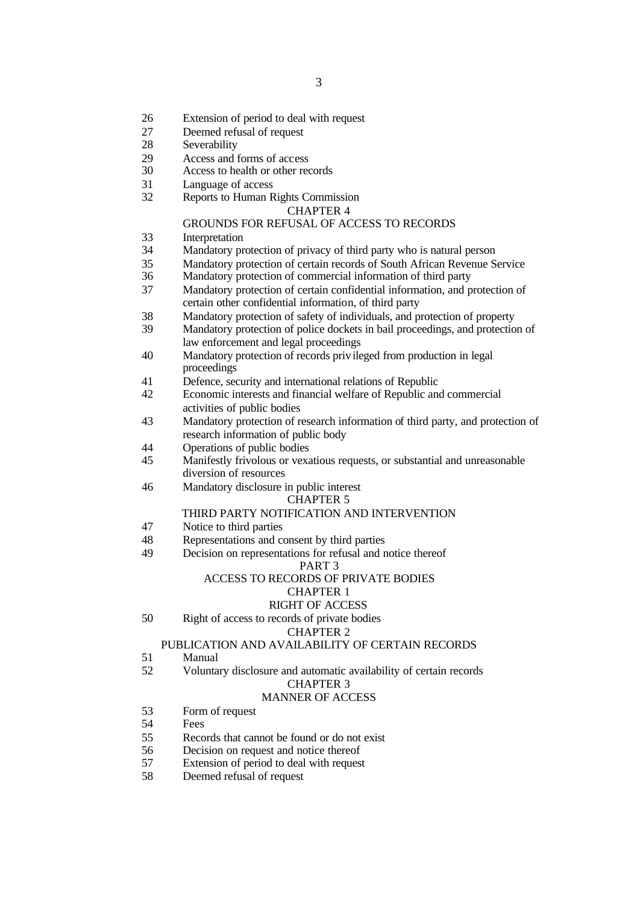26 Extension of period to deal with request
27 Deemed refusal of request
28 Severability
29 Access and forms of access
30 Access to health or other records
31 Language of access
32 Reports to Human Rights Commission

CHAPTER 4

GROUNDS FOR REFUSAL OF ACCESS TO RECORDS

33 Interpretation
34 Mandatory protection of privacy of third party who is natural person
35 Mandatory protection of certain records of South African Revenue Service
36 Mandatory protection of commercial information of third party
37 Mandatory protection of certain confidential information, and protection of certain other confidential information, of third party
38 Mandatory protection of safety of individuals, and protection of property
39 Mandatory protection of police dockets in bail proceedings, and protection of law enforcement and legal proceedings
40 Mandatory protection of records privileged from production in legal proceedings
41 Defence, security and international relations of Republic
42 Economic interests and financial welfare of Republic and commercial activities of public bodies
43 Mandatory protection of research information of third party, and protection of research information of public body
44 Operations of public bodies
45 Manifestly frivolous or vexatious requests, or substantial and unreasonable diversion of resources
46 Mandatory disclosure in public interest

CHAPTER 5

THIRD PARTY NOTIFICATION AND INTERVENTION

47 Notice to third parties
48 Representations and consent by third parties
49 Decision on representations for refusal and notice thereof

PART 3

ACCESS TO RECORDS OF PRIVATE BODIES

CHAPTER 1

RIGHT OF ACCESS

50 Right of access to records of private bodies

CHAPTER 2

PUBLICATION AND AVAILABILITY OF CERTAIN RECORDS

51 Manual
52 Voluntary disclosure and automatic availability of certain records

CHAPTER 3

MANNER OF ACCESS

53 Form of request
54 Fees
55 Records that cannot be found or do not exist
56 Decision on request and notice thereof
57 Extension of period to deal with request
58 Deemed refusal of request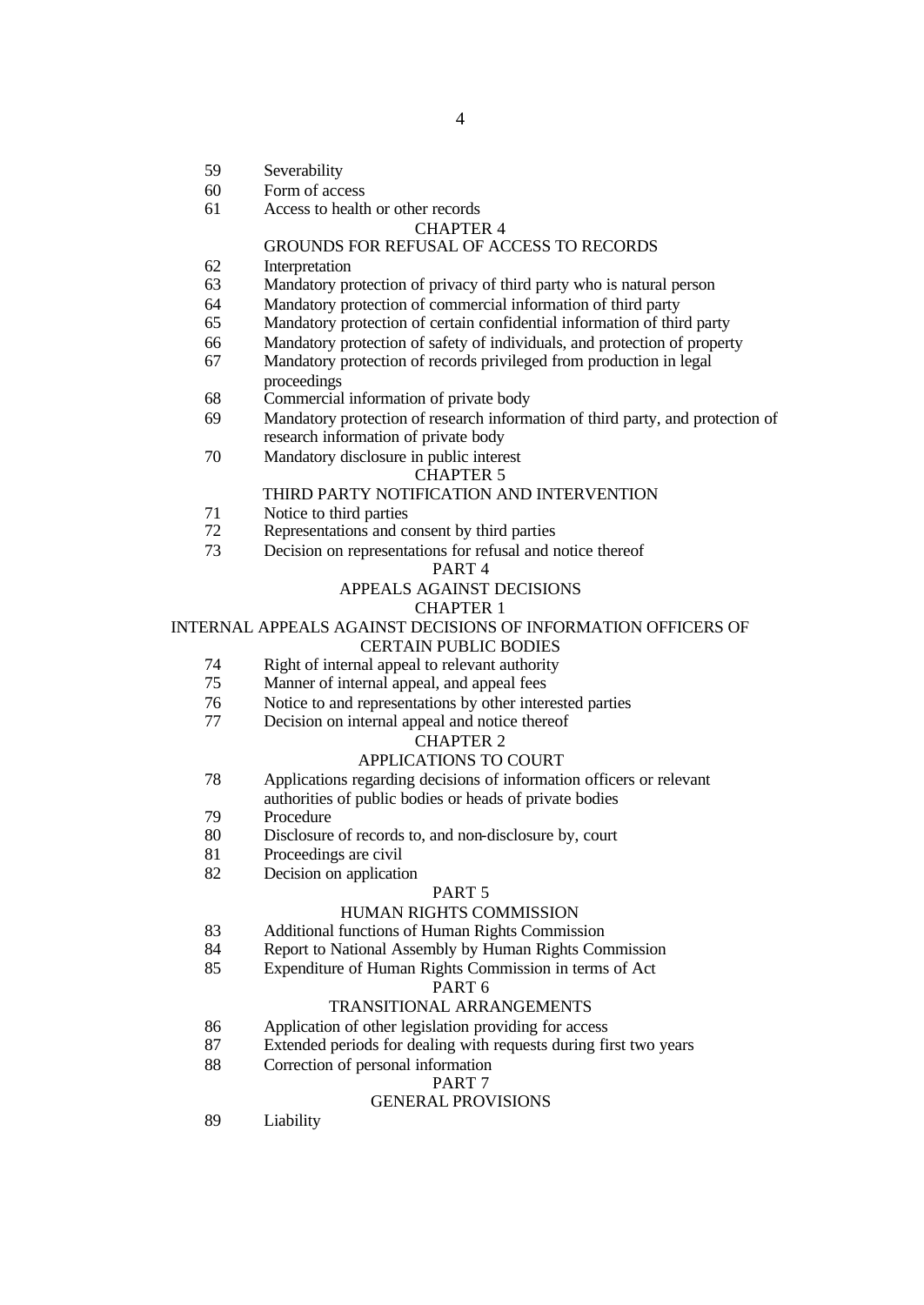59 Severability
60 Form of access
61 Access to health or other records

CHAPTER 4

GROUNDS FOR REFUSAL OF ACCESS TO RECORDS

62 Interpretation
63 Mandatory protection of privacy of third party who is natural person
64 Mandatory protection of commercial information of third party
65 Mandatory protection of certain confidential information of third party
66 Mandatory protection of safety of individuals, and protection of property
67 Mandatory protection of records privileged from production in legal proceedings
68 Commercial information of private body
69 Mandatory protection of research information of third party, and protection of research information of private body
70 Mandatory disclosure in public interest

CHAPTER 5

THIRD PARTY NOTIFICATION AND INTERVENTION

71 Notice to third parties
72 Representations and consent by third parties
73 Decision on representations for refusal and notice thereof

PART 4

APPEALS AGAINST DECISIONS

CHAPTER 1

INTERNAL APPEALS AGAINST DECISIONS OF INFORMATION OFFICERS OF CERTAIN PUBLIC BODIES

74 Right of internal appeal to relevant authority
75 Manner of internal appeal, and appeal fees
76 Notice to and representations by other interested parties
77 Decision on internal appeal and notice thereof

CHAPTER 2

APPLICATIONS TO COURT

78 Applications regarding decisions of information officers or relevant authorities of public bodies or heads of private bodies
79 Procedure
80 Disclosure of records to, and non-disclosure by, court
81 Proceedings are civil
82 Decision on application

PART 5

HUMAN RIGHTS COMMISSION

83 Additional functions of Human Rights Commission
84 Report to National Assembly by Human Rights Commission
85 Expenditure of Human Rights Commission in terms of Act

PART 6

TRANSITIONAL ARRANGEMENTS

86 Application of other legislation providing for access
87 Extended periods for dealing with requests during first two years
88 Correction of personal information

PART 7

GENERAL PROVISIONS

89 Liability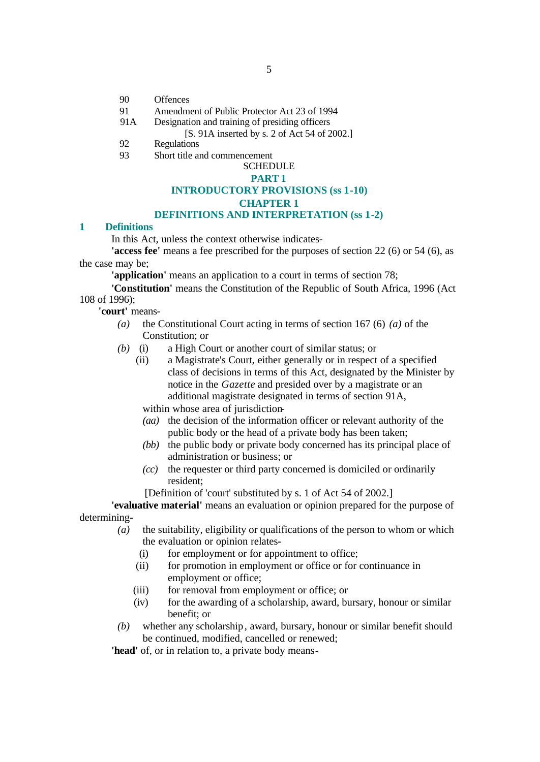90 Offences

91 Amendment of Public Protector Act 23 of 1994

91A Designation and training of presiding officers

[S. 91A inserted by s. 2 of Act 54 of 2002.]

92 Regulations

93 Short title and commencement

SCHEDULE

# PART 1

## INTRODUCTORY PROVISIONS (ss 1-10)

## CHAPTER 1

## DEFINITIONS AND INTERPRETATION (ss 1-2)

### 1 Definitions

In this Act, unless the context otherwise indicates-

**'access fee'** means a fee prescribed for the purposes of section 22 (6) or 54 (6), as the case may be;

**'application'** means an application to a court in terms of section 78;

**'Constitution'** means the Constitution of the Republic of South Africa, 1996 (Act 108 of 1996);

**'court'** means-

*(a)* the Constitutional Court acting in terms of section 167 (6) *(a)* of the Constitution; or

*(b)* (i) a High Court or another court of similar status; or

(ii) a Magistrate's Court, either generally or in respect of a specified class of decisions in terms of this Act, designated by the Minister by notice in the *Gazette* and presided over by a magistrate or an additional magistrate designated in terms of section 91A,

within whose area of jurisdiction-

*(aa)* the decision of the information officer or relevant authority of the public body or the head of a private body has been taken;

*(bb)* the public body or private body concerned has its principal place of administration or business; or

*(cc)* the requester or third party concerned is domiciled or ordinarily resident;

[Definition of 'court' substituted by s. 1 of Act 54 of 2002.]

**'evaluative material'** means an evaluation or opinion prepared for the purpose of determining-

*(a)* the suitability, eligibility or qualifications of the person to whom or which the evaluation or opinion relates-

(i) for employment or for appointment to office;

(ii) for promotion in employment or office or for continuance in employment or office;

(iii) for removal from employment or office; or

(iv) for the awarding of a scholarship, award, bursary, honour or similar benefit; or

*(b)* whether any scholarship, award, bursary, honour or similar benefit should be continued, modified, cancelled or renewed;

**'head'** of, or in relation to, a private body means-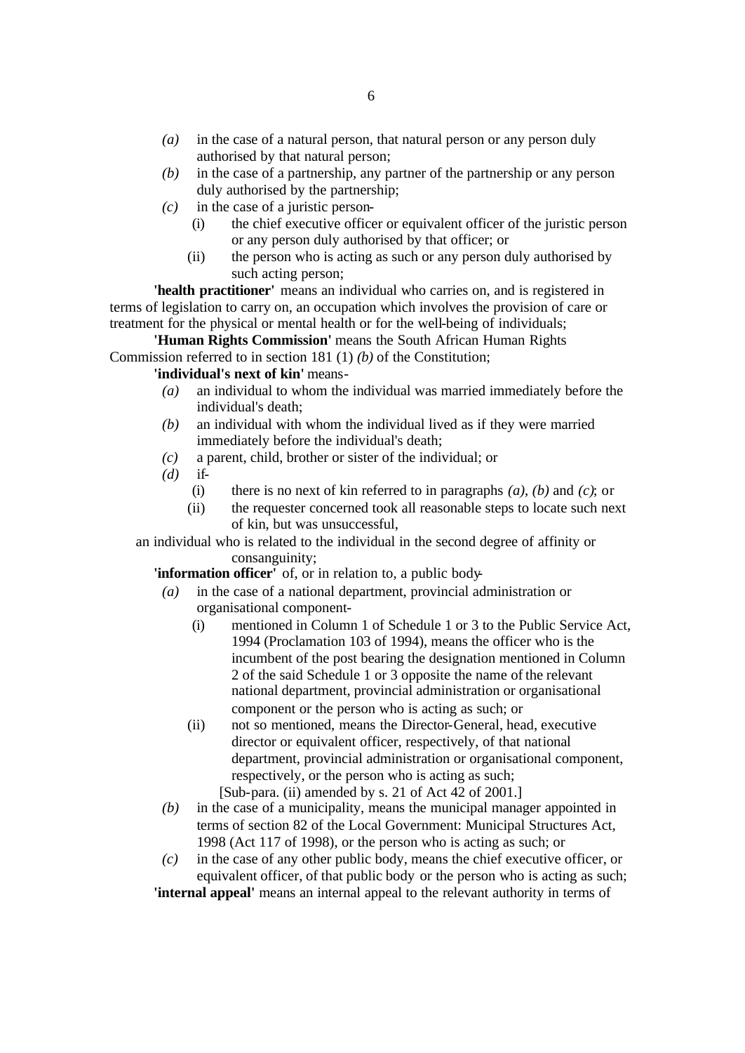- *(a)* in the case of a natural person, that natural person or any person duly authorised by that natural person;
- *(b)* in the case of a partnership, any partner of the partnership or any person duly authorised by the partnership;
- *(c)* in the case of a juristic person-
  - (i) the chief executive officer or equivalent officer of the juristic person or any person duly authorised by that officer; or
  - (ii) the person who is acting as such or any person duly authorised by such acting person;

**'health practitioner'** means an individual who carries on, and is registered in terms of legislation to carry on, an occupation which involves the provision of care or treatment for the physical or mental health or for the well-being of individuals;

**'Human Rights Commission'** means the South African Human Rights Commission referred to in section 181 (1) *(b)* of the Constitution;

**'individual's next of kin'** means-

- *(a)* an individual to whom the individual was married immediately before the individual's death;
- *(b)* an individual with whom the individual lived as if they were married immediately before the individual's death;
- *(c)* a parent, child, brother or sister of the individual; or
- *(d)* if-
  - (i) there is no next of kin referred to in paragraphs *(a)*, *(b)* and *(c)*; or
  - (ii) the requester concerned took all reasonable steps to locate such next of kin, but was unsuccessful,

an individual who is related to the individual in the second degree of affinity or consanguinity;

**'information officer'** of, or in relation to, a public body-

- *(a)* in the case of a national department, provincial administration or organisational component-
  - (i) mentioned in Column 1 of Schedule 1 or 3 to the Public Service Act, 1994 (Proclamation 103 of 1994), means the officer who is the incumbent of the post bearing the designation mentioned in Column 2 of the said Schedule 1 or 3 opposite the name of the relevant national department, provincial administration or organisational component or the person who is acting as such; or
  - (ii) not so mentioned, means the Director-General, head, executive director or equivalent officer, respectively, of that national department, provincial administration or organisational component, respectively, or the person who is acting as such;

    [Sub-para. (ii) amended by s. 21 of Act 42 of 2001.]
- *(b)* in the case of a municipality, means the municipal manager appointed in terms of section 82 of the Local Government: Municipal Structures Act, 1998 (Act 117 of 1998), or the person who is acting as such; or
- *(c)* in the case of any other public body, means the chief executive officer, or equivalent officer, of that public body or the person who is acting as such;

**'internal appeal'** means an internal appeal to the relevant authority in terms of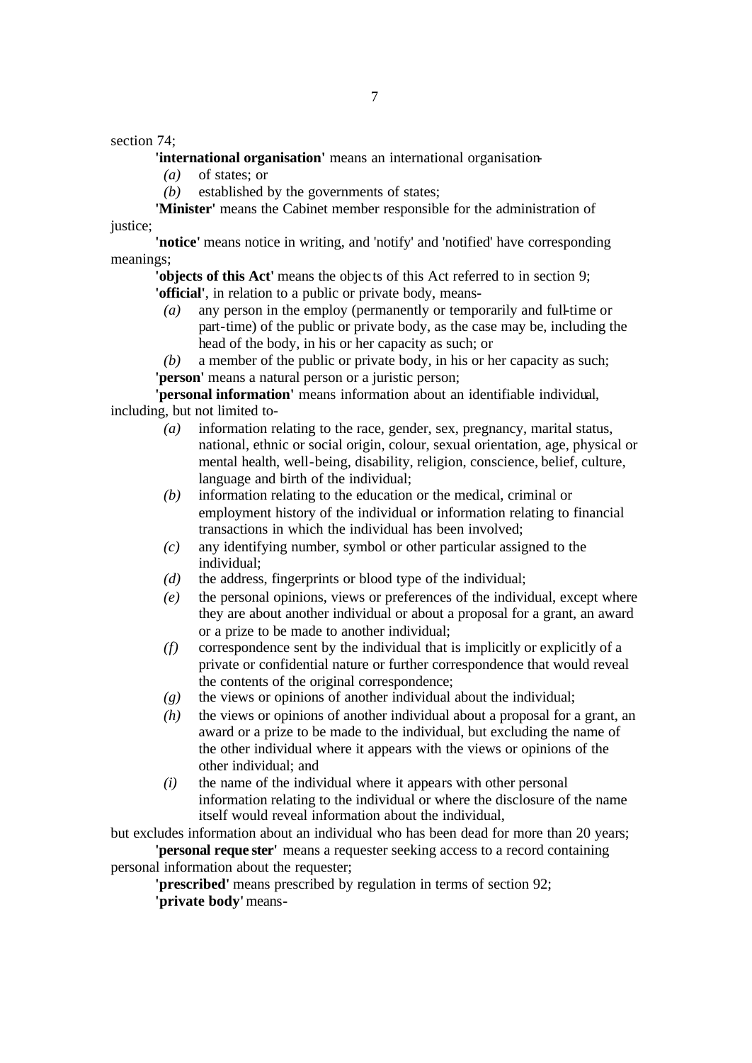section 74;

**'international organisation'** means an international organisation-

*(a)* of states; or

*(b)* established by the governments of states;

**'Minister'** means the Cabinet member responsible for the administration of justice;

**'notice'** means notice in writing, and 'notify' and 'notified' have corresponding meanings;

**'objects of this Act'** means the objects of this Act referred to in section 9;

**'official'**, in relation to a public or private body, means-

*(a)* any person in the employ (permanently or temporarily and full-time or part-time) of the public or private body, as the case may be, including the head of the body, in his or her capacity as such; or

*(b)* a member of the public or private body, in his or her capacity as such;

**'person'** means a natural person or a juristic person;

**'personal information'** means information about an identifiable individual, including, but not limited to-

*(a)* information relating to the race, gender, sex, pregnancy, marital status, national, ethnic or social origin, colour, sexual orientation, age, physical or mental health, well-being, disability, religion, conscience, belief, culture, language and birth of the individual;

*(b)* information relating to the education or the medical, criminal or employment history of the individual or information relating to financial transactions in which the individual has been involved;

*(c)* any identifying number, symbol or other particular assigned to the individual;

*(d)* the address, fingerprints or blood type of the individual;

*(e)* the personal opinions, views or preferences of the individual, except where they are about another individual or about a proposal for a grant, an award or a prize to be made to another individual;

*(f)* correspondence sent by the individual that is implicitly or explicitly of a private or confidential nature or further correspondence that would reveal the contents of the original correspondence;

*(g)* the views or opinions of another individual about the individual;

*(h)* the views or opinions of another individual about a proposal for a grant, an award or a prize to be made to the individual, but excluding the name of the other individual where it appears with the views or opinions of the other individual; and

*(i)* the name of the individual where it appears with other personal information relating to the individual or where the disclosure of the name itself would reveal information about the individual,

but excludes information about an individual who has been dead for more than 20 years;

**'personal requester'** means a requester seeking access to a record containing personal information about the requester;

**'prescribed'** means prescribed by regulation in terms of section 92;

**'private body'** means-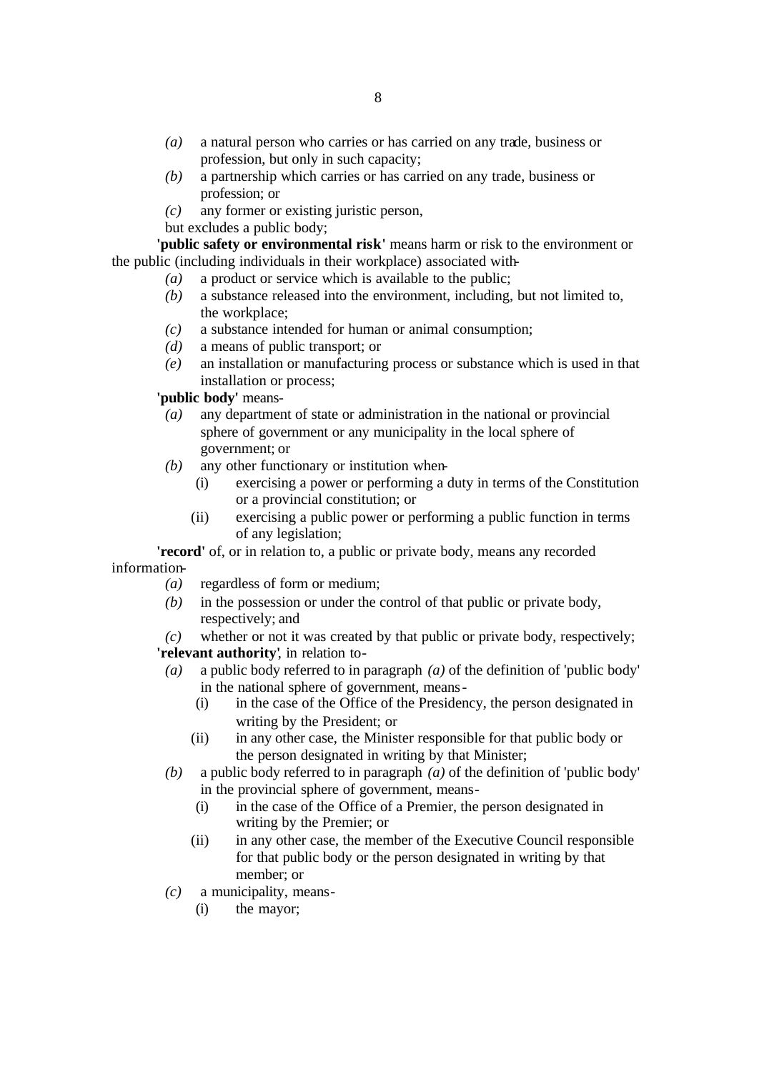*(a)* a natural person who carries or has carried on any trade, business or profession, but only in such capacity;

*(b)* a partnership which carries or has carried on any trade, business or profession; or

*(c)* any former or existing juristic person,

but excludes a public body;

**'public safety or environmental risk'** means harm or risk to the environment or the public (including individuals in their workplace) associated with-

*(a)* a product or service which is available to the public;

*(b)* a substance released into the environment, including, but not limited to, the workplace;

*(c)* a substance intended for human or animal consumption;

*(d)* a means of public transport; or

*(e)* an installation or manufacturing process or substance which is used in that installation or process;

**'public body'** means-

*(a)* any department of state or administration in the national or provincial sphere of government or any municipality in the local sphere of government; or

*(b)* any other functionary or institution when-

(i) exercising a power or performing a duty in terms of the Constitution or a provincial constitution; or

(ii) exercising a public power or performing a public function in terms of any legislation;

**'record'** of, or in relation to, a public or private body, means any recorded information-

*(a)* regardless of form or medium;

*(b)* in the possession or under the control of that public or private body, respectively; and

*(c)* whether or not it was created by that public or private body, respectively;

**'relevant authority'**, in relation to-

*(a)* a public body referred to in paragraph *(a)* of the definition of 'public body' in the national sphere of government, means-

(i) in the case of the Office of the Presidency, the person designated in writing by the President; or

(ii) in any other case, the Minister responsible for that public body or the person designated in writing by that Minister;

*(b)* a public body referred to in paragraph *(a)* of the definition of 'public body' in the provincial sphere of government, means-

(i) in the case of the Office of a Premier, the person designated in writing by the Premier; or

(ii) in any other case, the member of the Executive Council responsible for that public body or the person designated in writing by that member; or

*(c)* a municipality, means-

(i) the mayor;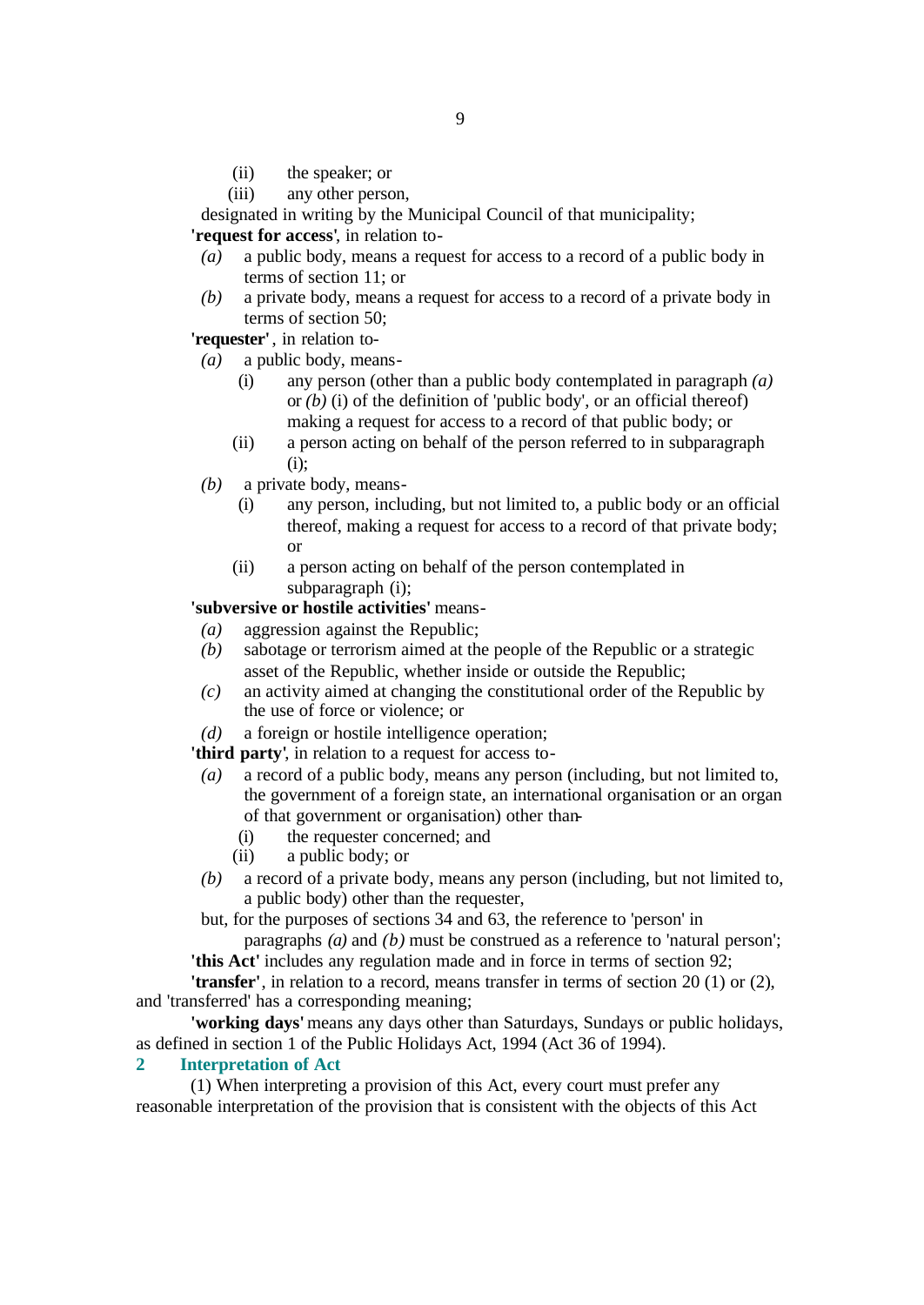(ii) the speaker; or

(iii) any other person,

designated in writing by the Municipal Council of that municipality;

**'request for access'**, in relation to-

*(a)* a public body, means a request for access to a record of a public body in terms of section 11; or

*(b)* a private body, means a request for access to a record of a private body in terms of section 50;

**'requester'**, in relation to-

*(a)* a public body, means-

(i) any person (other than a public body contemplated in paragraph *(a)* or *(b)* (i) of the definition of 'public body', or an official thereof) making a request for access to a record of that public body; or

(ii) a person acting on behalf of the person referred to in subparagraph (i);

*(b)* a private body, means-

(i) any person, including, but not limited to, a public body or an official thereof, making a request for access to a record of that private body; or

(ii) a person acting on behalf of the person contemplated in subparagraph (i);

**'subversive or hostile activities'** means-

*(a)* aggression against the Republic;

*(b)* sabotage or terrorism aimed at the people of the Republic or a strategic asset of the Republic, whether inside or outside the Republic;

*(c)* an activity aimed at changing the constitutional order of the Republic by the use of force or violence; or

*(d)* a foreign or hostile intelligence operation;

**'third party'**, in relation to a request for access to-

*(a)* a record of a public body, means any person (including, but not limited to, the government of a foreign state, an international organisation or an organ of that government or organisation) other than-

(i) the requester concerned; and

(ii) a public body; or

*(b)* a record of a private body, means any person (including, but not limited to, a public body) other than the requester,

but, for the purposes of sections 34 and 63, the reference to 'person' in paragraphs *(a)* and *(b)* must be construed as a reference to 'natural person';

**'this Act'** includes any regulation made and in force in terms of section 92;

**'transfer'**, in relation to a record, means transfer in terms of section 20 (1) or (2), and 'transferred' has a corresponding meaning;

**'working days'** means any days other than Saturdays, Sundays or public holidays, as defined in section 1 of the Public Holidays Act, 1994 (Act 36 of 1994).

## 2 Interpretation of Act

(1) When interpreting a provision of this Act, every court must prefer any reasonable interpretation of the provision that is consistent with the objects of this Act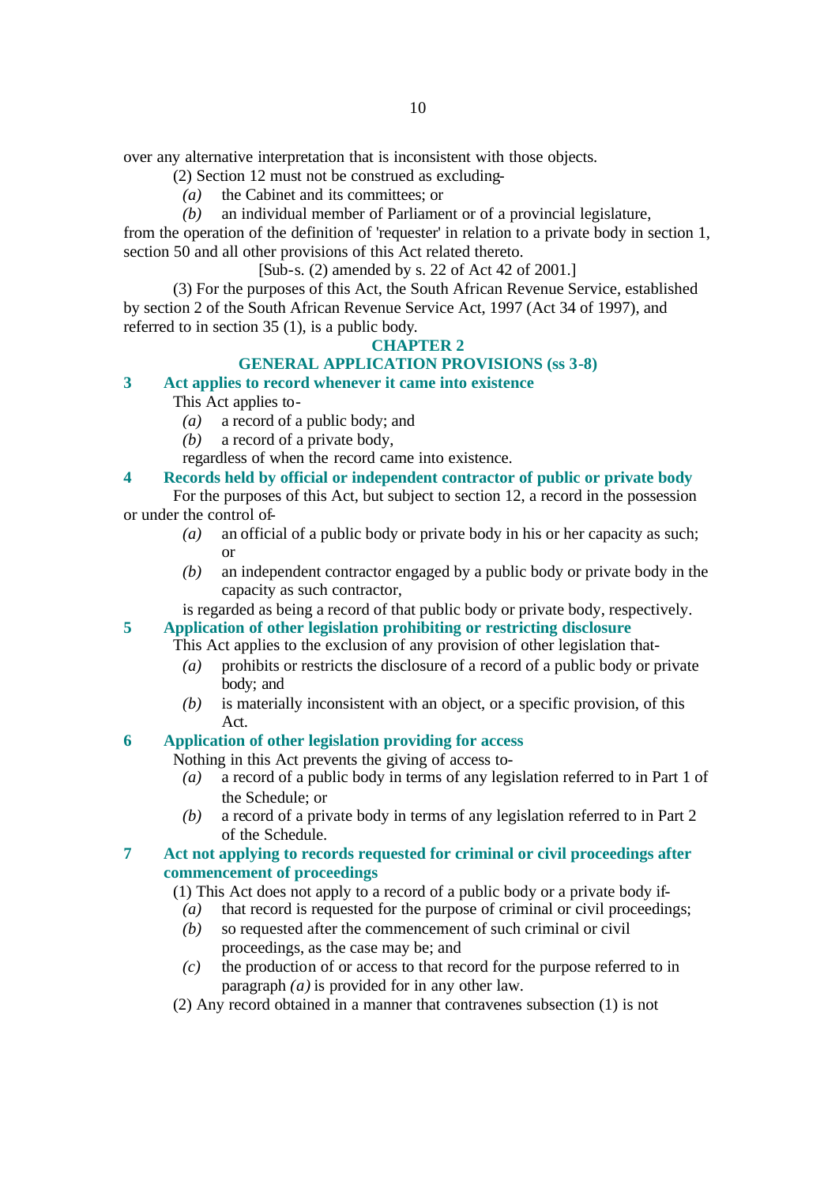over any alternative interpretation that is inconsistent with those objects.

(2) Section 12 must not be construed as excluding-

*(a)* the Cabinet and its committees; or

*(b)* an individual member of Parliament or of a provincial legislature,

from the operation of the definition of 'requester' in relation to a private body in section 1, section 50 and all other provisions of this Act related thereto.

[Sub-s. (2) amended by s. 22 of Act 42 of 2001.]

(3) For the purposes of this Act, the South African Revenue Service, established by section 2 of the South African Revenue Service Act, 1997 (Act 34 of 1997), and referred to in section 35 (1), is a public body.

## CHAPTER 2

## GENERAL APPLICATION PROVISIONS (ss 3-8)

### 3 Act applies to record whenever it came into existence

This Act applies to-

*(a)* a record of a public body; and

*(b)* a record of a private body,

regardless of when the record came into existence.

### 4 Records held by official or independent contractor of public or private body

For the purposes of this Act, but subject to section 12, a record in the possession or under the control of-

*(a)* an official of a public body or private body in his or her capacity as such; or

*(b)* an independent contractor engaged by a public body or private body in the capacity as such contractor,

is regarded as being a record of that public body or private body, respectively.

### 5 Application of other legislation prohibiting or restricting disclosure

This Act applies to the exclusion of any provision of other legislation that-

*(a)* prohibits or restricts the disclosure of a record of a public body or private body; and

*(b)* is materially inconsistent with an object, or a specific provision, of this Act.

### 6 Application of other legislation providing for access

Nothing in this Act prevents the giving of access to-

*(a)* a record of a public body in terms of any legislation referred to in Part 1 of the Schedule; or

*(b)* a record of a private body in terms of any legislation referred to in Part 2 of the Schedule.

### 7 Act not applying to records requested for criminal or civil proceedings after commencement of proceedings

(1) This Act does not apply to a record of a public body or a private body if-

*(a)* that record is requested for the purpose of criminal or civil proceedings;

*(b)* so requested after the commencement of such criminal or civil proceedings, as the case may be; and

*(c)* the production of or access to that record for the purpose referred to in paragraph *(a)* is provided for in any other law.

(2) Any record obtained in a manner that contravenes subsection (1) is not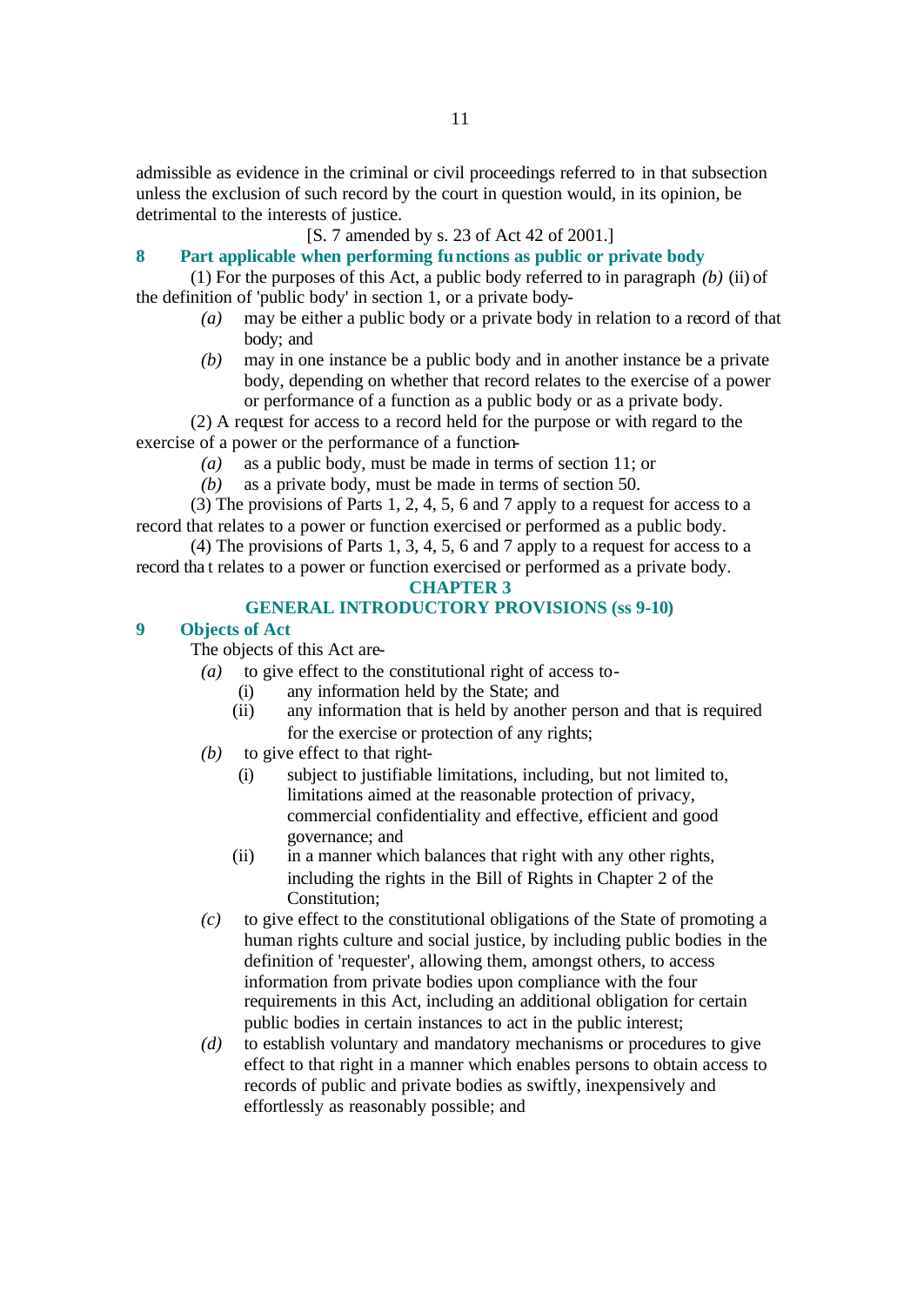admissible as evidence in the criminal or civil proceedings referred to in that subsection unless the exclusion of such record by the court in question would, in its opinion, be detrimental to the interests of justice.

[S. 7 amended by s. 23 of Act 42 of 2001.]

### 8 Part applicable when performing functions as public or private body

(1) For the purposes of this Act, a public body referred to in paragraph *(b)* (ii) of the definition of 'public body' in section 1, or a private body-

*(a)* may be either a public body or a private body in relation to a record of that body; and

*(b)* may in one instance be a public body and in another instance be a private body, depending on whether that record relates to the exercise of a power or performance of a function as a public body or as a private body.

(2) A request for access to a record held for the purpose or with regard to the exercise of a power or the performance of a function-

*(a)* as a public body, must be made in terms of section 11; or

*(b)* as a private body, must be made in terms of section 50.

(3) The provisions of Parts 1, 2, 4, 5, 6 and 7 apply to a request for access to a record that relates to a power or function exercised or performed as a public body.

(4) The provisions of Parts 1, 3, 4, 5, 6 and 7 apply to a request for access to a record that relates to a power or function exercised or performed as a private body.

## CHAPTER 3

## GENERAL INTRODUCTORY PROVISIONS (ss 9-10)

### 9 Objects of Act

The objects of this Act are-

*(a)* to give effect to the constitutional right of access to-

(i) any information held by the State; and

(ii) any information that is held by another person and that is required for the exercise or protection of any rights;

*(b)* to give effect to that right-

(i) subject to justifiable limitations, including, but not limited to, limitations aimed at the reasonable protection of privacy, commercial confidentiality and effective, efficient and good governance; and

(ii) in a manner which balances that right with any other rights, including the rights in the Bill of Rights in Chapter 2 of the Constitution;

*(c)* to give effect to the constitutional obligations of the State of promoting a human rights culture and social justice, by including public bodies in the definition of 'requester', allowing them, amongst others, to access information from private bodies upon compliance with the four requirements in this Act, including an additional obligation for certain public bodies in certain instances to act in the public interest;

*(d)* to establish voluntary and mandatory mechanisms or procedures to give effect to that right in a manner which enables persons to obtain access to records of public and private bodies as swiftly, inexpensively and effortlessly as reasonably possible; and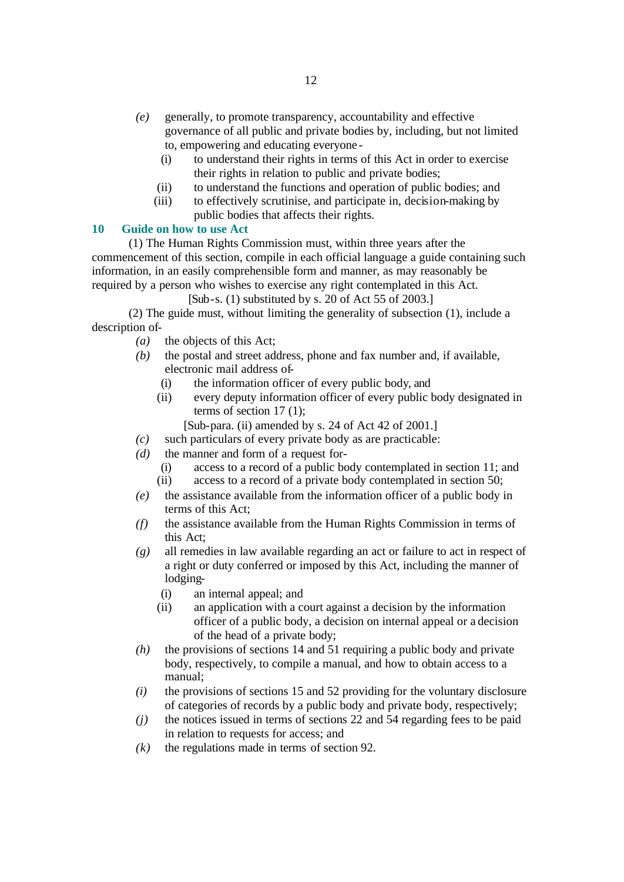*(e)* generally, to promote transparency, accountability and effective governance of all public and private bodies by, including, but not limited to, empowering and educating everyone -

(i) to understand their rights in terms of this Act in order to exercise their rights in relation to public and private bodies;

(ii) to understand the functions and operation of public bodies; and

(iii) to effectively scrutinise, and participate in, decision-making by public bodies that affects their rights.

## 10 Guide on how to use Act

(1) The Human Rights Commission must, within three years after the commencement of this section, compile in each official language a guide containing such information, in an easily comprehensible form and manner, as may reasonably be required by a person who wishes to exercise any right contemplated in this Act.

[Sub-s. (1) substituted by s. 20 of Act 55 of 2003.]

(2) The guide must, without limiting the generality of subsection (1), include a description of-

*(a)* the objects of this Act;

*(b)* the postal and street address, phone and fax number and, if available, electronic mail address of-

(i) the information officer of every public body, and

(ii) every deputy information officer of every public body designated in terms of section 17 (1);

[Sub-para. (ii) amended by s. 24 of Act 42 of 2001.]

*(c)* such particulars of every private body as are practicable:

*(d)* the manner and form of a request for-

(i) access to a record of a public body contemplated in section 11; and

(ii) access to a record of a private body contemplated in section 50;

*(e)* the assistance available from the information officer of a public body in terms of this Act;

*(f)* the assistance available from the Human Rights Commission in terms of this Act;

*(g)* all remedies in law available regarding an act or failure to act in respect of a right or duty conferred or imposed by this Act, including the manner of lodging-

(i) an internal appeal; and

(ii) an application with a court against a decision by the information officer of a public body, a decision on internal appeal or a decision of the head of a private body;

*(h)* the provisions of sections 14 and 51 requiring a public body and private body, respectively, to compile a manual, and how to obtain access to a manual;

*(i)* the provisions of sections 15 and 52 providing for the voluntary disclosure of categories of records by a public body and private body, respectively;

*(j)* the notices issued in terms of sections 22 and 54 regarding fees to be paid in relation to requests for access; and

*(k)* the regulations made in terms of section 92.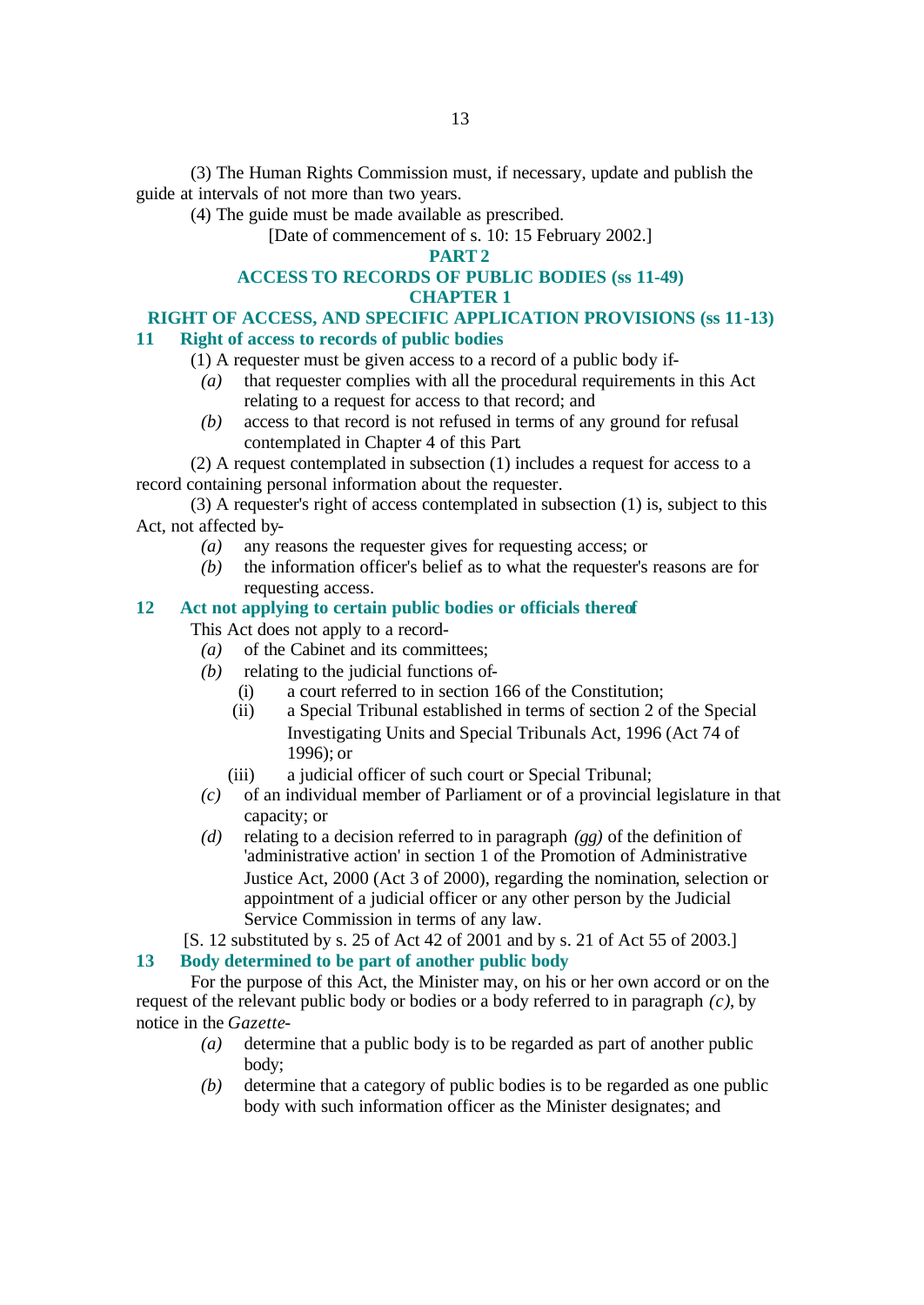(3) The Human Rights Commission must, if necessary, update and publish the guide at intervals of not more than two years.

(4) The guide must be made available as prescribed.

[Date of commencement of s. 10: 15 February 2002.]

## PART 2

## ACCESS TO RECORDS OF PUBLIC BODIES (ss 11-49)

## CHAPTER 1

## RIGHT OF ACCESS, AND SPECIFIC APPLICATION PROVISIONS (ss 11-13)

### 11 Right of access to records of public bodies

(1) A requester must be given access to a record of a public body if-

*(a)* that requester complies with all the procedural requirements in this Act relating to a request for access to that record; and

*(b)* access to that record is not refused in terms of any ground for refusal contemplated in Chapter 4 of this Part.

(2) A request contemplated in subsection (1) includes a request for access to a record containing personal information about the requester.

(3) A requester's right of access contemplated in subsection (1) is, subject to this Act, not affected by-

*(a)* any reasons the requester gives for requesting access; or

*(b)* the information officer's belief as to what the requester's reasons are for requesting access.

### 12 Act not applying to certain public bodies or officials thereof

This Act does not apply to a record-

*(a)* of the Cabinet and its committees;

*(b)* relating to the judicial functions of-

(i) a court referred to in section 166 of the Constitution;

(ii) a Special Tribunal established in terms of section 2 of the Special Investigating Units and Special Tribunals Act, 1996 (Act 74 of 1996); or

(iii) a judicial officer of such court or Special Tribunal;

*(c)* of an individual member of Parliament or of a provincial legislature in that capacity; or

*(d)* relating to a decision referred to in paragraph *(gg)* of the definition of 'administrative action' in section 1 of the Promotion of Administrative Justice Act, 2000 (Act 3 of 2000), regarding the nomination, selection or appointment of a judicial officer or any other person by the Judicial Service Commission in terms of any law.

[S. 12 substituted by s. 25 of Act 42 of 2001 and by s. 21 of Act 55 of 2003.]

### 13 Body determined to be part of another public body

For the purpose of this Act, the Minister may, on his or her own accord or on the request of the relevant public body or bodies or a body referred to in paragraph *(c)*, by notice in the *Gazette*-

*(a)* determine that a public body is to be regarded as part of another public body;

*(b)* determine that a category of public bodies is to be regarded as one public body with such information officer as the Minister designates; and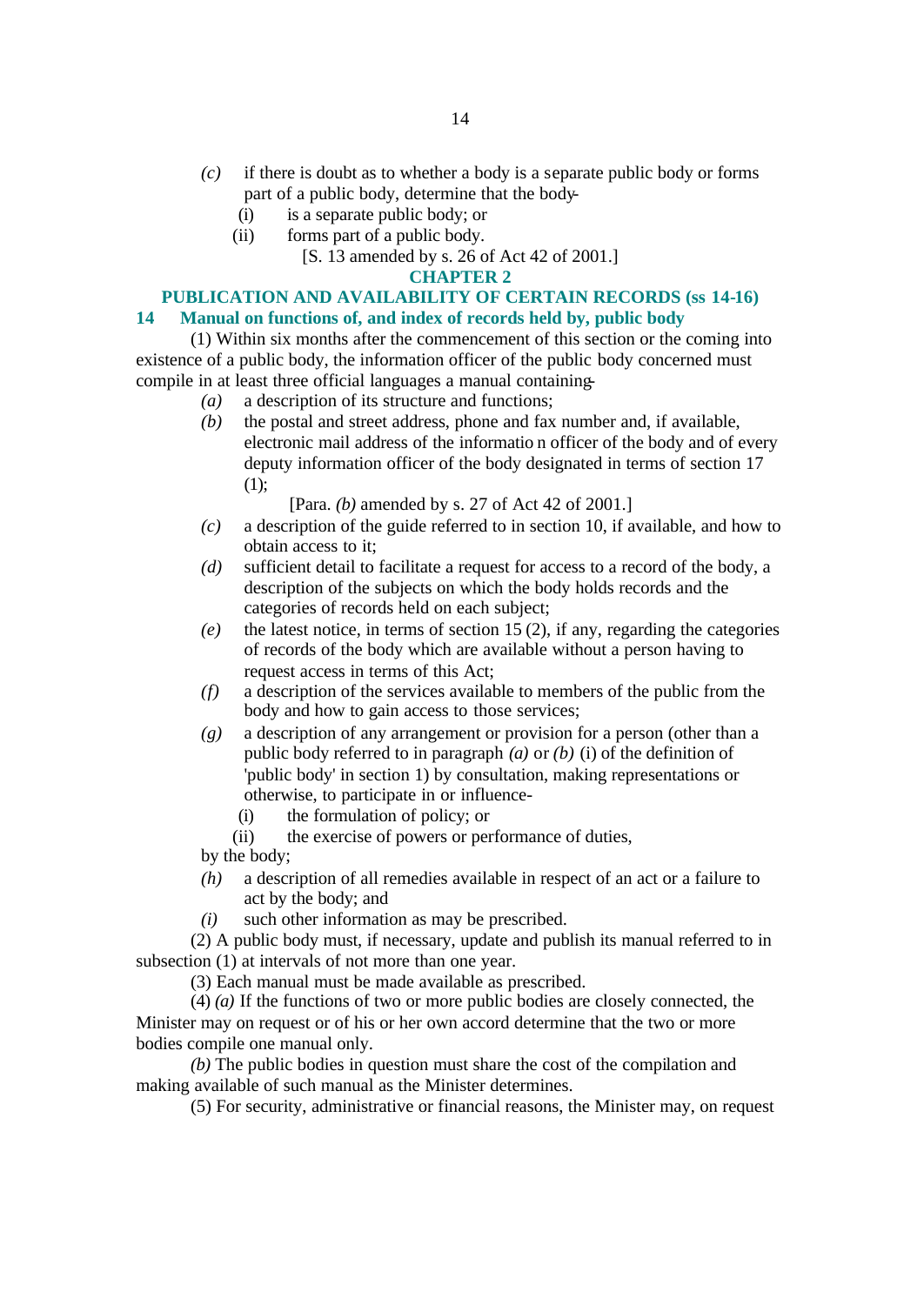*(c)* if there is doubt as to whether a body is a separate public body or forms part of a public body, determine that the body-

(i) is a separate public body; or

(ii) forms part of a public body.

[S. 13 amended by s. 26 of Act 42 of 2001.]

## CHAPTER 2

## PUBLICATION AND AVAILABILITY OF CERTAIN RECORDS (ss 14-16)

### 14 Manual on functions of, and index of records held by, public body

(1) Within six months after the commencement of this section or the coming into existence of a public body, the information officer of the public body concerned must compile in at least three official languages a manual containing-

*(a)* a description of its structure and functions;

*(b)* the postal and street address, phone and fax number and, if available, electronic mail address of the informatio n officer of the body and of every deputy information officer of the body designated in terms of section 17 (1);

[Para. *(b)* amended by s. 27 of Act 42 of 2001.]

*(c)* a description of the guide referred to in section 10, if available, and how to obtain access to it;

*(d)* sufficient detail to facilitate a request for access to a record of the body, a description of the subjects on which the body holds records and the categories of records held on each subject;

*(e)* the latest notice, in terms of section 15 (2), if any, regarding the categories of records of the body which are available without a person having to request access in terms of this Act;

*(f)* a description of the services available to members of the public from the body and how to gain access to those services;

*(g)* a description of any arrangement or provision for a person (other than a public body referred to in paragraph *(a)* or *(b)* (i) of the definition of 'public body' in section 1) by consultation, making representations or otherwise, to participate in or influence-

(i) the formulation of policy; or

(ii) the exercise of powers or performance of duties,

by the body;

*(h)* a description of all remedies available in respect of an act or a failure to act by the body; and

*(i)* such other information as may be prescribed.

(2) A public body must, if necessary, update and publish its manual referred to in subsection (1) at intervals of not more than one year.

(3) Each manual must be made available as prescribed.

(4) *(a)* If the functions of two or more public bodies are closely connected, the Minister may on request or of his or her own accord determine that the two or more bodies compile one manual only.

*(b)* The public bodies in question must share the cost of the compilation and making available of such manual as the Minister determines.

(5) For security, administrative or financial reasons, the Minister may, on request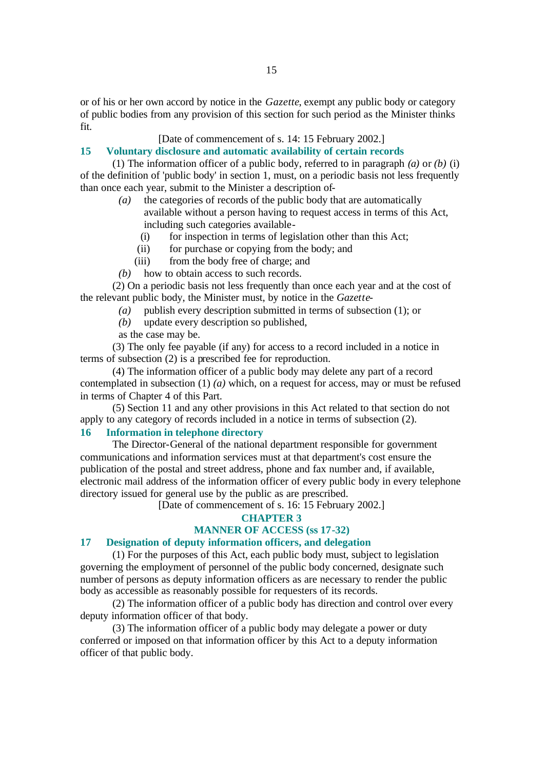or of his or her own accord by notice in the *Gazette*, exempt any public body or category of public bodies from any provision of this section for such period as the Minister thinks fit.

[Date of commencement of s. 14: 15 February 2002.]

### 15 Voluntary disclosure and automatic availability of certain records

(1) The information officer of a public body, referred to in paragraph *(a)* or *(b)* (i) of the definition of 'public body' in section 1, must, on a periodic basis not less frequently than once each year, submit to the Minister a description of-

*(a)* the categories of records of the public body that are automatically available without a person having to request access in terms of this Act, including such categories available-

(i) for inspection in terms of legislation other than this Act;

(ii) for purchase or copying from the body; and

(iii) from the body free of charge; and

*(b)* how to obtain access to such records.

(2) On a periodic basis not less frequently than once each year and at the cost of the relevant public body, the Minister must, by notice in the *Gazette*-

*(a)* publish every description submitted in terms of subsection (1); or

*(b)* update every description so published,

as the case may be.

(3) The only fee payable (if any) for access to a record included in a notice in terms of subsection (2) is a prescribed fee for reproduction.

(4) The information officer of a public body may delete any part of a record contemplated in subsection (1) *(a)* which, on a request for access, may or must be refused in terms of Chapter 4 of this Part.

(5) Section 11 and any other provisions in this Act related to that section do not apply to any category of records included in a notice in terms of subsection (2).

### 16 Information in telephone directory

The Director-General of the national department responsible for government communications and information services must at that department's cost ensure the publication of the postal and street address, phone and fax number and, if available, electronic mail address of the information officer of every public body in every telephone directory issued for general use by the public as are prescribed.

[Date of commencement of s. 16: 15 February 2002.]

## CHAPTER 3

## MANNER OF ACCESS (ss 17-32)

### 17 Designation of deputy information officers, and delegation

(1) For the purposes of this Act, each public body must, subject to legislation governing the employment of personnel of the public body concerned, designate such number of persons as deputy information officers as are necessary to render the public body as accessible as reasonably possible for requesters of its records.

(2) The information officer of a public body has direction and control over every deputy information officer of that body.

(3) The information officer of a public body may delegate a power or duty conferred or imposed on that information officer by this Act to a deputy information officer of that public body.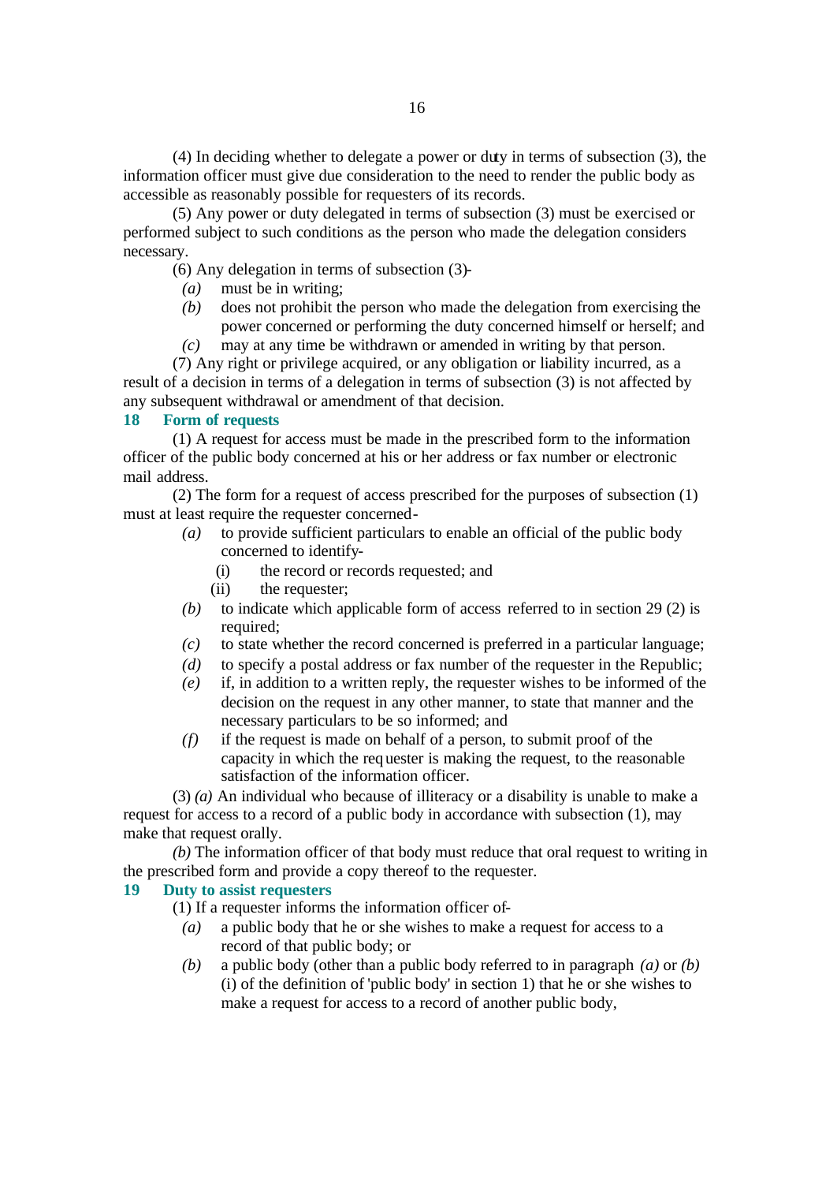(4) In deciding whether to delegate a power or duty in terms of subsection (3), the information officer must give due consideration to the need to render the public body as accessible as reasonably possible for requesters of its records.

(5) Any power or duty delegated in terms of subsection (3) must be exercised or performed subject to such conditions as the person who made the delegation considers necessary.

(6) Any delegation in terms of subsection (3)-

*(a)* must be in writing;

*(b)* does not prohibit the person who made the delegation from exercising the power concerned or performing the duty concerned himself or herself; and

*(c)* may at any time be withdrawn or amended in writing by that person.

(7) Any right or privilege acquired, or any obligation or liability incurred, as a result of a decision in terms of a delegation in terms of subsection (3) is not affected by any subsequent withdrawal or amendment of that decision.

## 18 Form of requests

(1) A request for access must be made in the prescribed form to the information officer of the public body concerned at his or her address or fax number or electronic mail address.

(2) The form for a request of access prescribed for the purposes of subsection (1) must at least require the requester concerned-

*(a)* to provide sufficient particulars to enable an official of the public body concerned to identify-

(i) the record or records requested; and

(ii) the requester;

*(b)* to indicate which applicable form of access referred to in section 29 (2) is required;

*(c)* to state whether the record concerned is preferred in a particular language;

*(d)* to specify a postal address or fax number of the requester in the Republic;

*(e)* if, in addition to a written reply, the requester wishes to be informed of the decision on the request in any other manner, to state that manner and the necessary particulars to be so informed; and

*(f)* if the request is made on behalf of a person, to submit proof of the capacity in which the requester is making the request, to the reasonable satisfaction of the information officer.

(3) *(a)* An individual who because of illiteracy or a disability is unable to make a request for access to a record of a public body in accordance with subsection (1), may make that request orally.

*(b)* The information officer of that body must reduce that oral request to writing in the prescribed form and provide a copy thereof to the requester.

## 19 Duty to assist requesters

(1) If a requester informs the information officer of-

*(a)* a public body that he or she wishes to make a request for access to a record of that public body; or

*(b)* a public body (other than a public body referred to in paragraph *(a)* or *(b)* (i) of the definition of 'public body' in section 1) that he or she wishes to make a request for access to a record of another public body,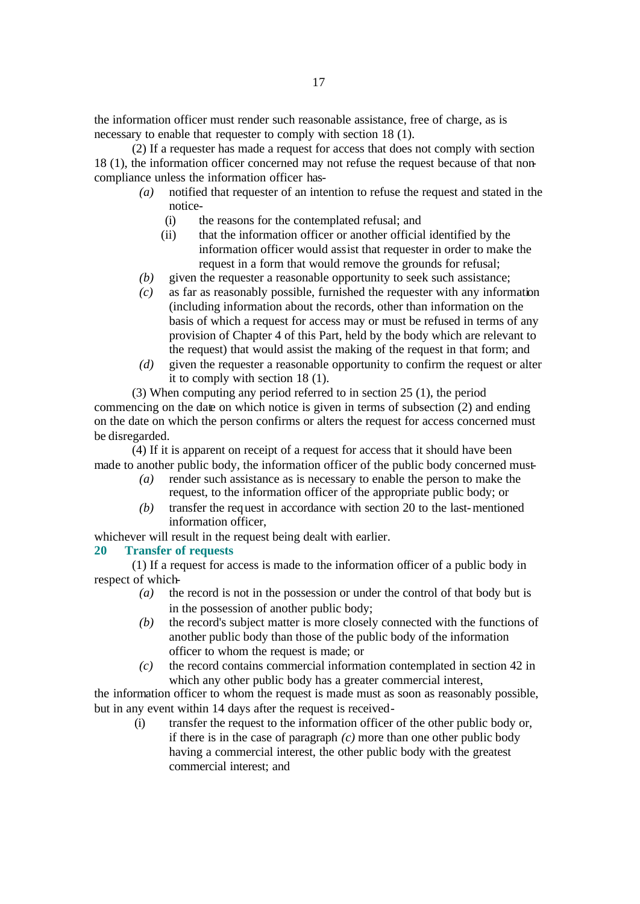the information officer must render such reasonable assistance, free of charge, as is necessary to enable that requester to comply with section 18 (1).

(2) If a requester has made a request for access that does not comply with section 18 (1), the information officer concerned may not refuse the request because of that non-compliance unless the information officer has-

*(a)* notified that requester of an intention to refuse the request and stated in the notice-

(i) the reasons for the contemplated refusal; and

(ii) that the information officer or another official identified by the information officer would assist that requester in order to make the request in a form that would remove the grounds for refusal;

*(b)* given the requester a reasonable opportunity to seek such assistance;

*(c)* as far as reasonably possible, furnished the requester with any information (including information about the records, other than information on the basis of which a request for access may or must be refused in terms of any provision of Chapter 4 of this Part, held by the body which are relevant to the request) that would assist the making of the request in that form; and

*(d)* given the requester a reasonable opportunity to confirm the request or alter it to comply with section 18 (1).

(3) When computing any period referred to in section 25 (1), the period commencing on the date on which notice is given in terms of subsection (2) and ending on the date on which the person confirms or alters the request for access concerned must be disregarded.

(4) If it is apparent on receipt of a request for access that it should have been made to another public body, the information officer of the public body concerned must-

*(a)* render such assistance as is necessary to enable the person to make the request, to the information officer of the appropriate public body; or

*(b)* transfer the request in accordance with section 20 to the last-mentioned information officer,

whichever will result in the request being dealt with earlier.

### 20 Transfer of requests

(1) If a request for access is made to the information officer of a public body in respect of which-

*(a)* the record is not in the possession or under the control of that body but is in the possession of another public body;

*(b)* the record's subject matter is more closely connected with the functions of another public body than those of the public body of the information officer to whom the request is made; or

*(c)* the record contains commercial information contemplated in section 42 in which any other public body has a greater commercial interest,

the information officer to whom the request is made must as soon as reasonably possible, but in any event within 14 days after the request is received-

(i) transfer the request to the information officer of the other public body or, if there is in the case of paragraph *(c)* more than one other public body having a commercial interest, the other public body with the greatest commercial interest; and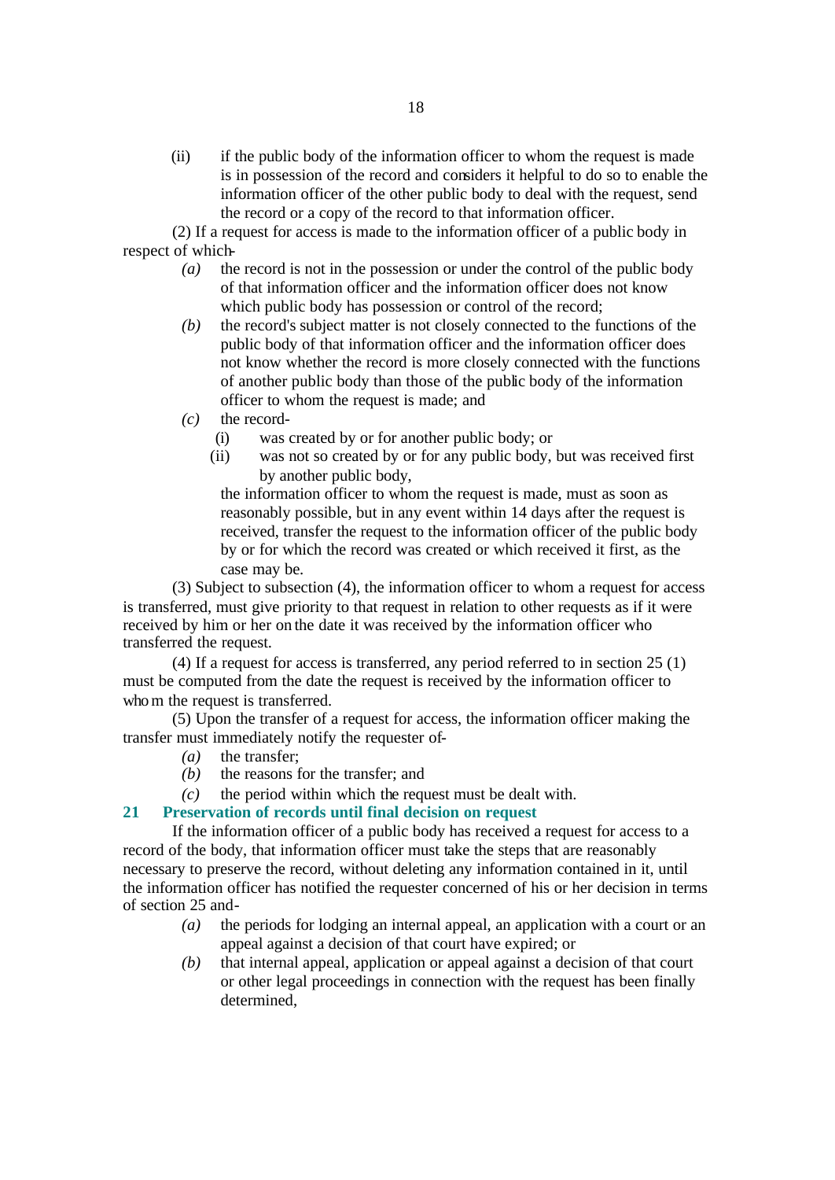(ii) if the public body of the information officer to whom the request is made is in possession of the record and considers it helpful to do so to enable the information officer of the other public body to deal with the request, send the record or a copy of the record to that information officer.

(2) If a request for access is made to the information officer of a public body in respect of which-

*(a)* the record is not in the possession or under the control of the public body of that information officer and the information officer does not know which public body has possession or control of the record;

*(b)* the record's subject matter is not closely connected to the functions of the public body of that information officer and the information officer does not know whether the record is more closely connected with the functions of another public body than those of the public body of the information officer to whom the request is made; and

*(c)* the record-

(i) was created by or for another public body; or

(ii) was not so created by or for any public body, but was received first by another public body,

the information officer to whom the request is made, must as soon as reasonably possible, but in any event within 14 days after the request is received, transfer the request to the information officer of the public body by or for which the record was created or which received it first, as the case may be.

(3) Subject to subsection (4), the information officer to whom a request for access is transferred, must give priority to that request in relation to other requests as if it were received by him or her on the date it was received by the information officer who transferred the request.

(4) If a request for access is transferred, any period referred to in section 25 (1) must be computed from the date the request is received by the information officer to whom the request is transferred.

(5) Upon the transfer of a request for access, the information officer making the transfer must immediately notify the requester of-

*(a)* the transfer;

*(b)* the reasons for the transfer; and

*(c)* the period within which the request must be dealt with.

### 21 Preservation of records until final decision on request

If the information officer of a public body has received a request for access to a record of the body, that information officer must take the steps that are reasonably necessary to preserve the record, without deleting any information contained in it, until the information officer has notified the requester concerned of his or her decision in terms of section 25 and-

*(a)* the periods for lodging an internal appeal, an application with a court or an appeal against a decision of that court have expired; or

*(b)* that internal appeal, application or appeal against a decision of that court or other legal proceedings in connection with the request has been finally determined,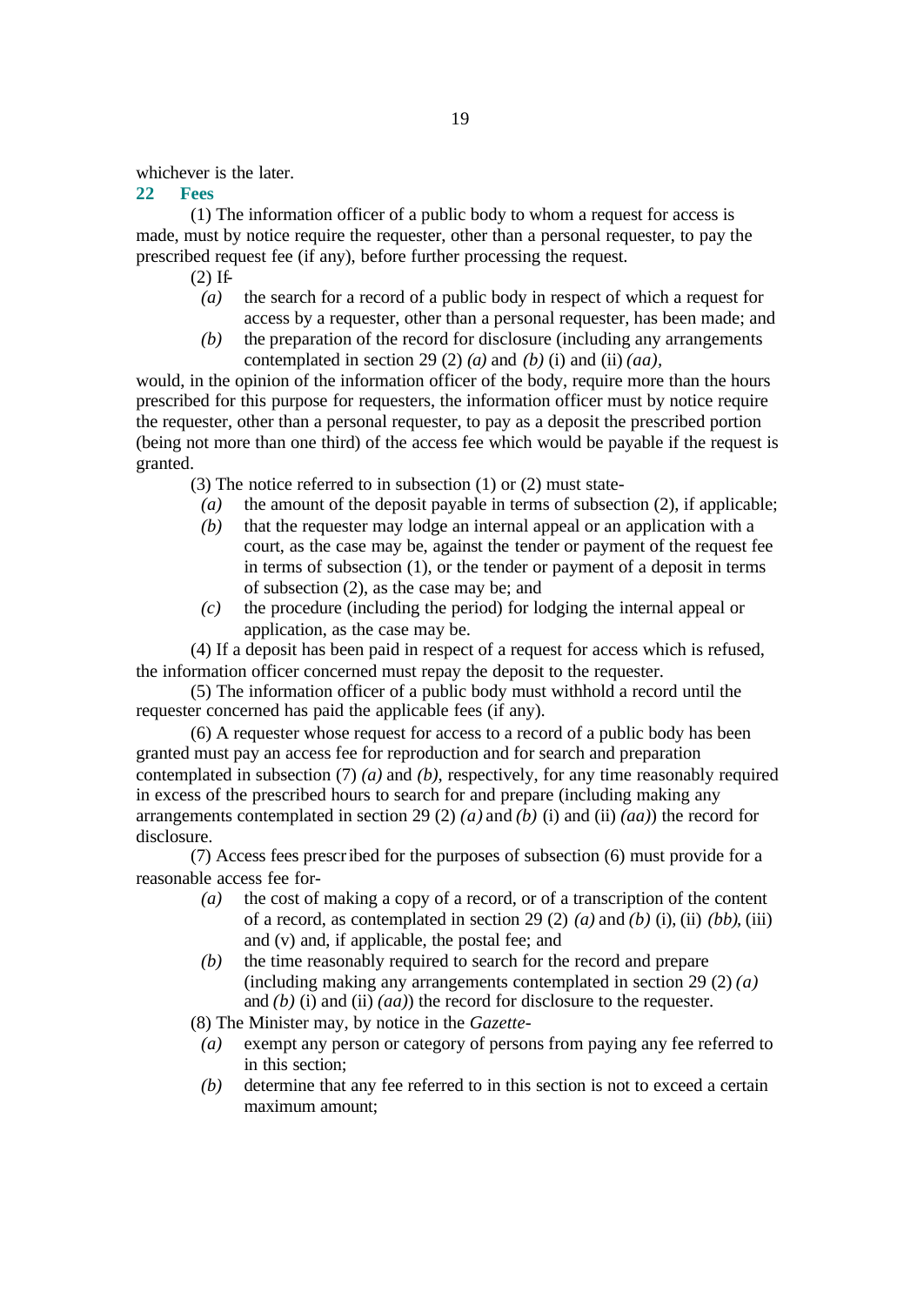whichever is the later.

## 22 Fees

(1) The information officer of a public body to whom a request for access is made, must by notice require the requester, other than a personal requester, to pay the prescribed request fee (if any), before further processing the request.

(2) If-

*(a)* the search for a record of a public body in respect of which a request for access by a requester, other than a personal requester, has been made; and

*(b)* the preparation of the record for disclosure (including any arrangements contemplated in section 29 (2) *(a)* and *(b)* (i) and (ii) *(aa)*,

would, in the opinion of the information officer of the body, require more than the hours prescribed for this purpose for requesters, the information officer must by notice require the requester, other than a personal requester, to pay as a deposit the prescribed portion (being not more than one third) of the access fee which would be payable if the request is granted.

(3) The notice referred to in subsection (1) or (2) must state-

*(a)* the amount of the deposit payable in terms of subsection (2), if applicable;

*(b)* that the requester may lodge an internal appeal or an application with a court, as the case may be, against the tender or payment of the request fee in terms of subsection (1), or the tender or payment of a deposit in terms of subsection (2), as the case may be; and

*(c)* the procedure (including the period) for lodging the internal appeal or application, as the case may be.

(4) If a deposit has been paid in respect of a request for access which is refused, the information officer concerned must repay the deposit to the requester.

(5) The information officer of a public body must withhold a record until the requester concerned has paid the applicable fees (if any).

(6) A requester whose request for access to a record of a public body has been granted must pay an access fee for reproduction and for search and preparation contemplated in subsection (7) *(a)* and *(b)*, respectively, for any time reasonably required in excess of the prescribed hours to search for and prepare (including making any arrangements contemplated in section 29 (2) *(a)* and *(b)* (i) and (ii) *(aa)*) the record for disclosure.

(7) Access fees prescribed for the purposes of subsection (6) must provide for a reasonable access fee for-

*(a)* the cost of making a copy of a record, or of a transcription of the content of a record, as contemplated in section 29 (2) *(a)* and *(b)* (i), (ii) *(bb)*, (iii) and (v) and, if applicable, the postal fee; and

*(b)* the time reasonably required to search for the record and prepare (including making any arrangements contemplated in section 29 (2) *(a)* and *(b)* (i) and (ii) *(aa)*) the record for disclosure to the requester.

(8) The Minister may, by notice in the *Gazette*-

*(a)* exempt any person or category of persons from paying any fee referred to in this section;

*(b)* determine that any fee referred to in this section is not to exceed a certain maximum amount;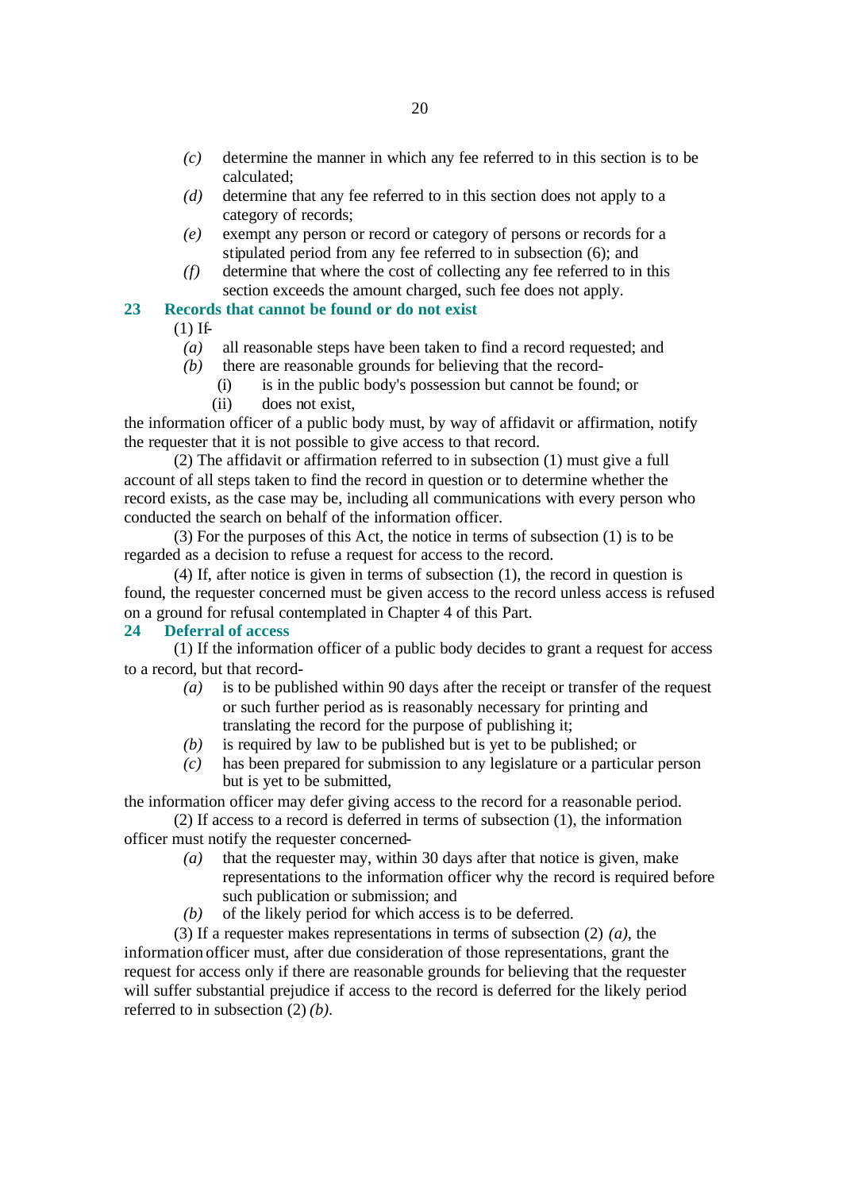*(c)* determine the manner in which any fee referred to in this section is to be calculated;

*(d)* determine that any fee referred to in this section does not apply to a category of records;

*(e)* exempt any person or record or category of persons or records for a stipulated period from any fee referred to in subsection (6); and

*(f)* determine that where the cost of collecting any fee referred to in this section exceeds the amount charged, such fee does not apply.

## 23 Records that cannot be found or do not exist

(1) If-

*(a)* all reasonable steps have been taken to find a record requested; and

*(b)* there are reasonable grounds for believing that the record-

(i) is in the public body's possession but cannot be found; or

(ii) does not exist,

the information officer of a public body must, by way of affidavit or affirmation, notify the requester that it is not possible to give access to that record.

(2) The affidavit or affirmation referred to in subsection (1) must give a full account of all steps taken to find the record in question or to determine whether the record exists, as the case may be, including all communications with every person who conducted the search on behalf of the information officer.

(3) For the purposes of this Act, the notice in terms of subsection (1) is to be regarded as a decision to refuse a request for access to the record.

(4) If, after notice is given in terms of subsection (1), the record in question is found, the requester concerned must be given access to the record unless access is refused on a ground for refusal contemplated in Chapter 4 of this Part.

## 24 Deferral of access

(1) If the information officer of a public body decides to grant a request for access to a record, but that record-

*(a)* is to be published within 90 days after the receipt or transfer of the request or such further period as is reasonably necessary for printing and translating the record for the purpose of publishing it;

*(b)* is required by law to be published but is yet to be published; or

*(c)* has been prepared for submission to any legislature or a particular person but is yet to be submitted,

the information officer may defer giving access to the record for a reasonable period.

(2) If access to a record is deferred in terms of subsection (1), the information officer must notify the requester concerned-

*(a)* that the requester may, within 30 days after that notice is given, make representations to the information officer why the record is required before such publication or submission; and

*(b)* of the likely period for which access is to be deferred.

(3) If a requester makes representations in terms of subsection (2) *(a)*, the information officer must, after due consideration of those representations, grant the request for access only if there are reasonable grounds for believing that the requester will suffer substantial prejudice if access to the record is deferred for the likely period referred to in subsection (2) *(b)*.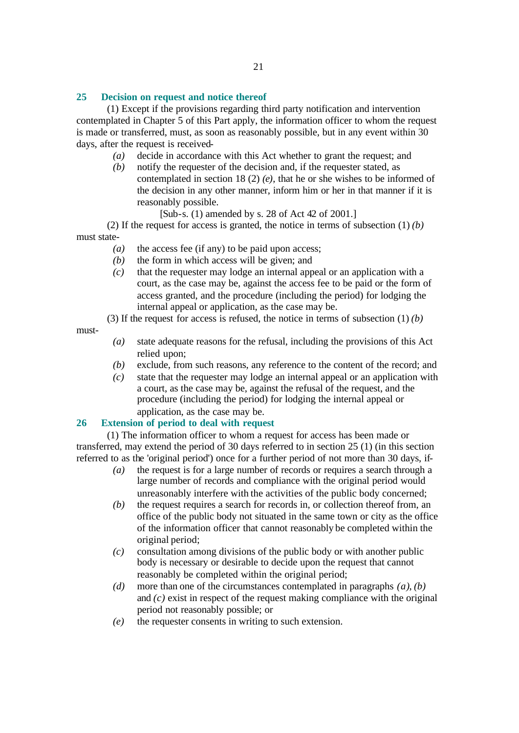## 25 Decision on request and notice thereof

(1) Except if the provisions regarding third party notification and intervention contemplated in Chapter 5 of this Part apply, the information officer to whom the request is made or transferred, must, as soon as reasonably possible, but in any event within 30 days, after the request is received-

- *(a)* decide in accordance with this Act whether to grant the request; and
- *(b)* notify the requester of the decision and, if the requester stated, as contemplated in section 18 (2) *(e)*, that he or she wishes to be informed of the decision in any other manner, inform him or her in that manner if it is reasonably possible.

[Sub-s. (1) amended by s. 28 of Act 42 of 2001.]

(2) If the request for access is granted, the notice in terms of subsection (1) *(b)* must state-

- *(a)* the access fee (if any) to be paid upon access;
- *(b)* the form in which access will be given; and
- *(c)* that the requester may lodge an internal appeal or an application with a court, as the case may be, against the access fee to be paid or the form of access granted, and the procedure (including the period) for lodging the internal appeal or application, as the case may be.

(3) If the request for access is refused, the notice in terms of subsection (1) *(b)* must-

- *(a)* state adequate reasons for the refusal, including the provisions of this Act relied upon;
- *(b)* exclude, from such reasons, any reference to the content of the record; and
- *(c)* state that the requester may lodge an internal appeal or an application with a court, as the case may be, against the refusal of the request, and the procedure (including the period) for lodging the internal appeal or application, as the case may be.

## 26 Extension of period to deal with request

(1) The information officer to whom a request for access has been made or transferred, may extend the period of 30 days referred to in section 25 (1) (in this section referred to as the 'original period') once for a further period of not more than 30 days, if-

- *(a)* the request is for a large number of records or requires a search through a large number of records and compliance with the original period would unreasonably interfere with the activities of the public body concerned;
- *(b)* the request requires a search for records in, or collection thereof from, an office of the public body not situated in the same town or city as the office of the information officer that cannot reasonably be completed within the original period;
- *(c)* consultation among divisions of the public body or with another public body is necessary or desirable to decide upon the request that cannot reasonably be completed within the original period;
- *(d)* more than one of the circumstances contemplated in paragraphs *(a)*, *(b)* and *(c)* exist in respect of the request making compliance with the original period not reasonably possible; or
- *(e)* the requester consents in writing to such extension.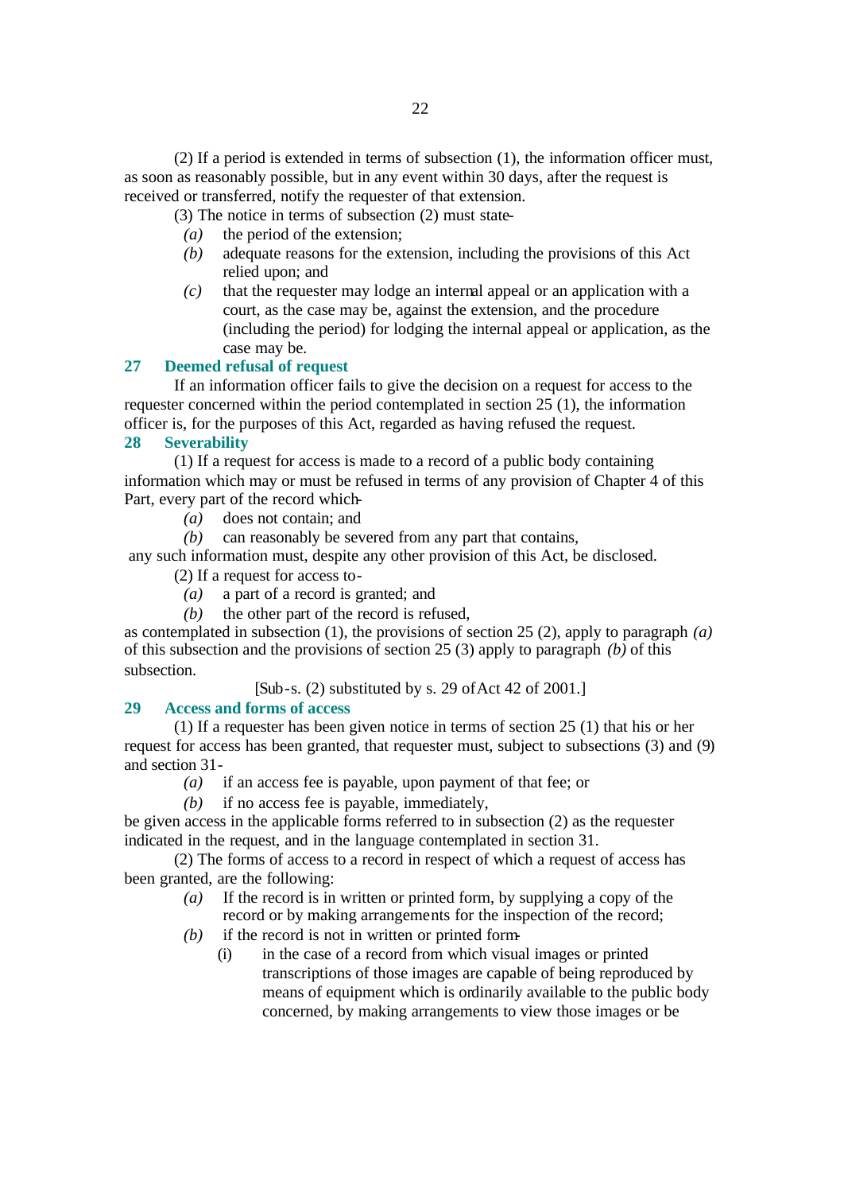(2) If a period is extended in terms of subsection (1), the information officer must, as soon as reasonably possible, but in any event within 30 days, after the request is received or transferred, notify the requester of that extension.

(3) The notice in terms of subsection (2) must state-

*(a)* the period of the extension;

*(b)* adequate reasons for the extension, including the provisions of this Act relied upon; and

*(c)* that the requester may lodge an internal appeal or an application with a court, as the case may be, against the extension, and the procedure (including the period) for lodging the internal appeal or application, as the case may be.

### 27 Deemed refusal of request

If an information officer fails to give the decision on a request for access to the requester concerned within the period contemplated in section 25 (1), the information officer is, for the purposes of this Act, regarded as having refused the request.

### 28 Severability

(1) If a request for access is made to a record of a public body containing information which may or must be refused in terms of any provision of Chapter 4 of this Part, every part of the record which-

*(a)* does not contain; and

*(b)* can reasonably be severed from any part that contains,

any such information must, despite any other provision of this Act, be disclosed.

(2) If a request for access to-

*(a)* a part of a record is granted; and

*(b)* the other part of the record is refused,

as contemplated in subsection (1), the provisions of section 25 (2), apply to paragraph *(a)* of this subsection and the provisions of section 25 (3) apply to paragraph *(b)* of this subsection.

[Sub-s. (2) substituted by s. 29 of Act 42 of 2001.]

### 29 Access and forms of access

(1) If a requester has been given notice in terms of section 25 (1) that his or her request for access has been granted, that requester must, subject to subsections (3) and (9) and section 31-

*(a)* if an access fee is payable, upon payment of that fee; or

*(b)* if no access fee is payable, immediately,

be given access in the applicable forms referred to in subsection (2) as the requester indicated in the request, and in the language contemplated in section 31.

(2) The forms of access to a record in respect of which a request of access has been granted, are the following:

*(a)* If the record is in written or printed form, by supplying a copy of the record or by making arrangements for the inspection of the record;

*(b)* if the record is not in written or printed form-

(i) in the case of a record from which visual images or printed transcriptions of those images are capable of being reproduced by means of equipment which is ordinarily available to the public body concerned, by making arrangements to view those images or be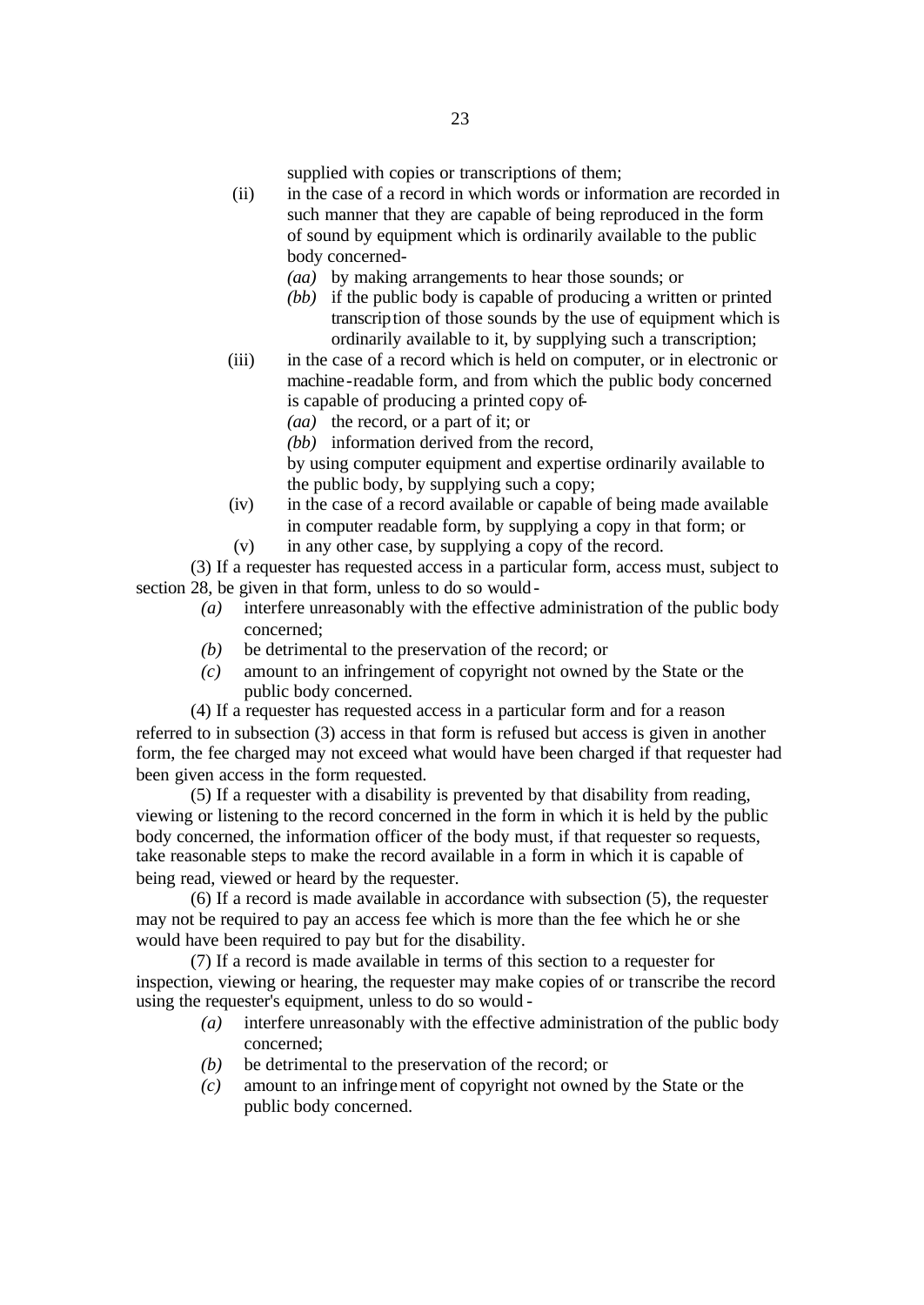supplied with copies or transcriptions of them;

(ii) in the case of a record in which words or information are recorded in such manner that they are capable of being reproduced in the form of sound by equipment which is ordinarily available to the public body concerned-

*(aa)* by making arrangements to hear those sounds; or

*(bb)* if the public body is capable of producing a written or printed transcription of those sounds by the use of equipment which is ordinarily available to it, by supplying such a transcription;

(iii) in the case of a record which is held on computer, or in electronic or machine-readable form, and from which the public body concerned is capable of producing a printed copy of-

*(aa)* the record, or a part of it; or

*(bb)* information derived from the record,

by using computer equipment and expertise ordinarily available to the public body, by supplying such a copy;

(iv) in the case of a record available or capable of being made available in computer readable form, by supplying a copy in that form; or

(v) in any other case, by supplying a copy of the record.

(3) If a requester has requested access in a particular form, access must, subject to section 28, be given in that form, unless to do so would-

*(a)* interfere unreasonably with the effective administration of the public body concerned;

*(b)* be detrimental to the preservation of the record; or

*(c)* amount to an infringement of copyright not owned by the State or the public body concerned.

(4) If a requester has requested access in a particular form and for a reason referred to in subsection (3) access in that form is refused but access is given in another form, the fee charged may not exceed what would have been charged if that requester had been given access in the form requested.

(5) If a requester with a disability is prevented by that disability from reading, viewing or listening to the record concerned in the form in which it is held by the public body concerned, the information officer of the body must, if that requester so requests, take reasonable steps to make the record available in a form in which it is capable of being read, viewed or heard by the requester.

(6) If a record is made available in accordance with subsection (5), the requester may not be required to pay an access fee which is more than the fee which he or she would have been required to pay but for the disability.

(7) If a record is made available in terms of this section to a requester for inspection, viewing or hearing, the requester may make copies of or transcribe the record using the requester's equipment, unless to do so would-

*(a)* interfere unreasonably with the effective administration of the public body concerned;

*(b)* be detrimental to the preservation of the record; or

*(c)* amount to an infringement of copyright not owned by the State or the public body concerned.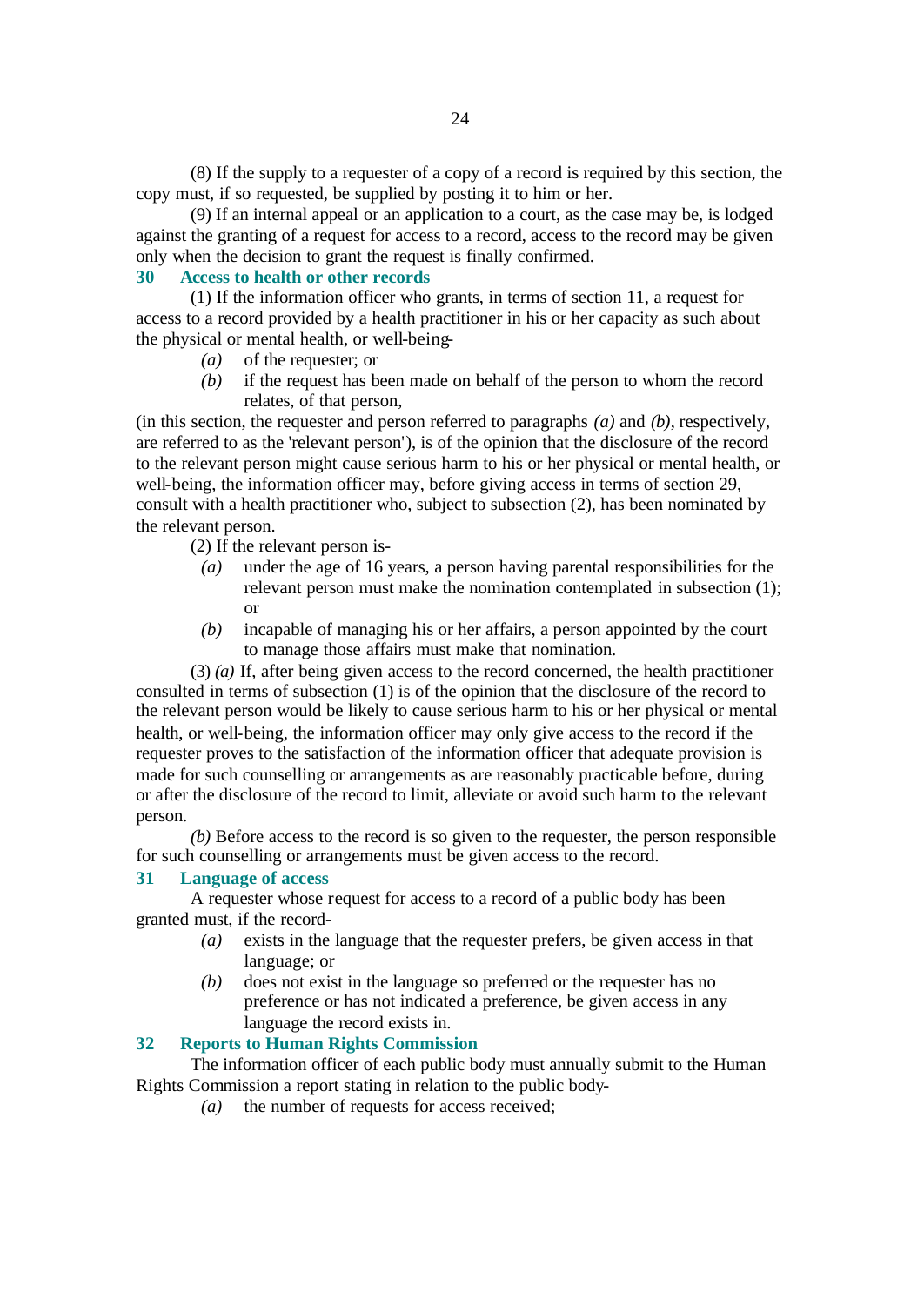(8) If the supply to a requester of a copy of a record is required by this section, the copy must, if so requested, be supplied by posting it to him or her.

(9) If an internal appeal or an application to a court, as the case may be, is lodged against the granting of a request for access to a record, access to the record may be given only when the decision to grant the request is finally confirmed.

### 30 Access to health or other records

(1) If the information officer who grants, in terms of section 11, a request for access to a record provided by a health practitioner in his or her capacity as such about the physical or mental health, or well-being-

*(a)* of the requester; or

*(b)* if the request has been made on behalf of the person to whom the record relates, of that person,

(in this section, the requester and person referred to paragraphs *(a)* and *(b)*, respectively, are referred to as the 'relevant person'), is of the opinion that the disclosure of the record to the relevant person might cause serious harm to his or her physical or mental health, or well-being, the information officer may, before giving access in terms of section 29, consult with a health practitioner who, subject to subsection (2), has been nominated by the relevant person.

(2) If the relevant person is-

*(a)* under the age of 16 years, a person having parental responsibilities for the relevant person must make the nomination contemplated in subsection (1); or

*(b)* incapable of managing his or her affairs, a person appointed by the court to manage those affairs must make that nomination.

(3) *(a)* If, after being given access to the record concerned, the health practitioner consulted in terms of subsection (1) is of the opinion that the disclosure of the record to the relevant person would be likely to cause serious harm to his or her physical or mental health, or well-being, the information officer may only give access to the record if the requester proves to the satisfaction of the information officer that adequate provision is made for such counselling or arrangements as are reasonably practicable before, during or after the disclosure of the record to limit, alleviate or avoid such harm to the relevant person.

*(b)* Before access to the record is so given to the requester, the person responsible for such counselling or arrangements must be given access to the record.

### 31 Language of access

A requester whose request for access to a record of a public body has been granted must, if the record-

*(a)* exists in the language that the requester prefers, be given access in that language; or

*(b)* does not exist in the language so preferred or the requester has no preference or has not indicated a preference, be given access in any language the record exists in.

### 32 Reports to Human Rights Commission

The information officer of each public body must annually submit to the Human Rights Commission a report stating in relation to the public body-

*(a)* the number of requests for access received;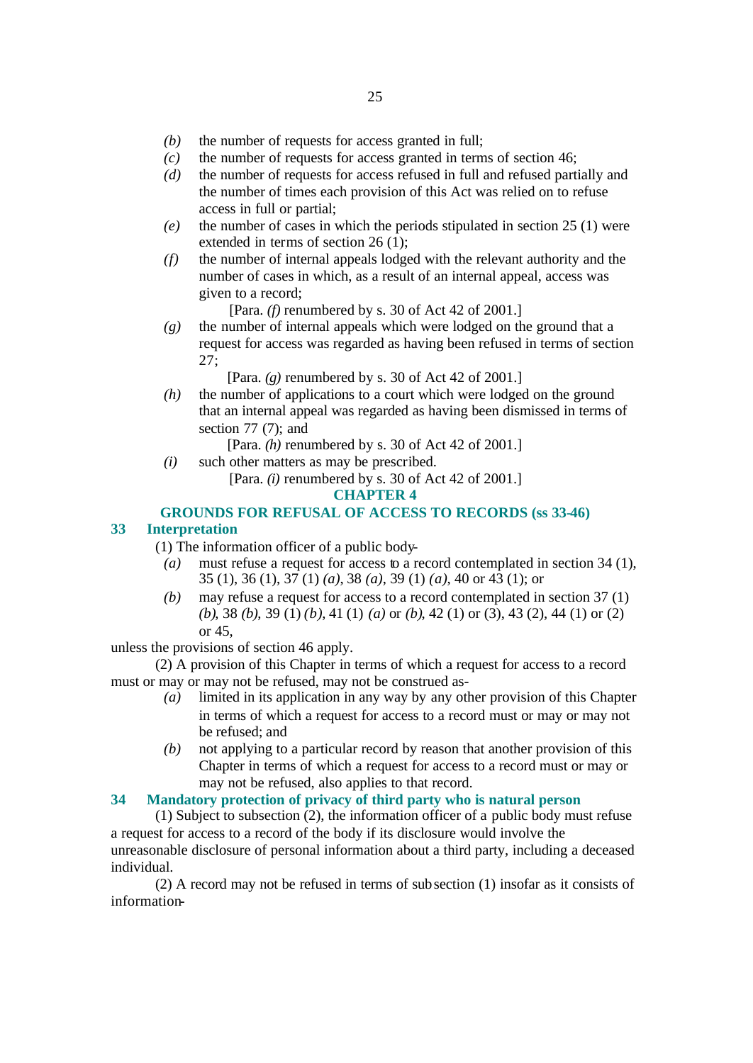*(b)* the number of requests for access granted in full;

*(c)* the number of requests for access granted in terms of section 46;

*(d)* the number of requests for access refused in full and refused partially and the number of times each provision of this Act was relied on to refuse access in full or partial;

*(e)* the number of cases in which the periods stipulated in section 25 (1) were extended in terms of section 26 (1);

*(f)* the number of internal appeals lodged with the relevant authority and the number of cases in which, as a result of an internal appeal, access was given to a record;

[Para. *(f)* renumbered by s. 30 of Act 42 of 2001.]

*(g)* the number of internal appeals which were lodged on the ground that a request for access was regarded as having been refused in terms of section 27;

[Para. *(g)* renumbered by s. 30 of Act 42 of 2001.]

*(h)* the number of applications to a court which were lodged on the ground that an internal appeal was regarded as having been dismissed in terms of section 77 (7); and

[Para. *(h)* renumbered by s. 30 of Act 42 of 2001.]

*(i)* such other matters as may be prescribed.

[Para. *(i)* renumbered by s. 30 of Act 42 of 2001.]

## CHAPTER 4

## GROUNDS FOR REFUSAL OF ACCESS TO RECORDS (ss 33-46)

### 33 Interpretation

(1) The information officer of a public body-

*(a)* must refuse a request for access to a record contemplated in section 34 (1), 35 (1), 36 (1), 37 (1) *(a)*, 38 *(a)*, 39 (1) *(a)*, 40 or 43 (1); or

*(b)* may refuse a request for access to a record contemplated in section 37 (1) *(b)*, 38 *(b)*, 39 (1) *(b)*, 41 (1) *(a)* or *(b)*, 42 (1) or (3), 43 (2), 44 (1) or (2) or 45,

unless the provisions of section 46 apply.

(2) A provision of this Chapter in terms of which a request for access to a record must or may or may not be refused, may not be construed as-

*(a)* limited in its application in any way by any other provision of this Chapter in terms of which a request for access to a record must or may or may not be refused; and

*(b)* not applying to a particular record by reason that another provision of this Chapter in terms of which a request for access to a record must or may or may not be refused, also applies to that record.

### 34 Mandatory protection of privacy of third party who is natural person

(1) Subject to subsection (2), the information officer of a public body must refuse a request for access to a record of the body if its disclosure would involve the unreasonable disclosure of personal information about a third party, including a deceased individual.

(2) A record may not be refused in terms of subsection (1) insofar as it consists of information-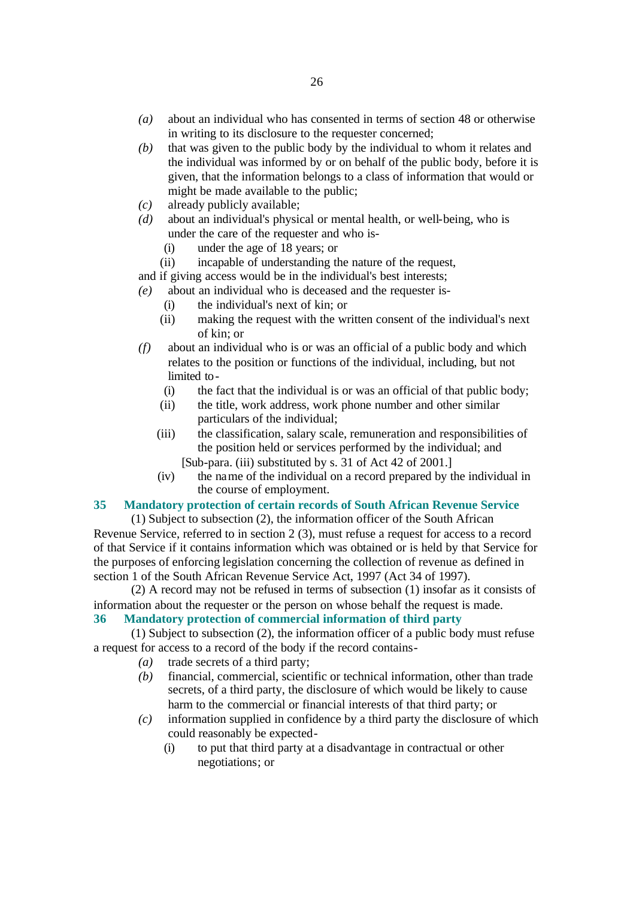*(a)* about an individual who has consented in terms of section 48 or otherwise in writing to its disclosure to the requester concerned;

*(b)* that was given to the public body by the individual to whom it relates and the individual was informed by or on behalf of the public body, before it is given, that the information belongs to a class of information that would or might be made available to the public;

*(c)* already publicly available;

*(d)* about an individual's physical or mental health, or well-being, who is under the care of the requester and who is-

(i) under the age of 18 years; or

(ii) incapable of understanding the nature of the request,

and if giving access would be in the individual's best interests;

*(e)* about an individual who is deceased and the requester is-

(i) the individual's next of kin; or

(ii) making the request with the written consent of the individual's next of kin; or

*(f)* about an individual who is or was an official of a public body and which relates to the position or functions of the individual, including, but not limited to-

(i) the fact that the individual is or was an official of that public body;

(ii) the title, work address, work phone number and other similar particulars of the individual;

(iii) the classification, salary scale, remuneration and responsibilities of the position held or services performed by the individual; and

[Sub-para. (iii) substituted by s. 31 of Act 42 of 2001.]

(iv) the name of the individual on a record prepared by the individual in the course of employment.

## 35 Mandatory protection of certain records of South African Revenue Service

(1) Subject to subsection (2), the information officer of the South African Revenue Service, referred to in section 2 (3), must refuse a request for access to a record of that Service if it contains information which was obtained or is held by that Service for the purposes of enforcing legislation concerning the collection of revenue as defined in section 1 of the South African Revenue Service Act, 1997 (Act 34 of 1997).

(2) A record may not be refused in terms of subsection (1) insofar as it consists of information about the requester or the person on whose behalf the request is made.

## 36 Mandatory protection of commercial information of third party

(1) Subject to subsection (2), the information officer of a public body must refuse a request for access to a record of the body if the record contains-

*(a)* trade secrets of a third party;

*(b)* financial, commercial, scientific or technical information, other than trade secrets, of a third party, the disclosure of which would be likely to cause harm to the commercial or financial interests of that third party; or

*(c)* information supplied in confidence by a third party the disclosure of which could reasonably be expected-

(i) to put that third party at a disadvantage in contractual or other negotiations; or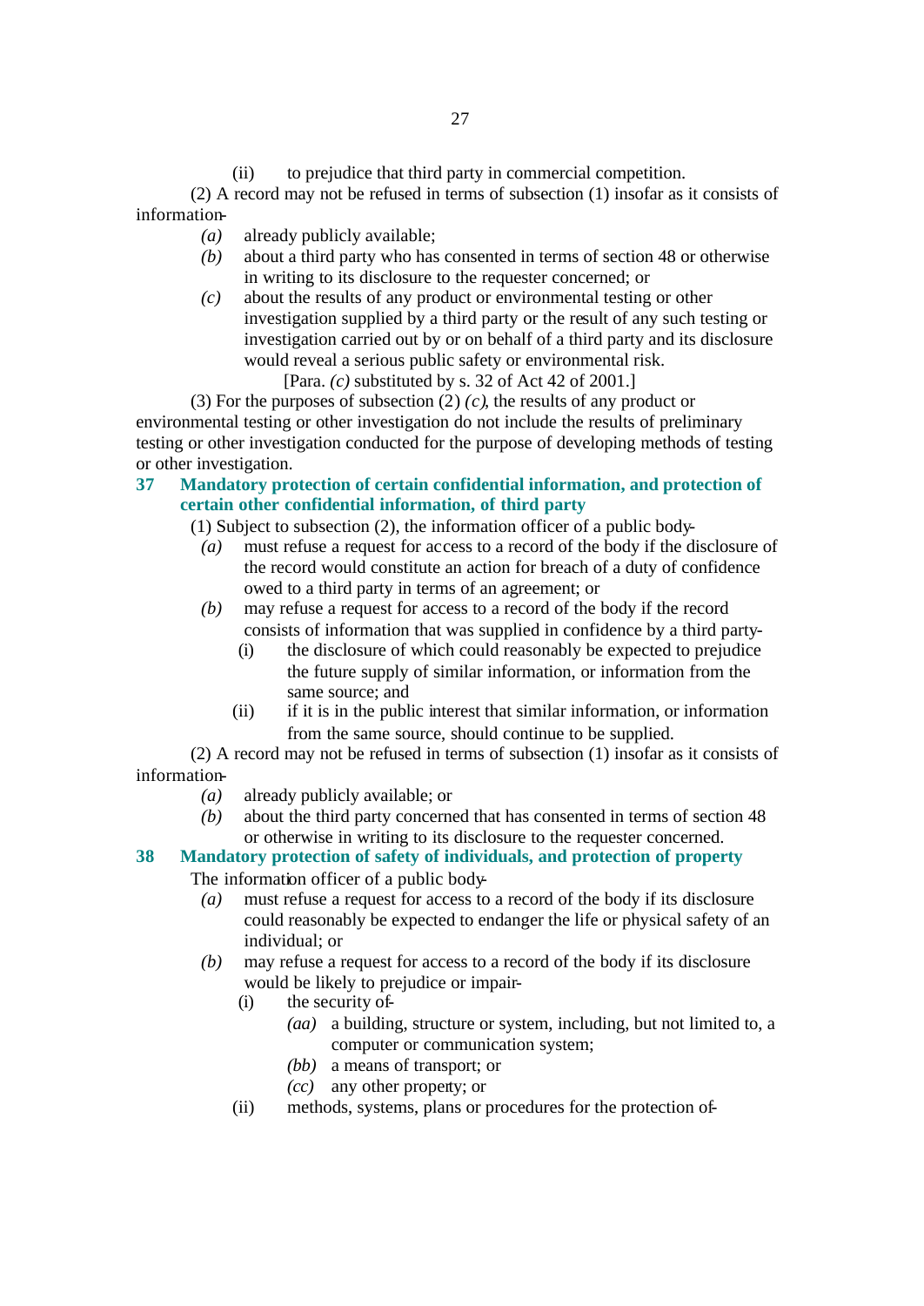(ii) to prejudice that third party in commercial competition.

(2) A record may not be refused in terms of subsection (1) insofar as it consists of information-

*(a)* already publicly available;

*(b)* about a third party who has consented in terms of section 48 or otherwise in writing to its disclosure to the requester concerned; or

*(c)* about the results of any product or environmental testing or other investigation supplied by a third party or the result of any such testing or investigation carried out by or on behalf of a third party and its disclosure would reveal a serious public safety or environmental risk.

[Para. *(c)* substituted by s. 32 of Act 42 of 2001.]

(3) For the purposes of subsection (2) *(c)*, the results of any product or environmental testing or other investigation do not include the results of preliminary testing or other investigation conducted for the purpose of developing methods of testing or other investigation.

### 37 Mandatory protection of certain confidential information, and protection of certain other confidential information, of third party

(1) Subject to subsection (2), the information officer of a public body-

*(a)* must refuse a request for access to a record of the body if the disclosure of the record would constitute an action for breach of a duty of confidence owed to a third party in terms of an agreement; or

*(b)* may refuse a request for access to a record of the body if the record consists of information that was supplied in confidence by a third party-

(i) the disclosure of which could reasonably be expected to prejudice the future supply of similar information, or information from the same source; and

(ii) if it is in the public interest that similar information, or information from the same source, should continue to be supplied.

(2) A record may not be refused in terms of subsection (1) insofar as it consists of information-

*(a)* already publicly available; or

*(b)* about the third party concerned that has consented in terms of section 48 or otherwise in writing to its disclosure to the requester concerned.

### 38 Mandatory protection of safety of individuals, and protection of property

The information officer of a public body-

*(a)* must refuse a request for access to a record of the body if its disclosure could reasonably be expected to endanger the life or physical safety of an individual; or

*(b)* may refuse a request for access to a record of the body if its disclosure would be likely to prejudice or impair-

(i) the security of-

*(aa)* a building, structure or system, including, but not limited to, a computer or communication system;

*(bb)* a means of transport; or

*(cc)* any other property; or

(ii) methods, systems, plans or procedures for the protection of-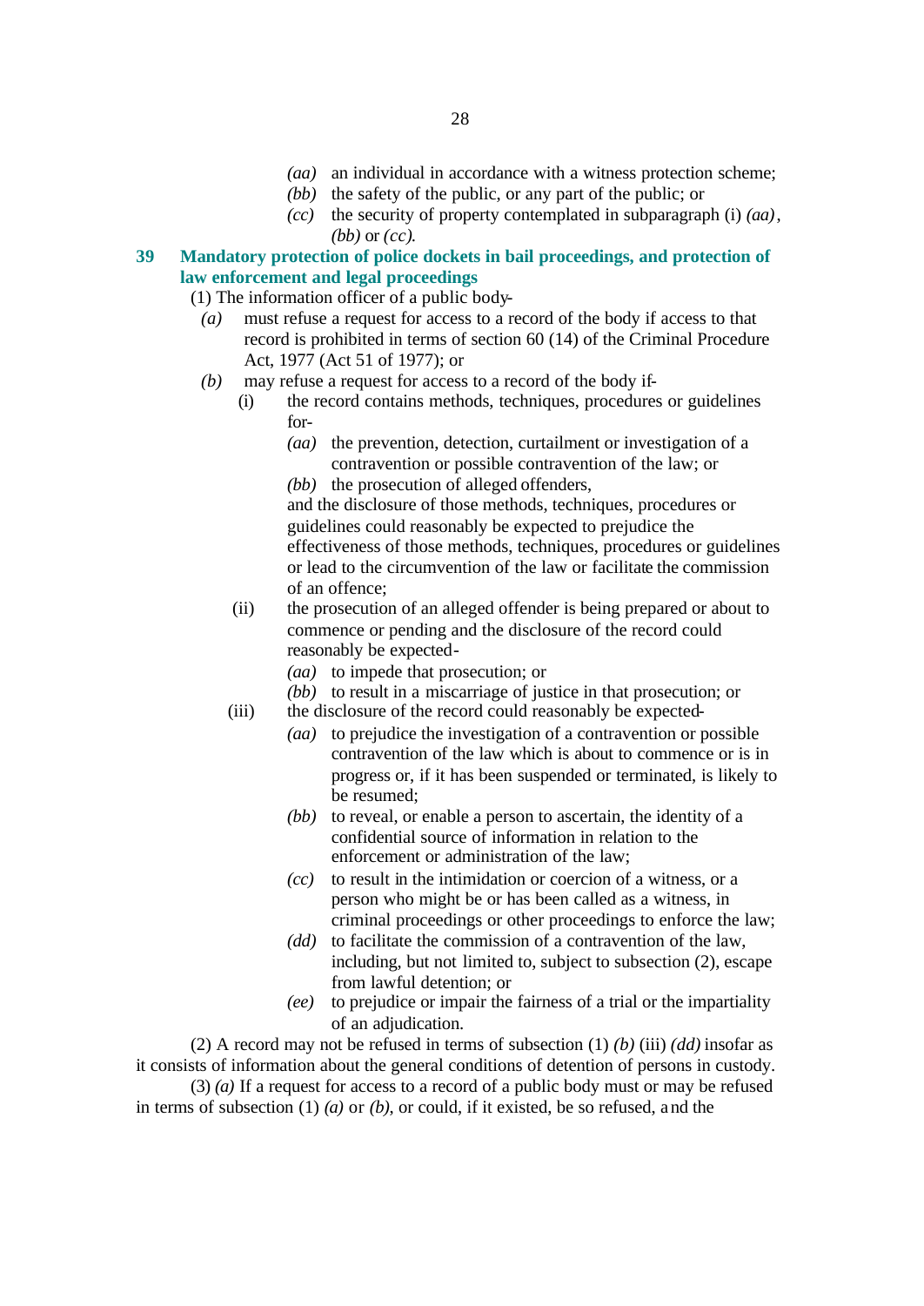*(aa)* an individual in accordance with a witness protection scheme;

*(bb)* the safety of the public, or any part of the public; or

*(cc)* the security of property contemplated in subparagraph (i) *(aa)*, *(bb)* or *(cc)*.

## 39 Mandatory protection of police dockets in bail proceedings, and protection of law enforcement and legal proceedings

(1) The information officer of a public body-

*(a)* must refuse a request for access to a record of the body if access to that record is prohibited in terms of section 60 (14) of the Criminal Procedure Act, 1977 (Act 51 of 1977); or

*(b)* may refuse a request for access to a record of the body if-

(i) the record contains methods, techniques, procedures or guidelines for-

*(aa)* the prevention, detection, curtailment or investigation of a contravention or possible contravention of the law; or

*(bb)* the prosecution of alleged offenders,

and the disclosure of those methods, techniques, procedures or guidelines could reasonably be expected to prejudice the effectiveness of those methods, techniques, procedures or guidelines or lead to the circumvention of the law or facilitate the commission of an offence;

(ii) the prosecution of an alleged offender is being prepared or about to commence or pending and the disclosure of the record could reasonably be expected-

*(aa)* to impede that prosecution; or

*(bb)* to result in a miscarriage of justice in that prosecution; or

(iii) the disclosure of the record could reasonably be expected-

*(aa)* to prejudice the investigation of a contravention or possible contravention of the law which is about to commence or is in progress or, if it has been suspended or terminated, is likely to be resumed;

*(bb)* to reveal, or enable a person to ascertain, the identity of a confidential source of information in relation to the enforcement or administration of the law;

*(cc)* to result in the intimidation or coercion of a witness, or a person who might be or has been called as a witness, in criminal proceedings or other proceedings to enforce the law;

*(dd)* to facilitate the commission of a contravention of the law, including, but not limited to, subject to subsection (2), escape from lawful detention; or

*(ee)* to prejudice or impair the fairness of a trial or the impartiality of an adjudication.

(2) A record may not be refused in terms of subsection (1) *(b)* (iii) *(dd)* insofar as it consists of information about the general conditions of detention of persons in custody.

(3) *(a)* If a request for access to a record of a public body must or may be refused in terms of subsection (1) *(a)* or *(b)*, or could, if it existed, be so refused, and the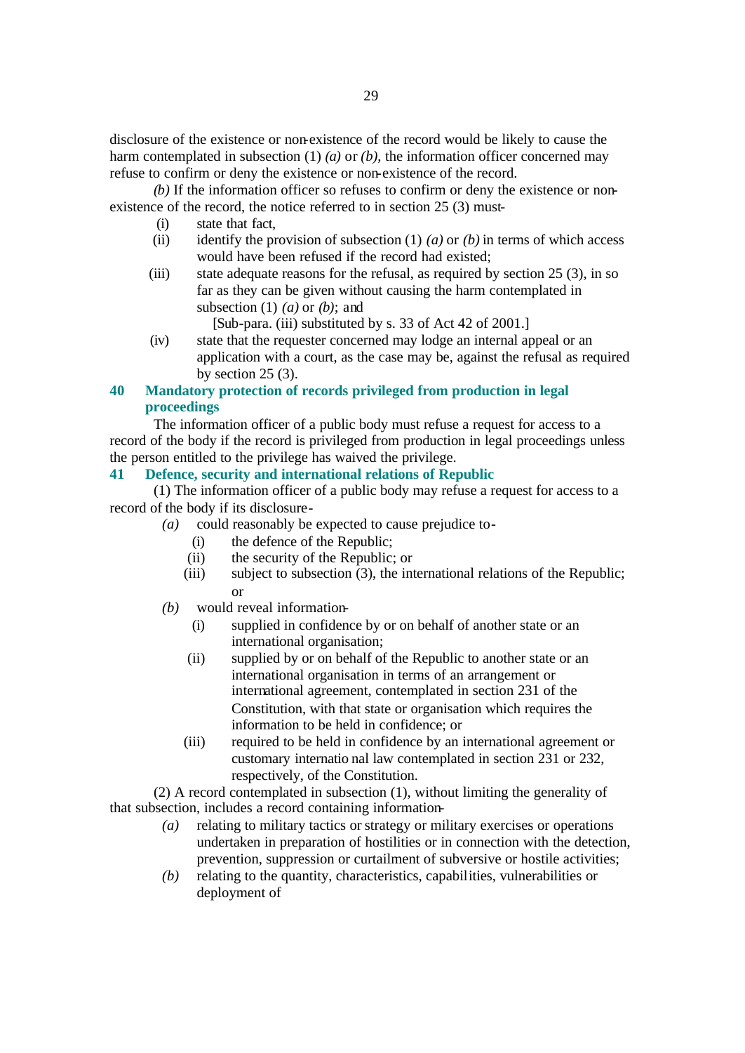disclosure of the existence or non-existence of the record would be likely to cause the harm contemplated in subsection (1) *(a)* or *(b)*, the information officer concerned may refuse to confirm or deny the existence or non-existence of the record.

*(b)* If the information officer so refuses to confirm or deny the existence or non-existence of the record, the notice referred to in section 25 (3) must-

(i) state that fact,

(ii) identify the provision of subsection (1) *(a)* or *(b)* in terms of which access would have been refused if the record had existed;

(iii) state adequate reasons for the refusal, as required by section 25 (3), in so far as they can be given without causing the harm contemplated in subsection (1) *(a)* or *(b)*; and

[Sub-para. (iii) substituted by s. 33 of Act 42 of 2001.]

(iv) state that the requester concerned may lodge an internal appeal or an application with a court, as the case may be, against the refusal as required by section 25 (3).

### 40 Mandatory protection of records privileged from production in legal proceedings

The information officer of a public body must refuse a request for access to a record of the body if the record is privileged from production in legal proceedings unless the person entitled to the privilege has waived the privilege.

### 41 Defence, security and international relations of Republic

(1) The information officer of a public body may refuse a request for access to a record of the body if its disclosure-

*(a)* could reasonably be expected to cause prejudice to-

(i) the defence of the Republic;

(ii) the security of the Republic; or

(iii) subject to subsection (3), the international relations of the Republic; or

*(b)* would reveal information-

(i) supplied in confidence by or on behalf of another state or an international organisation;

(ii) supplied by or on behalf of the Republic to another state or an international organisation in terms of an arrangement or international agreement, contemplated in section 231 of the Constitution, with that state or organisation which requires the information to be held in confidence; or

(iii) required to be held in confidence by an international agreement or customary international law contemplated in section 231 or 232, respectively, of the Constitution.

(2) A record contemplated in subsection (1), without limiting the generality of that subsection, includes a record containing information-

*(a)* relating to military tactics or strategy or military exercises or operations undertaken in preparation of hostilities or in connection with the detection, prevention, suppression or curtailment of subversive or hostile activities;

*(b)* relating to the quantity, characteristics, capabilities, vulnerabilities or deployment of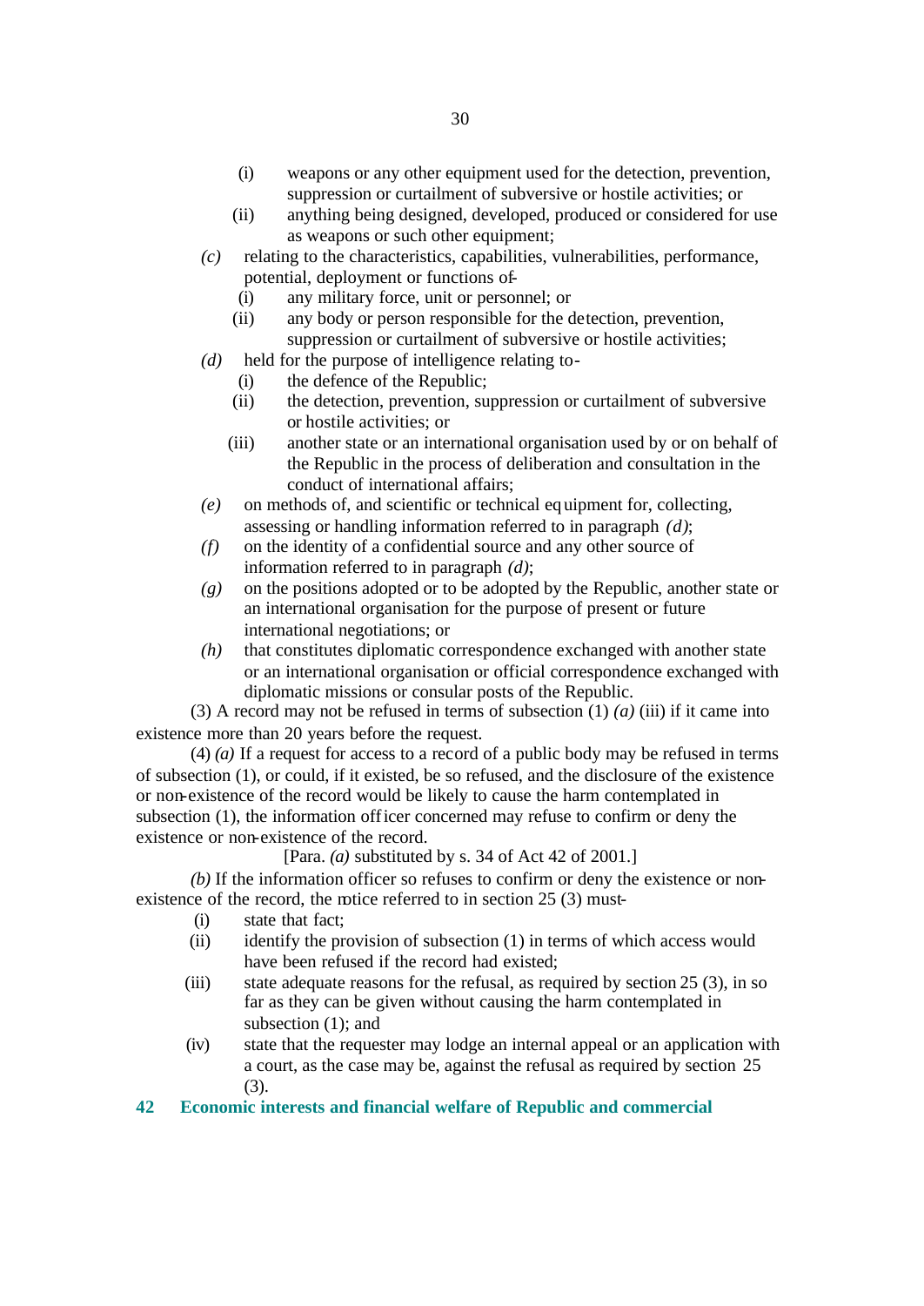(i) weapons or any other equipment used for the detection, prevention, suppression or curtailment of subversive or hostile activities; or

(ii) anything being designed, developed, produced or considered for use as weapons or such other equipment;

*(c)* relating to the characteristics, capabilities, vulnerabilities, performance, potential, deployment or functions of-

(i) any military force, unit or personnel; or

(ii) any body or person responsible for the detection, prevention, suppression or curtailment of subversive or hostile activities;

*(d)* held for the purpose of intelligence relating to-

(i) the defence of the Republic;

(ii) the detection, prevention, suppression or curtailment of subversive or hostile activities; or

(iii) another state or an international organisation used by or on behalf of the Republic in the process of deliberation and consultation in the conduct of international affairs;

*(e)* on methods of, and scientific or technical equipment for, collecting, assessing or handling information referred to in paragraph *(d)*;

*(f)* on the identity of a confidential source and any other source of information referred to in paragraph *(d)*;

*(g)* on the positions adopted or to be adopted by the Republic, another state or an international organisation for the purpose of present or future international negotiations; or

*(h)* that constitutes diplomatic correspondence exchanged with another state or an international organisation or official correspondence exchanged with diplomatic missions or consular posts of the Republic.

(3) A record may not be refused in terms of subsection (1) *(a)* (iii) if it came into existence more than 20 years before the request.

(4) *(a)* If a request for access to a record of a public body may be refused in terms of subsection (1), or could, if it existed, be so refused, and the disclosure of the existence or non-existence of the record would be likely to cause the harm contemplated in subsection (1), the information officer concerned may refuse to confirm or deny the existence or non-existence of the record.

[Para. *(a)* substituted by s. 34 of Act 42 of 2001.]

*(b)* If the information officer so refuses to confirm or deny the existence or non-existence of the record, the notice referred to in section 25 (3) must-

(i) state that fact;

(ii) identify the provision of subsection (1) in terms of which access would have been refused if the record had existed;

(iii) state adequate reasons for the refusal, as required by section 25 (3), in so far as they can be given without causing the harm contemplated in subsection (1); and

(iv) state that the requester may lodge an internal appeal or an application with a court, as the case may be, against the refusal as required by section 25 (3).

### 42 Economic interests and financial welfare of Republic and commercial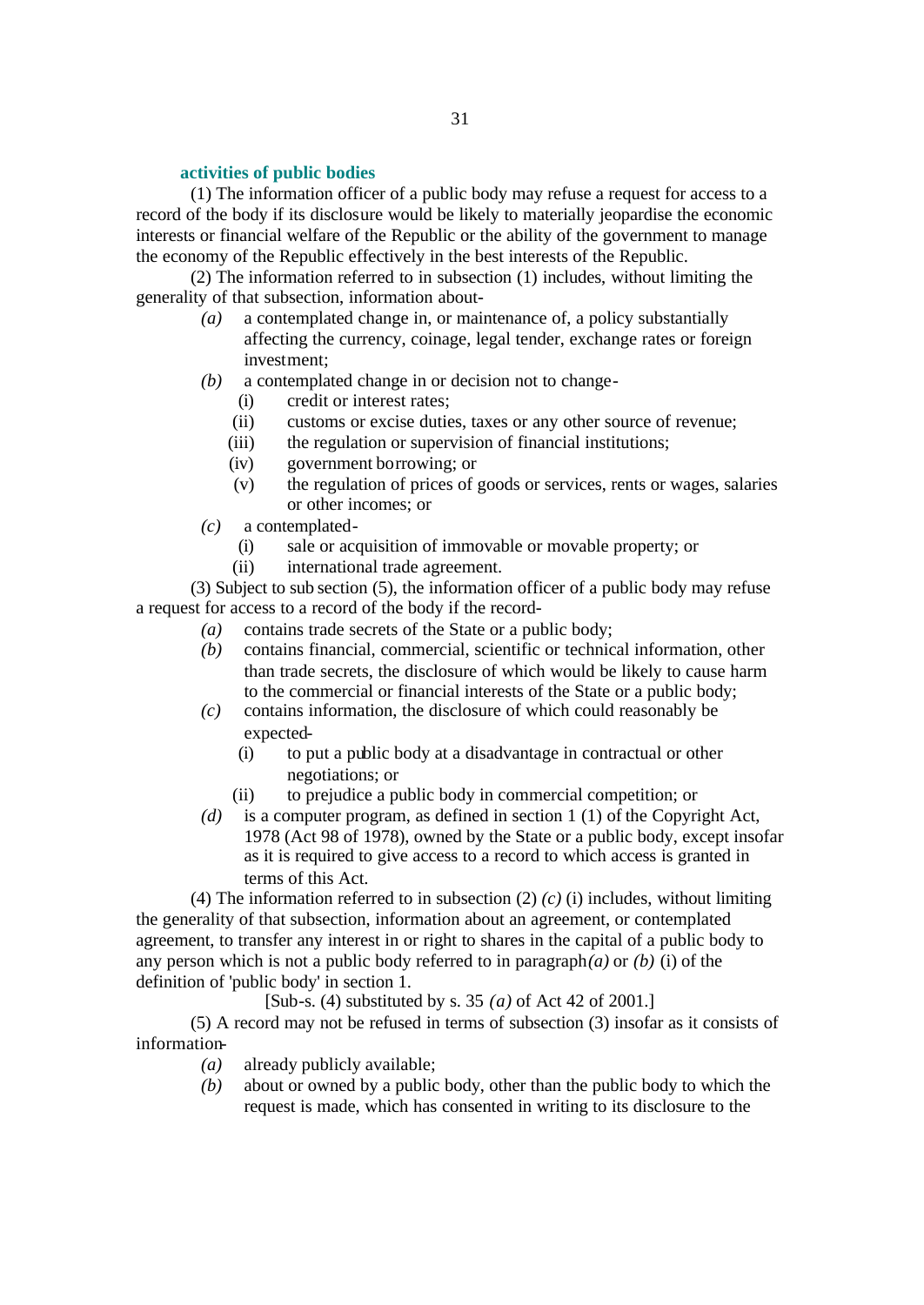**activities of public bodies**

(1) The information officer of a public body may refuse a request for access to a record of the body if its disclosure would be likely to materially jeopardise the economic interests or financial welfare of the Republic or the ability of the government to manage the economy of the Republic effectively in the best interests of the Republic.

(2) The information referred to in subsection (1) includes, without limiting the generality of that subsection, information about-

*(a)* a contemplated change in, or maintenance of, a policy substantially affecting the currency, coinage, legal tender, exchange rates or foreign investment;

*(b)* a contemplated change in or decision not to change-

(i) credit or interest rates;

(ii) customs or excise duties, taxes or any other source of revenue;

(iii) the regulation or supervision of financial institutions;

(iv) government borrowing; or

(v) the regulation of prices of goods or services, rents or wages, salaries or other incomes; or

*(c)* a contemplated-

(i) sale or acquisition of immovable or movable property; or

(ii) international trade agreement.

(3) Subject to sub section (5), the information officer of a public body may refuse a request for access to a record of the body if the record-

*(a)* contains trade secrets of the State or a public body;

*(b)* contains financial, commercial, scientific or technical information, other than trade secrets, the disclosure of which would be likely to cause harm to the commercial or financial interests of the State or a public body;

*(c)* contains information, the disclosure of which could reasonably be expected-

(i) to put a public body at a disadvantage in contractual or other negotiations; or

(ii) to prejudice a public body in commercial competition; or

*(d)* is a computer program, as defined in section 1 (1) of the Copyright Act, 1978 (Act 98 of 1978), owned by the State or a public body, except insofar as it is required to give access to a record to which access is granted in terms of this Act.

(4) The information referred to in subsection (2) *(c)* (i) includes, without limiting the generality of that subsection, information about an agreement, or contemplated agreement, to transfer any interest in or right to shares in the capital of a public body to any person which is not a public body referred to in paragraph *(a)* or *(b)* (i) of the definition of 'public body' in section 1.

[Sub-s. (4) substituted by s. 35 *(a)* of Act 42 of 2001.]

(5) A record may not be refused in terms of subsection (3) insofar as it consists of information-

*(a)* already publicly available;

*(b)* about or owned by a public body, other than the public body to which the request is made, which has consented in writing to its disclosure to the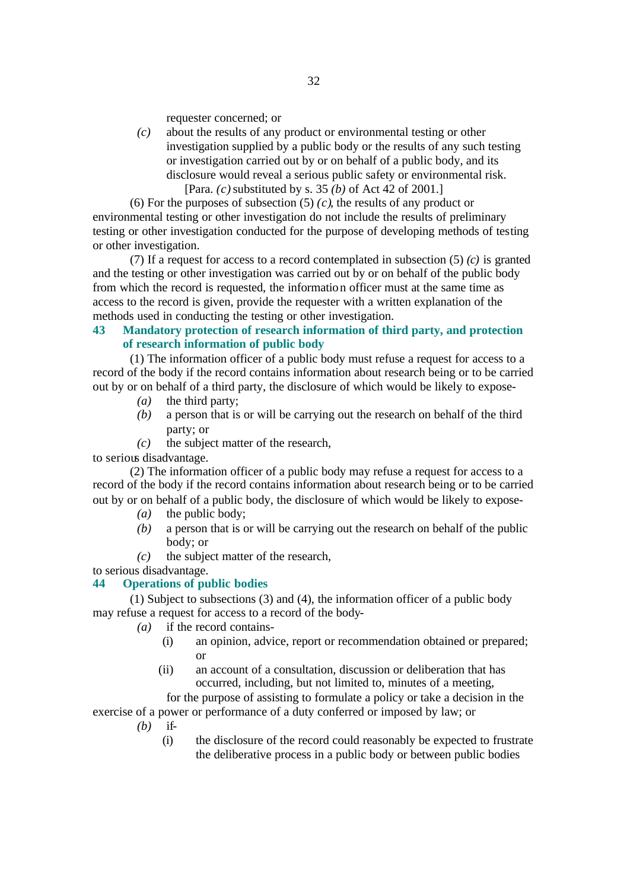requester concerned; or

*(c)* about the results of any product or environmental testing or other investigation supplied by a public body or the results of any such testing or investigation carried out by or on behalf of a public body, and its disclosure would reveal a serious public safety or environmental risk.

[Para. *(c)* substituted by s. 35 *(b)* of Act 42 of 2001.]

(6) For the purposes of subsection (5) *(c)*, the results of any product or environmental testing or other investigation do not include the results of preliminary testing or other investigation conducted for the purpose of developing methods of testing or other investigation.

(7) If a request for access to a record contemplated in subsection (5) *(c)* is granted and the testing or other investigation was carried out by or on behalf of the public body from which the record is requested, the information officer must at the same time as access to the record is given, provide the requester with a written explanation of the methods used in conducting the testing or other investigation.

### 43 Mandatory protection of research information of third party, and protection of research information of public body

(1) The information officer of a public body must refuse a request for access to a record of the body if the record contains information about research being or to be carried out by or on behalf of a third party, the disclosure of which would be likely to expose-

*(a)* the third party;

*(b)* a person that is or will be carrying out the research on behalf of the third party; or

*(c)* the subject matter of the research,

to serious disadvantage.

(2) The information officer of a public body may refuse a request for access to a record of the body if the record contains information about research being or to be carried out by or on behalf of a public body, the disclosure of which would be likely to expose-

*(a)* the public body;

*(b)* a person that is or will be carrying out the research on behalf of the public body; or

*(c)* the subject matter of the research,

to serious disadvantage.

### 44 Operations of public bodies

(1) Subject to subsections (3) and (4), the information officer of a public body may refuse a request for access to a record of the body-

*(a)* if the record contains-

(i) an opinion, advice, report or recommendation obtained or prepared; or

(ii) an account of a consultation, discussion or deliberation that has occurred, including, but not limited to, minutes of a meeting,

for the purpose of assisting to formulate a policy or take a decision in the exercise of a power or performance of a duty conferred or imposed by law; or

*(b)* if-

(i) the disclosure of the record could reasonably be expected to frustrate the deliberative process in a public body or between public bodies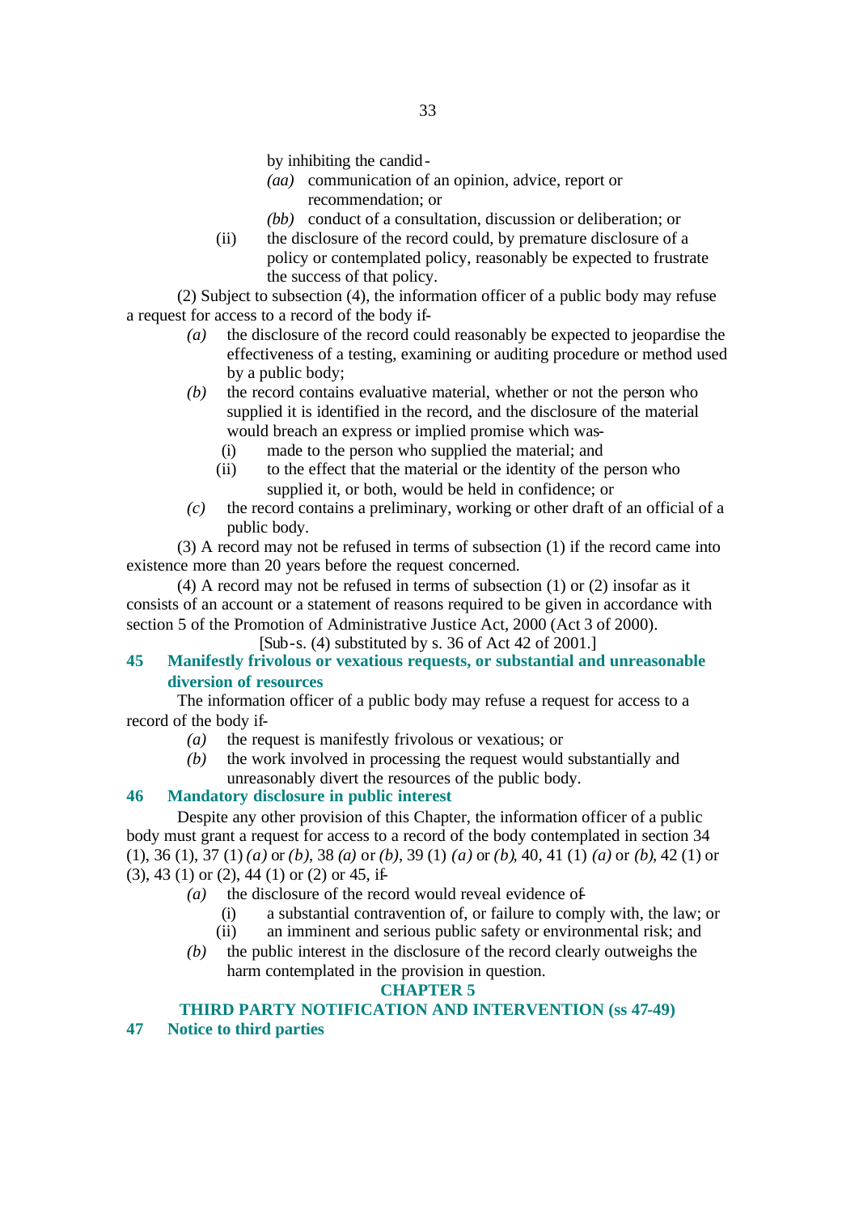by inhibiting the candid-

*(aa)* communication of an opinion, advice, report or recommendation; or

*(bb)* conduct of a consultation, discussion or deliberation; or

(ii) the disclosure of the record could, by premature disclosure of a policy or contemplated policy, reasonably be expected to frustrate the success of that policy.

(2) Subject to subsection (4), the information officer of a public body may refuse a request for access to a record of the body if-

*(a)* the disclosure of the record could reasonably be expected to jeopardise the effectiveness of a testing, examining or auditing procedure or method used by a public body;

*(b)* the record contains evaluative material, whether or not the person who supplied it is identified in the record, and the disclosure of the material would breach an express or implied promise which was-

(i) made to the person who supplied the material; and

(ii) to the effect that the material or the identity of the person who supplied it, or both, would be held in confidence; or

*(c)* the record contains a preliminary, working or other draft of an official of a public body.

(3) A record may not be refused in terms of subsection (1) if the record came into existence more than 20 years before the request concerned.

(4) A record may not be refused in terms of subsection (1) or (2) insofar as it consists of an account or a statement of reasons required to be given in accordance with section 5 of the Promotion of Administrative Justice Act, 2000 (Act 3 of 2000).

[Sub-s. (4) substituted by s. 36 of Act 42 of 2001.]

### 45 Manifestly frivolous or vexatious requests, or substantial and unreasonable diversion of resources

The information officer of a public body may refuse a request for access to a record of the body if-

*(a)* the request is manifestly frivolous or vexatious; or

*(b)* the work involved in processing the request would substantially and unreasonably divert the resources of the public body.

### 46 Mandatory disclosure in public interest

Despite any other provision of this Chapter, the information officer of a public body must grant a request for access to a record of the body contemplated in section 34 (1), 36 (1), 37 (1) *(a)* or *(b)*, 38 *(a)* or *(b)*, 39 (1) *(a)* or *(b)*, 40, 41 (1) *(a)* or *(b)*, 42 (1) or (3), 43 (1) or (2), 44 (1) or (2) or 45, if-

*(a)* the disclosure of the record would reveal evidence of-

(i) a substantial contravention of, or failure to comply with, the law; or

(ii) an imminent and serious public safety or environmental risk; and

*(b)* the public interest in the disclosure of the record clearly outweighs the harm contemplated in the provision in question.

## CHAPTER 5

## THIRD PARTY NOTIFICATION AND INTERVENTION (ss 47-49)

### 47 Notice to third parties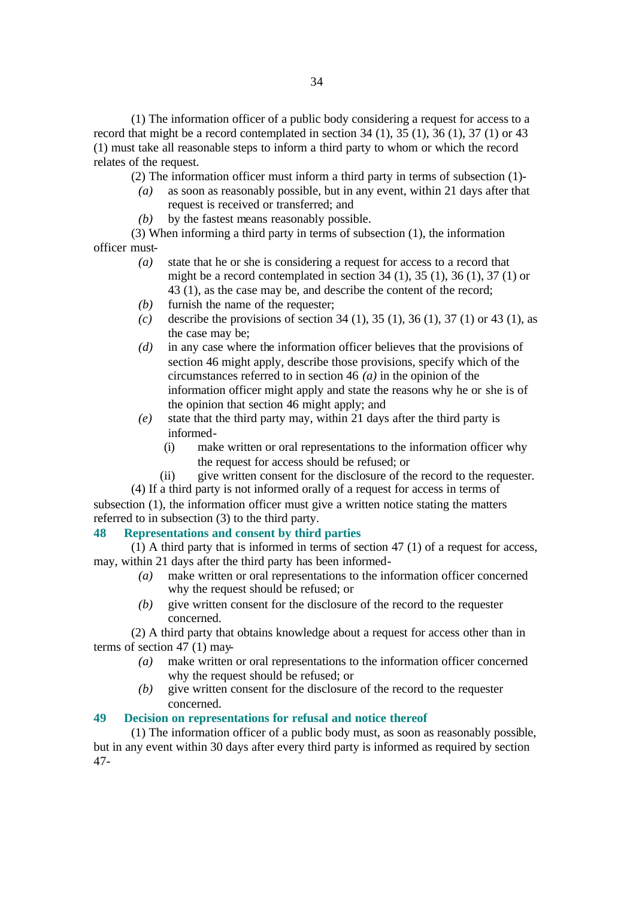(1) The information officer of a public body considering a request for access to a record that might be a record contemplated in section 34 (1), 35 (1), 36 (1), 37 (1) or 43 (1) must take all reasonable steps to inform a third party to whom or which the record relates of the request.

(2) The information officer must inform a third party in terms of subsection (1)-

*(a)* as soon as reasonably possible, but in any event, within 21 days after that request is received or transferred; and

*(b)* by the fastest means reasonably possible.

(3) When informing a third party in terms of subsection (1), the information officer must-

*(a)* state that he or she is considering a request for access to a record that might be a record contemplated in section 34 (1), 35 (1), 36 (1), 37 (1) or 43 (1), as the case may be, and describe the content of the record;

*(b)* furnish the name of the requester;

*(c)* describe the provisions of section 34 (1), 35 (1), 36 (1), 37 (1) or 43 (1), as the case may be;

*(d)* in any case where the information officer believes that the provisions of section 46 might apply, describe those provisions, specify which of the circumstances referred to in section 46 *(a)* in the opinion of the information officer might apply and state the reasons why he or she is of the opinion that section 46 might apply; and

*(e)* state that the third party may, within 21 days after the third party is informed-

(i) make written or oral representations to the information officer why the request for access should be refused; or

(ii) give written consent for the disclosure of the record to the requester.

(4) If a third party is not informed orally of a request for access in terms of subsection (1), the information officer must give a written notice stating the matters referred to in subsection (3) to the third party.

### 48 Representations and consent by third parties

(1) A third party that is informed in terms of section 47 (1) of a request for access, may, within 21 days after the third party has been informed-

*(a)* make written or oral representations to the information officer concerned why the request should be refused; or

*(b)* give written consent for the disclosure of the record to the requester concerned.

(2) A third party that obtains knowledge about a request for access other than in terms of section 47 (1) may-

*(a)* make written or oral representations to the information officer concerned why the request should be refused; or

*(b)* give written consent for the disclosure of the record to the requester concerned.

### 49 Decision on representations for refusal and notice thereof

(1) The information officer of a public body must, as soon as reasonably possible, but in any event within 30 days after every third party is informed as required by section 47-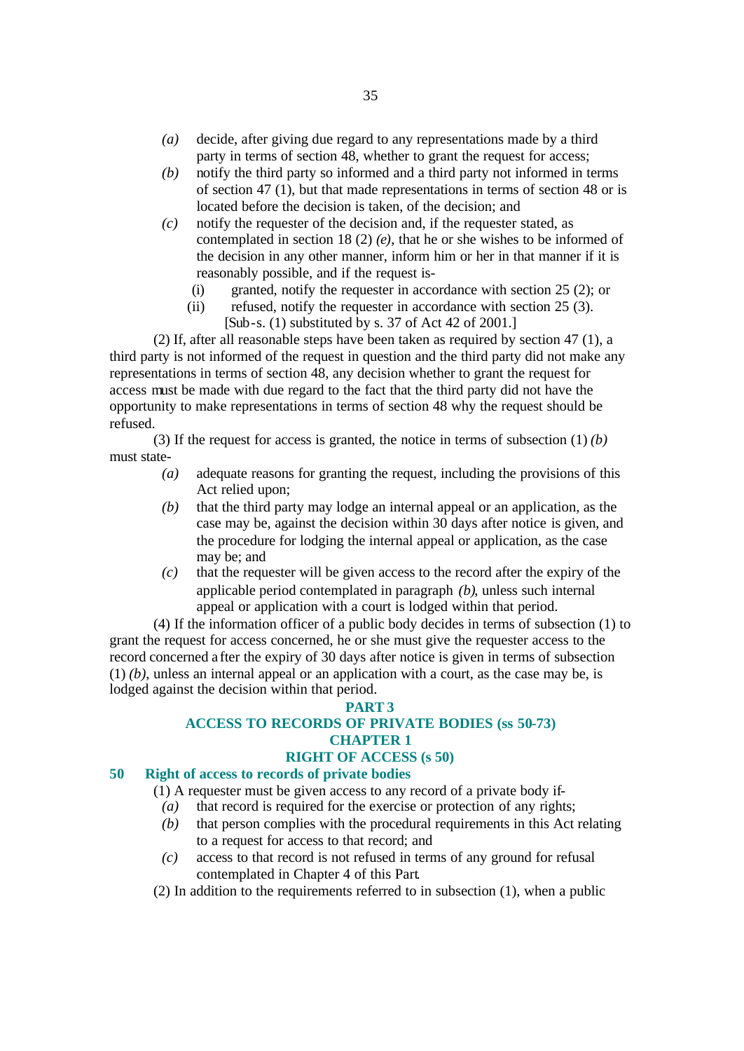*(a)* decide, after giving due regard to any representations made by a third party in terms of section 48, whether to grant the request for access;

*(b)* notify the third party so informed and a third party not informed in terms of section 47 (1), but that made representations in terms of section 48 or is located before the decision is taken, of the decision; and

*(c)* notify the requester of the decision and, if the requester stated, as contemplated in section 18 (2) *(e)*, that he or she wishes to be informed of the decision in any other manner, inform him or her in that manner if it is reasonably possible, and if the request is-

(i) granted, notify the requester in accordance with section 25 (2); or

(ii) refused, notify the requester in accordance with section 25 (3).

[Sub-s. (1) substituted by s. 37 of Act 42 of 2001.]

(2) If, after all reasonable steps have been taken as required by section 47 (1), a third party is not informed of the request in question and the third party did not make any representations in terms of section 48, any decision whether to grant the request for access must be made with due regard to the fact that the third party did not have the opportunity to make representations in terms of section 48 why the request should be refused.

(3) If the request for access is granted, the notice in terms of subsection (1) *(b)* must state-

*(a)* adequate reasons for granting the request, including the provisions of this Act relied upon;

*(b)* that the third party may lodge an internal appeal or an application, as the case may be, against the decision within 30 days after notice is given, and the procedure for lodging the internal appeal or application, as the case may be; and

*(c)* that the requester will be given access to the record after the expiry of the applicable period contemplated in paragraph *(b)*, unless such internal appeal or application with a court is lodged within that period.

(4) If the information officer of a public body decides in terms of subsection (1) to grant the request for access concerned, he or she must give the requester access to the record concerned after the expiry of 30 days after notice is given in terms of subsection (1) *(b)*, unless an internal appeal or an application with a court, as the case may be, is lodged against the decision within that period.

## PART 3

## ACCESS TO RECORDS OF PRIVATE BODIES (ss 50-73)

## CHAPTER 1

## RIGHT OF ACCESS (s 50)

### 50 Right of access to records of private bodies

(1) A requester must be given access to any record of a private body if-

*(a)* that record is required for the exercise or protection of any rights;

*(b)* that person complies with the procedural requirements in this Act relating to a request for access to that record; and

*(c)* access to that record is not refused in terms of any ground for refusal contemplated in Chapter 4 of this Part.

(2) In addition to the requirements referred to in subsection (1), when a public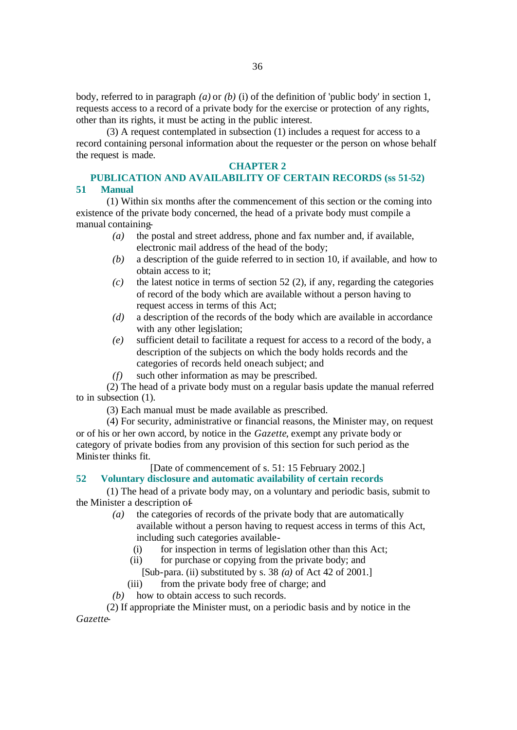body, referred to in paragraph *(a)* or *(b)* (i) of the definition of 'public body' in section 1, requests access to a record of a private body for the exercise or protection of any rights, other than its rights, it must be acting in the public interest.

(3) A request contemplated in subsection (1) includes a request for access to a record containing personal information about the requester or the person on whose behalf the request is made.

## CHAPTER 2
## PUBLICATION AND AVAILABILITY OF CERTAIN RECORDS (ss 51-52)

### 51 Manual

(1) Within six months after the commencement of this section or the coming into existence of the private body concerned, the head of a private body must compile a manual containing-

*(a)* the postal and street address, phone and fax number and, if available, electronic mail address of the head of the body;

*(b)* a description of the guide referred to in section 10, if available, and how to obtain access to it;

*(c)* the latest notice in terms of section 52 (2), if any, regarding the categories of record of the body which are available without a person having to request access in terms of this Act;

*(d)* a description of the records of the body which are available in accordance with any other legislation;

*(e)* sufficient detail to facilitate a request for access to a record of the body, a description of the subjects on which the body holds records and the categories of records held oneach subject; and

*(f)* such other information as may be prescribed.

(2) The head of a private body must on a regular basis update the manual referred to in subsection (1).

(3) Each manual must be made available as prescribed.

(4) For security, administrative or financial reasons, the Minister may, on request or of his or her own accord, by notice in the *Gazette*, exempt any private body or category of private bodies from any provision of this section for such period as the Minister thinks fit.

[Date of commencement of s. 51: 15 February 2002.]

### 52 Voluntary disclosure and automatic availability of certain records

(1) The head of a private body may, on a voluntary and periodic basis, submit to the Minister a description of-

*(a)* the categories of records of the private body that are automatically available without a person having to request access in terms of this Act, including such categories available-

(i) for inspection in terms of legislation other than this Act;

(ii) for purchase or copying from the private body; and

[Sub-para. (ii) substituted by s. 38 *(a)* of Act 42 of 2001.]

(iii) from the private body free of charge; and

*(b)* how to obtain access to such records.

(2) If appropriate the Minister must, on a periodic basis and by notice in the *Gazette*-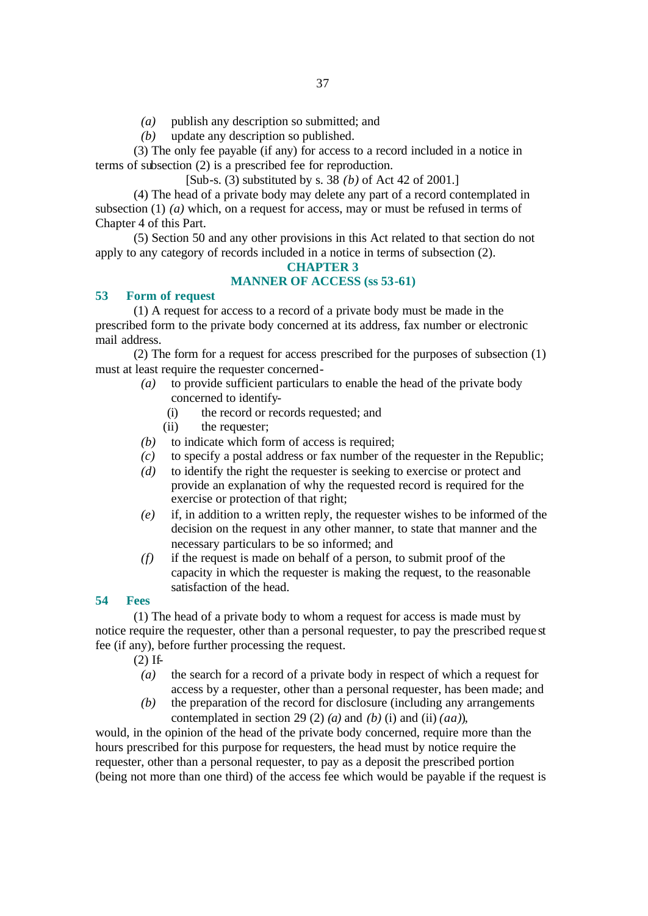*(a)* publish any description so submitted; and

*(b)* update any description so published.

(3) The only fee payable (if any) for access to a record included in a notice in terms of subsection (2) is a prescribed fee for reproduction.

[Sub-s. (3) substituted by s. 38 *(b)* of Act 42 of 2001.]

(4) The head of a private body may delete any part of a record contemplated in subsection (1) *(a)* which, on a request for access, may or must be refused in terms of Chapter 4 of this Part.

(5) Section 50 and any other provisions in this Act related to that section do not apply to any category of records included in a notice in terms of subsection (2).

## CHAPTER 3
## MANNER OF ACCESS (ss 53-61)

### 53 Form of request

(1) A request for access to a record of a private body must be made in the prescribed form to the private body concerned at its address, fax number or electronic mail address.

(2) The form for a request for access prescribed for the purposes of subsection (1) must at least require the requester concerned-

*(a)* to provide sufficient particulars to enable the head of the private body concerned to identify-

(i) the record or records requested; and

(ii) the requester;

*(b)* to indicate which form of access is required;

*(c)* to specify a postal address or fax number of the requester in the Republic;

*(d)* to identify the right the requester is seeking to exercise or protect and provide an explanation of why the requested record is required for the exercise or protection of that right;

*(e)* if, in addition to a written reply, the requester wishes to be informed of the decision on the request in any other manner, to state that manner and the necessary particulars to be so informed; and

*(f)* if the request is made on behalf of a person, to submit proof of the capacity in which the requester is making the request, to the reasonable satisfaction of the head.

### 54 Fees

(1) The head of a private body to whom a request for access is made must by notice require the requester, other than a personal requester, to pay the prescribed request fee (if any), before further processing the request.

(2) If-

*(a)* the search for a record of a private body in respect of which a request for access by a requester, other than a personal requester, has been made; and

*(b)* the preparation of the record for disclosure (including any arrangements contemplated in section 29 (2) *(a)* and *(b)* (i) and (ii) *(aa)*),

would, in the opinion of the head of the private body concerned, require more than the hours prescribed for this purpose for requesters, the head must by notice require the requester, other than a personal requester, to pay as a deposit the prescribed portion (being not more than one third) of the access fee which would be payable if the request is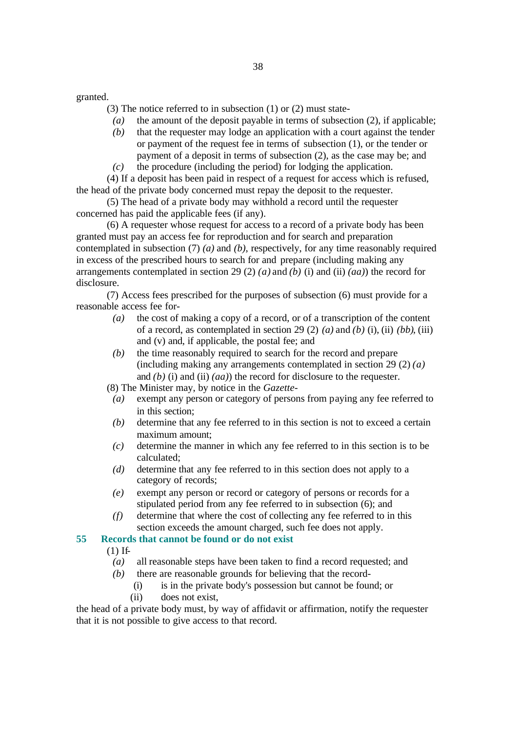granted.

(3) The notice referred to in subsection (1) or (2) must state-

- *(a)* the amount of the deposit payable in terms of subsection (2), if applicable;
- *(b)* that the requester may lodge an application with a court against the tender or payment of the request fee in terms of subsection (1), or the tender or payment of a deposit in terms of subsection (2), as the case may be; and
- *(c)* the procedure (including the period) for lodging the application.

(4) If a deposit has been paid in respect of a request for access which is refused, the head of the private body concerned must repay the deposit to the requester.

(5) The head of a private body may withhold a record until the requester concerned has paid the applicable fees (if any).

(6) A requester whose request for access to a record of a private body has been granted must pay an access fee for reproduction and for search and preparation contemplated in subsection (7) *(a)* and *(b)*, respectively, for any time reasonably required in excess of the prescribed hours to search for and prepare (including making any arrangements contemplated in section 29 (2) *(a)* and *(b)* (i) and (ii) *(aa)*) the record for disclosure.

(7) Access fees prescribed for the purposes of subsection (6) must provide for a reasonable access fee for-

- *(a)* the cost of making a copy of a record, or of a transcription of the content of a record, as contemplated in section 29 (2) *(a)* and *(b)* (i), (ii) *(bb)*, (iii) and (v) and, if applicable, the postal fee; and
- *(b)* the time reasonably required to search for the record and prepare (including making any arrangements contemplated in section 29 (2) *(a)* and *(b)* (i) and (ii) *(aa)*) the record for disclosure to the requester.

(8) The Minister may, by notice in the *Gazette*-

- *(a)* exempt any person or category of persons from paying any fee referred to in this section;
- *(b)* determine that any fee referred to in this section is not to exceed a certain maximum amount;
- *(c)* determine the manner in which any fee referred to in this section is to be calculated;
- *(d)* determine that any fee referred to in this section does not apply to a category of records;
- *(e)* exempt any person or record or category of persons or records for a stipulated period from any fee referred to in subsection (6); and
- *(f)* determine that where the cost of collecting any fee referred to in this section exceeds the amount charged, such fee does not apply.

## 55 Records that cannot be found or do not exist

(1) If-

- *(a)* all reasonable steps have been taken to find a record requested; and
- *(b)* there are reasonable grounds for believing that the record-
  - (i) is in the private body's possession but cannot be found; or
  - (ii) does not exist,

the head of a private body must, by way of affidavit or affirmation, notify the requester that it is not possible to give access to that record.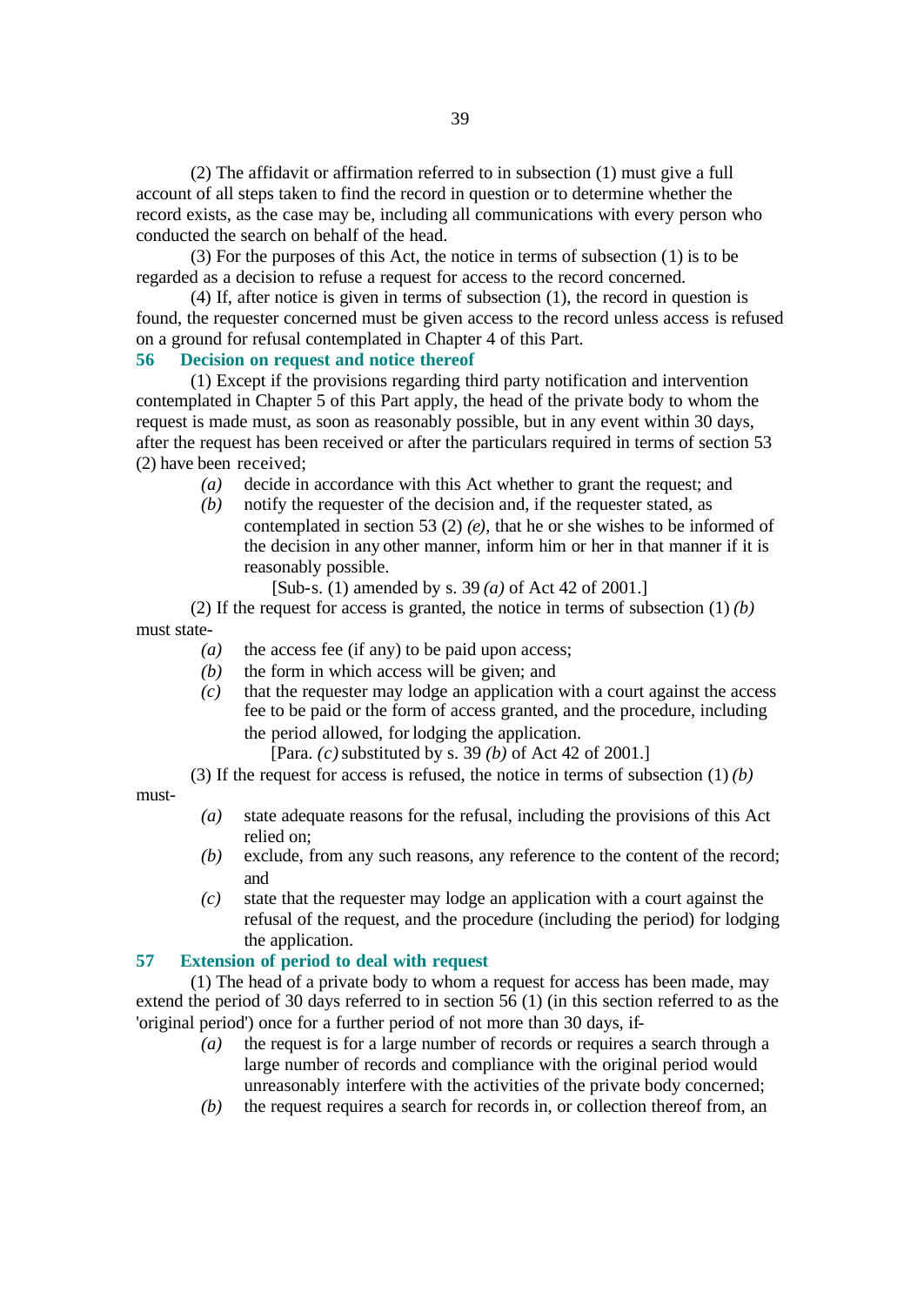(2) The affidavit or affirmation referred to in subsection (1) must give a full account of all steps taken to find the record in question or to determine whether the record exists, as the case may be, including all communications with every person who conducted the search on behalf of the head.

(3) For the purposes of this Act, the notice in terms of subsection (1) is to be regarded as a decision to refuse a request for access to the record concerned.

(4) If, after notice is given in terms of subsection (1), the record in question is found, the requester concerned must be given access to the record unless access is refused on a ground for refusal contemplated in Chapter 4 of this Part.

## 56 Decision on request and notice thereof

(1) Except if the provisions regarding third party notification and intervention contemplated in Chapter 5 of this Part apply, the head of the private body to whom the request is made must, as soon as reasonably possible, but in any event within 30 days, after the request has been received or after the particulars required in terms of section 53 (2) have been received;

*(a)* decide in accordance with this Act whether to grant the request; and

*(b)* notify the requester of the decision and, if the requester stated, as contemplated in section 53 (2) *(e)*, that he or she wishes to be informed of the decision in any other manner, inform him or her in that manner if it is reasonably possible.

[Sub-s. (1) amended by s. 39 *(a)* of Act 42 of 2001.]

(2) If the request for access is granted, the notice in terms of subsection (1) *(b)* must state-

*(a)* the access fee (if any) to be paid upon access;

*(b)* the form in which access will be given; and

*(c)* that the requester may lodge an application with a court against the access fee to be paid or the form of access granted, and the procedure, including the period allowed, for lodging the application.

[Para. *(c)* substituted by s. 39 *(b)* of Act 42 of 2001.]

(3) If the request for access is refused, the notice in terms of subsection (1) *(b)* must-

*(a)* state adequate reasons for the refusal, including the provisions of this Act relied on;

*(b)* exclude, from any such reasons, any reference to the content of the record; and

*(c)* state that the requester may lodge an application with a court against the refusal of the request, and the procedure (including the period) for lodging the application.

## 57 Extension of period to deal with request

(1) The head of a private body to whom a request for access has been made, may extend the period of 30 days referred to in section 56 (1) (in this section referred to as the 'original period') once for a further period of not more than 30 days, if-

*(a)* the request is for a large number of records or requires a search through a large number of records and compliance with the original period would unreasonably interfere with the activities of the private body concerned;

*(b)* the request requires a search for records in, or collection thereof from, an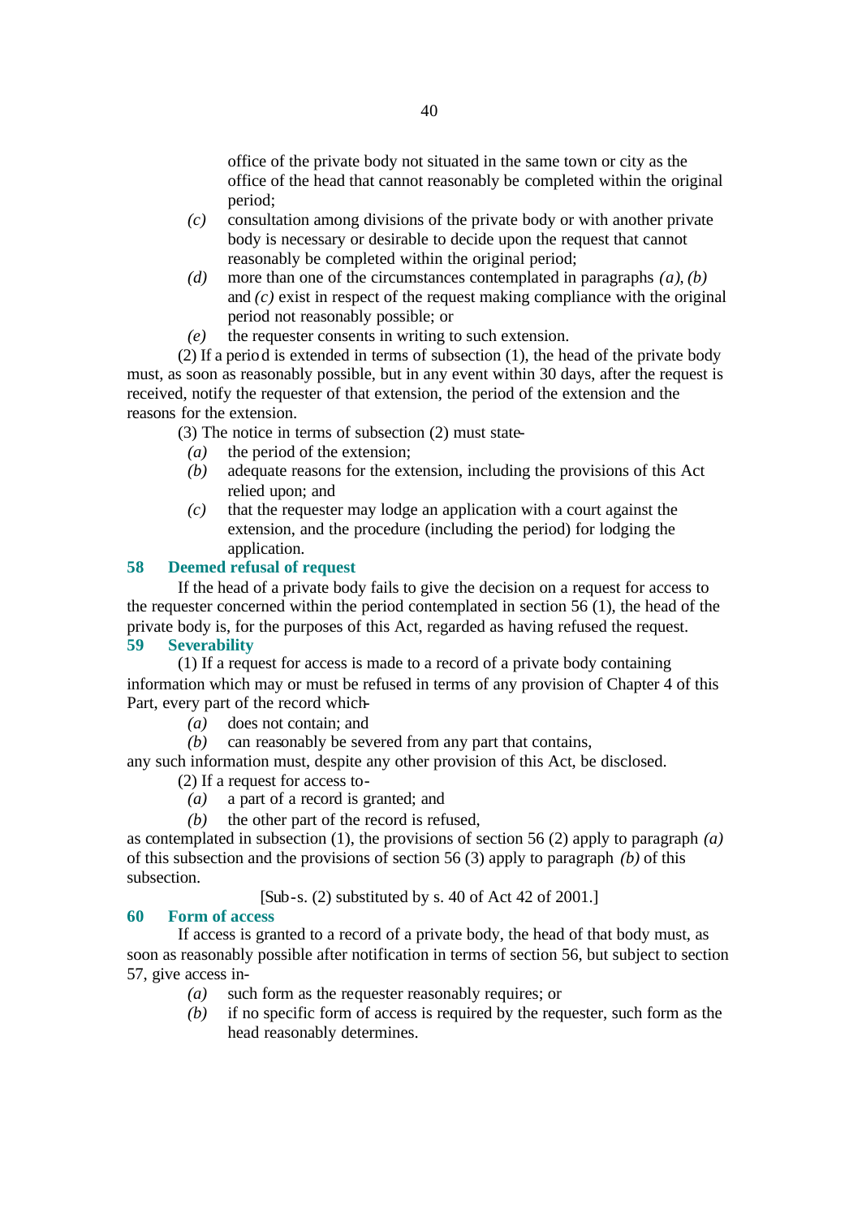office of the private body not situated in the same town or city as the office of the head that cannot reasonably be completed within the original period;

*(c)* consultation among divisions of the private body or with another private body is necessary or desirable to decide upon the request that cannot reasonably be completed within the original period;

*(d)* more than one of the circumstances contemplated in paragraphs *(a)*, *(b)* and *(c)* exist in respect of the request making compliance with the original period not reasonably possible; or

*(e)* the requester consents in writing to such extension.

(2) If a period is extended in terms of subsection (1), the head of the private body must, as soon as reasonably possible, but in any event within 30 days, after the request is received, notify the requester of that extension, the period of the extension and the reasons for the extension.

(3) The notice in terms of subsection (2) must state-

*(a)* the period of the extension;

*(b)* adequate reasons for the extension, including the provisions of this Act relied upon; and

*(c)* that the requester may lodge an application with a court against the extension, and the procedure (including the period) for lodging the application.

### 58 Deemed refusal of request

If the head of a private body fails to give the decision on a request for access to the requester concerned within the period contemplated in section 56 (1), the head of the private body is, for the purposes of this Act, regarded as having refused the request.

### 59 Severability

(1) If a request for access is made to a record of a private body containing information which may or must be refused in terms of any provision of Chapter 4 of this Part, every part of the record which-

*(a)* does not contain; and

*(b)* can reasonably be severed from any part that contains,

any such information must, despite any other provision of this Act, be disclosed.

(2) If a request for access to-

*(a)* a part of a record is granted; and

*(b)* the other part of the record is refused,

as contemplated in subsection (1), the provisions of section 56 (2) apply to paragraph *(a)* of this subsection and the provisions of section 56 (3) apply to paragraph *(b)* of this subsection.

[Sub-s. (2) substituted by s. 40 of Act 42 of 2001.]

### 60 Form of access

If access is granted to a record of a private body, the head of that body must, as soon as reasonably possible after notification in terms of section 56, but subject to section 57, give access in-

*(a)* such form as the requester reasonably requires; or

*(b)* if no specific form of access is required by the requester, such form as the head reasonably determines.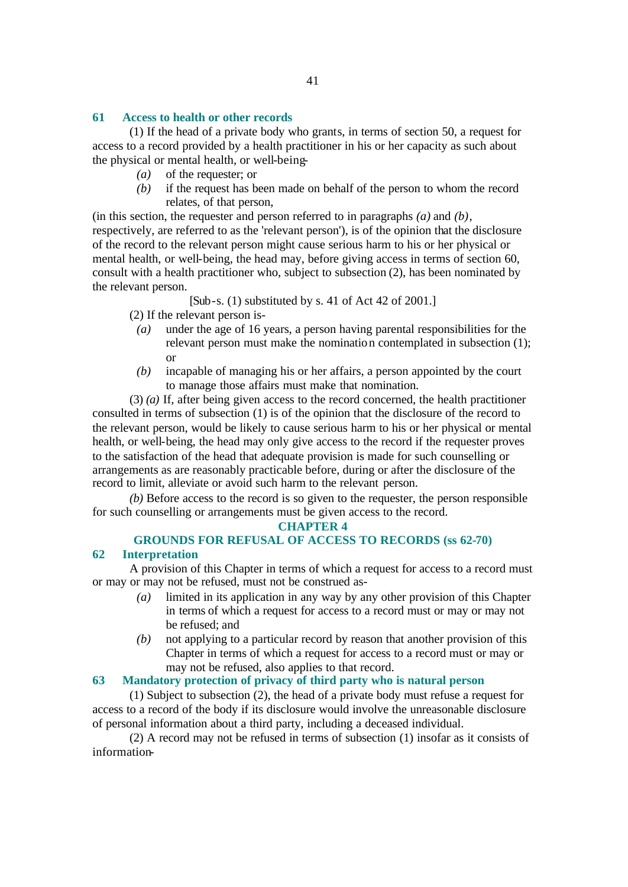### 61 Access to health or other records

(1) If the head of a private body who grants, in terms of section 50, a request for access to a record provided by a health practitioner in his or her capacity as such about the physical or mental health, or well-being-

- *(a)* of the requester; or
- *(b)* if the request has been made on behalf of the person to whom the record relates, of that person,

(in this section, the requester and person referred to in paragraphs *(a)* and *(b)*, respectively, are referred to as the 'relevant person'), is of the opinion that the disclosure of the record to the relevant person might cause serious harm to his or her physical or mental health, or well-being, the head may, before giving access in terms of section 60, consult with a health practitioner who, subject to subsection (2), has been nominated by the relevant person.

[Sub-s. (1) substituted by s. 41 of Act 42 of 2001.]

(2) If the relevant person is-

- *(a)* under the age of 16 years, a person having parental responsibilities for the relevant person must make the nomination contemplated in subsection (1); or
- *(b)* incapable of managing his or her affairs, a person appointed by the court to manage those affairs must make that nomination.

(3) *(a)* If, after being given access to the record concerned, the health practitioner consulted in terms of subsection (1) is of the opinion that the disclosure of the record to the relevant person, would be likely to cause serious harm to his or her physical or mental health, or well-being, the head may only give access to the record if the requester proves to the satisfaction of the head that adequate provision is made for such counselling or arrangements as are reasonably practicable before, during or after the disclosure of the record to limit, alleviate or avoid such harm to the relevant person.

*(b)* Before access to the record is so given to the requester, the person responsible for such counselling or arrangements must be given access to the record.

## CHAPTER 4

## GROUNDS FOR REFUSAL OF ACCESS TO RECORDS (ss 62-70)

### 62 Interpretation

A provision of this Chapter in terms of which a request for access to a record must or may or may not be refused, must not be construed as-

- *(a)* limited in its application in any way by any other provision of this Chapter in terms of which a request for access to a record must or may or may not be refused; and
- *(b)* not applying to a particular record by reason that another provision of this Chapter in terms of which a request for access to a record must or may or may not be refused, also applies to that record.

### 63 Mandatory protection of privacy of third party who is natural person

(1) Subject to subsection (2), the head of a private body must refuse a request for access to a record of the body if its disclosure would involve the unreasonable disclosure of personal information about a third party, including a deceased individual.

(2) A record may not be refused in terms of subsection (1) insofar as it consists of information-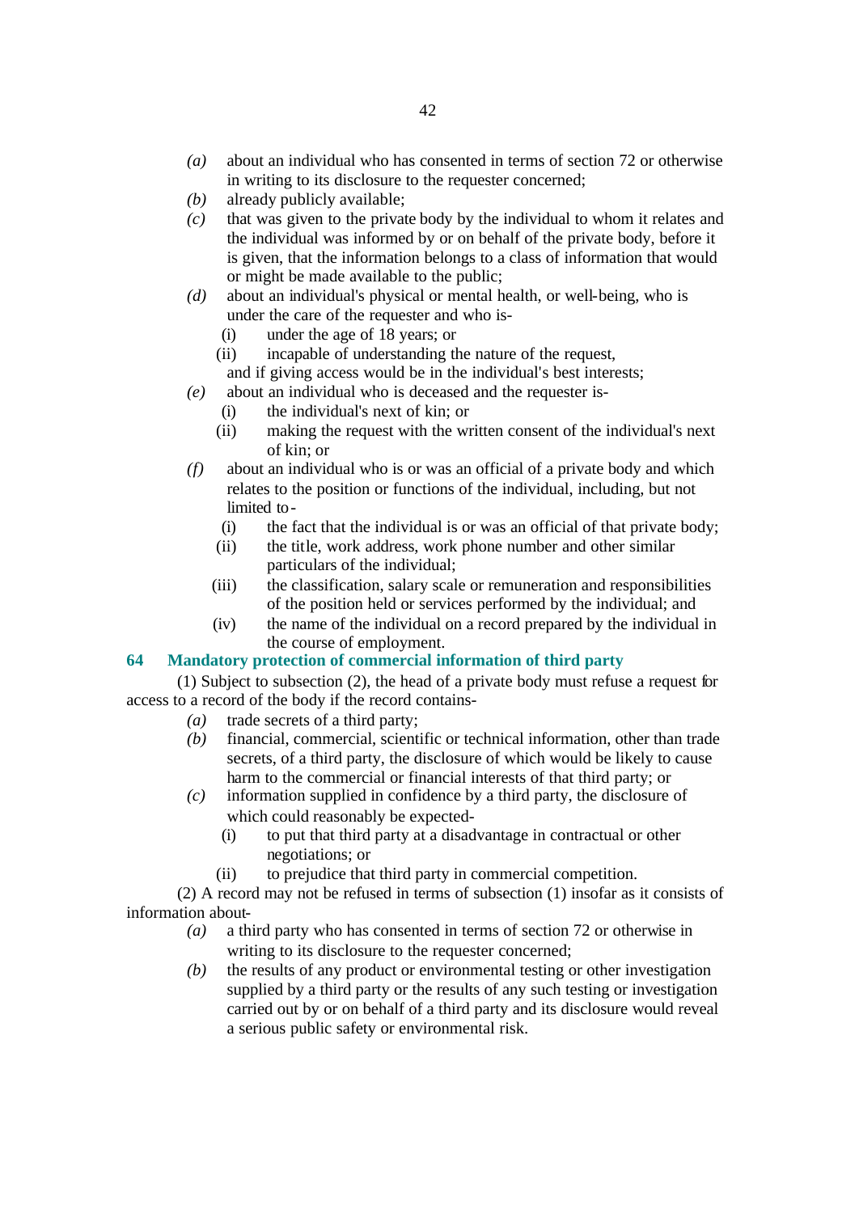*(a)* about an individual who has consented in terms of section 72 or otherwise in writing to its disclosure to the requester concerned;

*(b)* already publicly available;

*(c)* that was given to the private body by the individual to whom it relates and the individual was informed by or on behalf of the private body, before it is given, that the information belongs to a class of information that would or might be made available to the public;

*(d)* about an individual's physical or mental health, or well-being, who is under the care of the requester and who is-

(i) under the age of 18 years; or

(ii) incapable of understanding the nature of the request,

and if giving access would be in the individual's best interests;

*(e)* about an individual who is deceased and the requester is-

(i) the individual's next of kin; or

(ii) making the request with the written consent of the individual's next of kin; or

*(f)* about an individual who is or was an official of a private body and which relates to the position or functions of the individual, including, but not limited to-

(i) the fact that the individual is or was an official of that private body;

(ii) the title, work address, work phone number and other similar particulars of the individual;

(iii) the classification, salary scale or remuneration and responsibilities of the position held or services performed by the individual; and

(iv) the name of the individual on a record prepared by the individual in the course of employment.

## 64 Mandatory protection of commercial information of third party

(1) Subject to subsection (2), the head of a private body must refuse a request for access to a record of the body if the record contains-

*(a)* trade secrets of a third party;

*(b)* financial, commercial, scientific or technical information, other than trade secrets, of a third party, the disclosure of which would be likely to cause harm to the commercial or financial interests of that third party; or

*(c)* information supplied in confidence by a third party, the disclosure of which could reasonably be expected-

(i) to put that third party at a disadvantage in contractual or other negotiations; or

(ii) to prejudice that third party in commercial competition.

(2) A record may not be refused in terms of subsection (1) insofar as it consists of information about-

*(a)* a third party who has consented in terms of section 72 or otherwise in writing to its disclosure to the requester concerned;

*(b)* the results of any product or environmental testing or other investigation supplied by a third party or the results of any such testing or investigation carried out by or on behalf of a third party and its disclosure would reveal a serious public safety or environmental risk.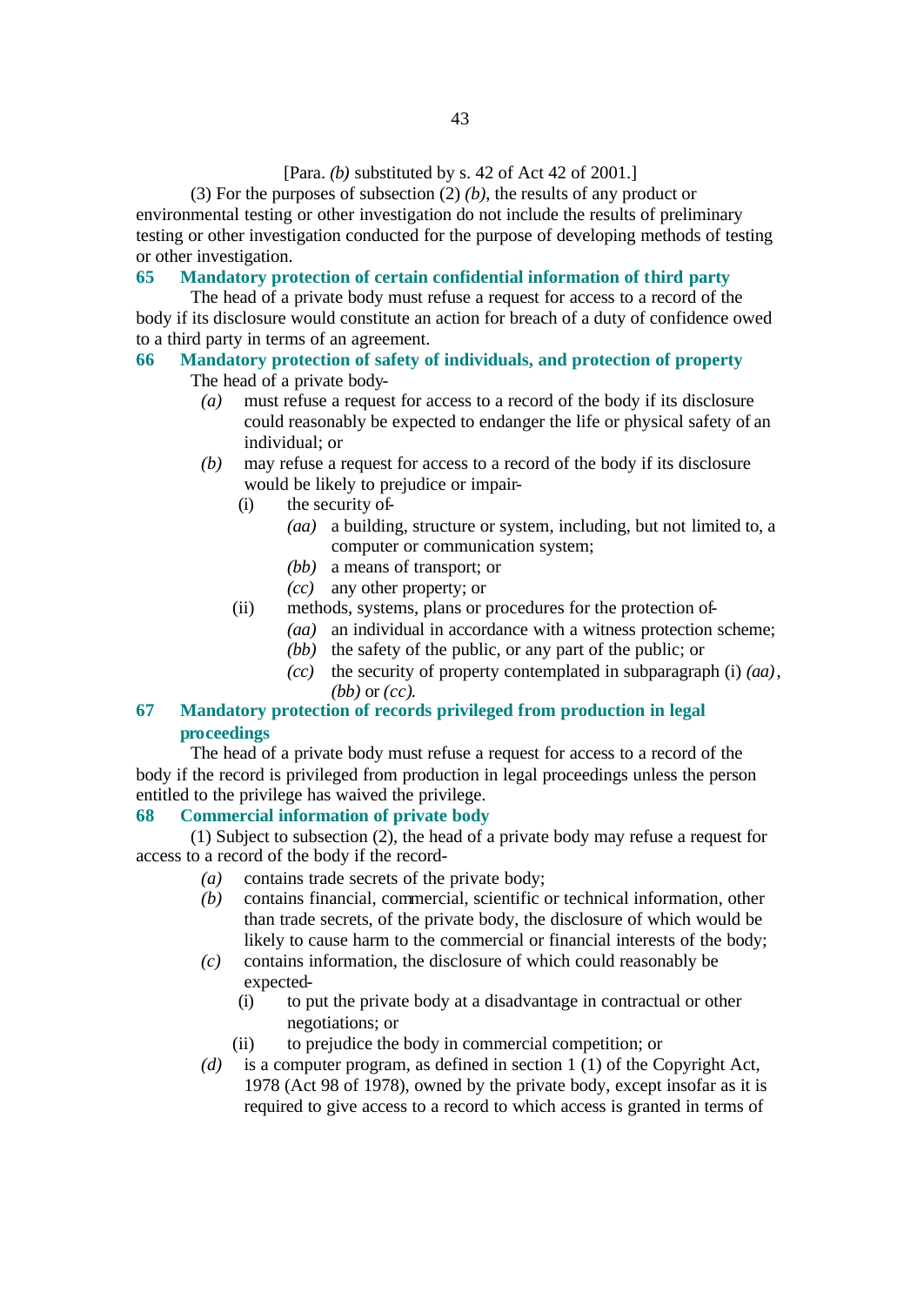[Para. *(b)* substituted by s. 42 of Act 42 of 2001.]

(3) For the purposes of subsection (2) *(b)*, the results of any product or environmental testing or other investigation do not include the results of preliminary testing or other investigation conducted for the purpose of developing methods of testing or other investigation.

### 65 Mandatory protection of certain confidential information of third party

The head of a private body must refuse a request for access to a record of the body if its disclosure would constitute an action for breach of a duty of confidence owed to a third party in terms of an agreement.

### 66 Mandatory protection of safety of individuals, and protection of property

The head of a private body-

*(a)* must refuse a request for access to a record of the body if its disclosure could reasonably be expected to endanger the life or physical safety of an individual; or

*(b)* may refuse a request for access to a record of the body if its disclosure would be likely to prejudice or impair-

(i) the security of-

*(aa)* a building, structure or system, including, but not limited to, a computer or communication system;

*(bb)* a means of transport; or

*(cc)* any other property; or

(ii) methods, systems, plans or procedures for the protection of-

*(aa)* an individual in accordance with a witness protection scheme;

*(bb)* the safety of the public, or any part of the public; or

*(cc)* the security of property contemplated in subparagraph (i) *(aa)*, *(bb)* or *(cc)*.

### 67 Mandatory protection of records privileged from production in legal proceedings

The head of a private body must refuse a request for access to a record of the body if the record is privileged from production in legal proceedings unless the person entitled to the privilege has waived the privilege.

### 68 Commercial information of private body

(1) Subject to subsection (2), the head of a private body may refuse a request for access to a record of the body if the record-

*(a)* contains trade secrets of the private body;

*(b)* contains financial, commercial, scientific or technical information, other than trade secrets, of the private body, the disclosure of which would be likely to cause harm to the commercial or financial interests of the body;

*(c)* contains information, the disclosure of which could reasonably be expected-

(i) to put the private body at a disadvantage in contractual or other negotiations; or

(ii) to prejudice the body in commercial competition; or

*(d)* is a computer program, as defined in section 1 (1) of the Copyright Act, 1978 (Act 98 of 1978), owned by the private body, except insofar as it is required to give access to a record to which access is granted in terms of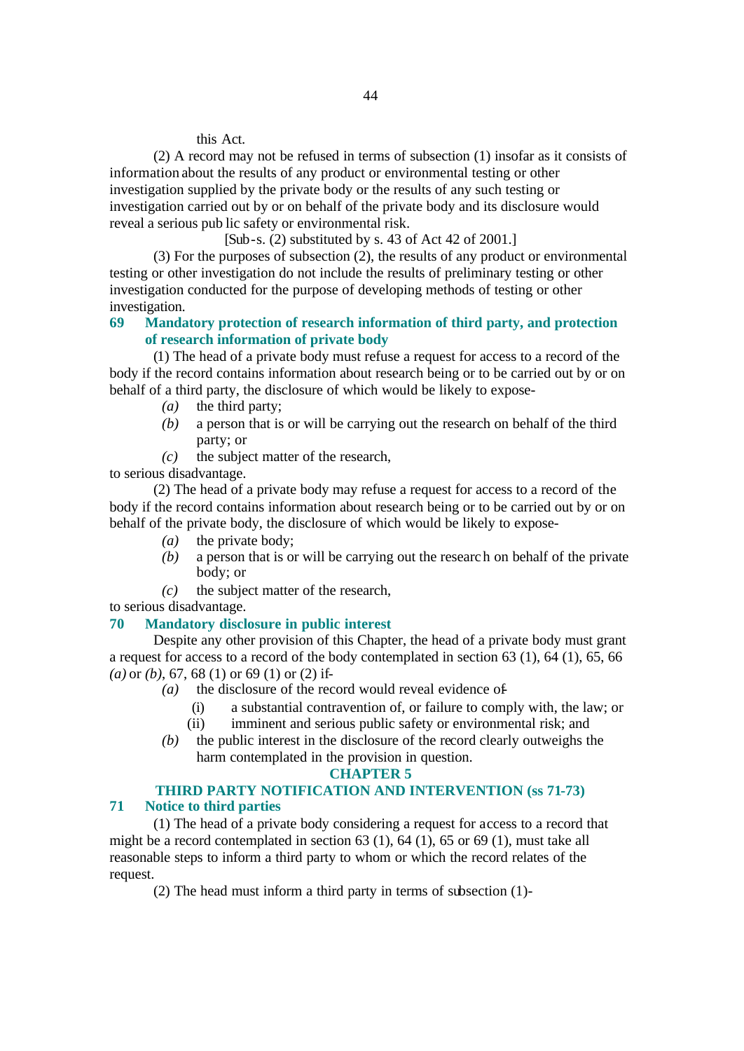this Act.

(2) A record may not be refused in terms of subsection (1) insofar as it consists of information about the results of any product or environmental testing or other investigation supplied by the private body or the results of any such testing or investigation carried out by or on behalf of the private body and its disclosure would reveal a serious public safety or environmental risk.

[Sub-s. (2) substituted by s. 43 of Act 42 of 2001.]

(3) For the purposes of subsection (2), the results of any product or environmental testing or other investigation do not include the results of preliminary testing or other investigation conducted for the purpose of developing methods of testing or other investigation.

### 69 Mandatory protection of research information of third party, and protection of research information of private body

(1) The head of a private body must refuse a request for access to a record of the body if the record contains information about research being or to be carried out by or on behalf of a third party, the disclosure of which would be likely to expose-

*(a)* the third party;

*(b)* a person that is or will be carrying out the research on behalf of the third party; or

*(c)* the subject matter of the research,

to serious disadvantage.

(2) The head of a private body may refuse a request for access to a record of the body if the record contains information about research being or to be carried out by or on behalf of the private body, the disclosure of which would be likely to expose-

*(a)* the private body;

*(b)* a person that is or will be carrying out the research on behalf of the private body; or

*(c)* the subject matter of the research,

to serious disadvantage.

### 70 Mandatory disclosure in public interest

Despite any other provision of this Chapter, the head of a private body must grant a request for access to a record of the body contemplated in section 63 (1), 64 (1), 65, 66 *(a)* or *(b)*, 67, 68 (1) or 69 (1) or (2) if-

*(a)* the disclosure of the record would reveal evidence of-

(i) a substantial contravention of, or failure to comply with, the law; or

(ii) imminent and serious public safety or environmental risk; and

*(b)* the public interest in the disclosure of the record clearly outweighs the harm contemplated in the provision in question.

## CHAPTER 5

## THIRD PARTY NOTIFICATION AND INTERVENTION (ss 71-73)

### 71 Notice to third parties

(1) The head of a private body considering a request for access to a record that might be a record contemplated in section 63 (1), 64 (1), 65 or 69 (1), must take all reasonable steps to inform a third party to whom or which the record relates of the request.

(2) The head must inform a third party in terms of subsection (1)-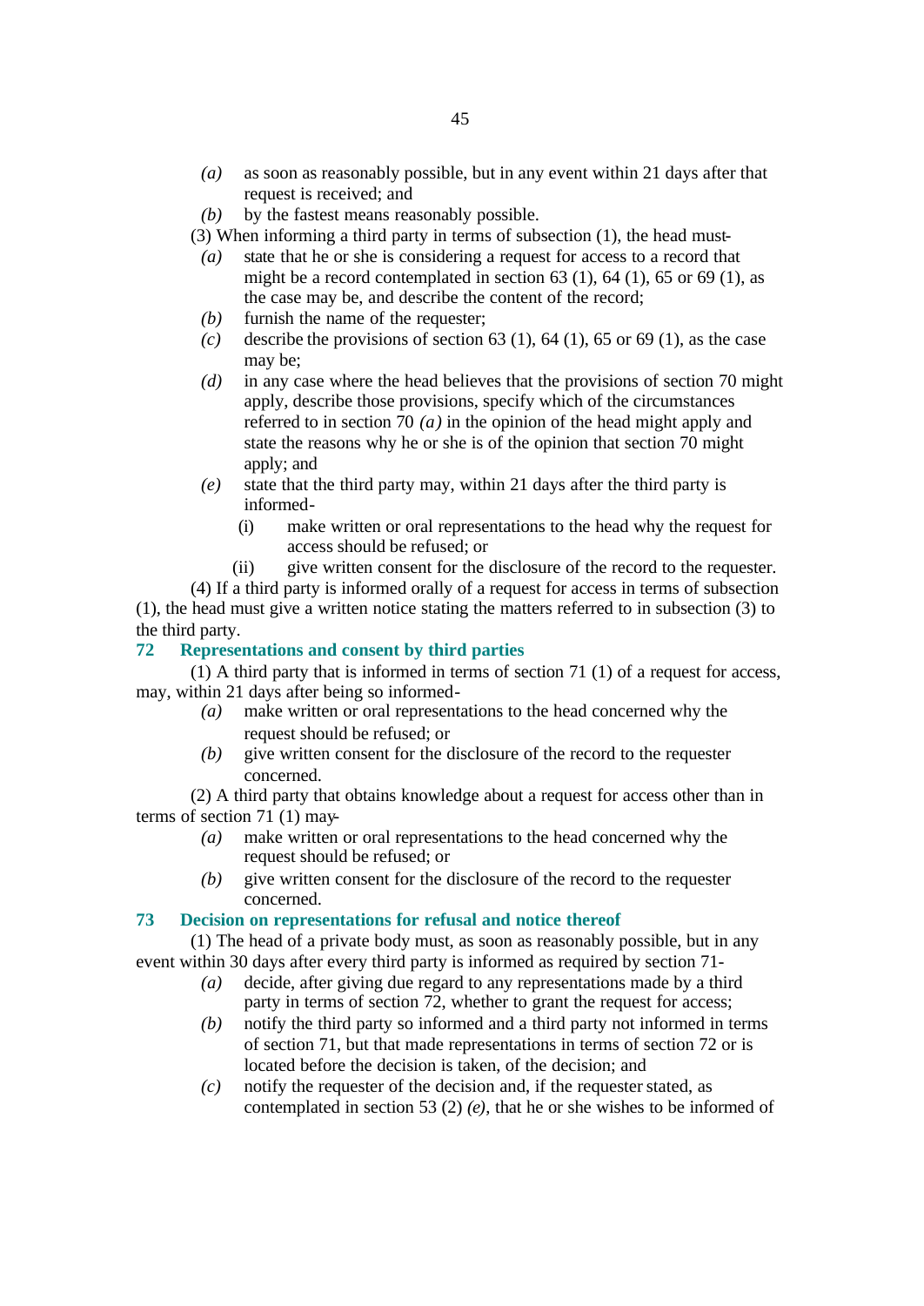*(a)* as soon as reasonably possible, but in any event within 21 days after that request is received; and

*(b)* by the fastest means reasonably possible.

(3) When informing a third party in terms of subsection (1), the head must-

*(a)* state that he or she is considering a request for access to a record that might be a record contemplated in section 63 (1), 64 (1), 65 or 69 (1), as the case may be, and describe the content of the record;

*(b)* furnish the name of the requester;

*(c)* describe the provisions of section 63 (1), 64 (1), 65 or 69 (1), as the case may be;

*(d)* in any case where the head believes that the provisions of section 70 might apply, describe those provisions, specify which of the circumstances referred to in section 70 *(a)* in the opinion of the head might apply and state the reasons why he or she is of the opinion that section 70 might apply; and

*(e)* state that the third party may, within 21 days after the third party is informed-

(i) make written or oral representations to the head why the request for access should be refused; or

(ii) give written consent for the disclosure of the record to the requester.

(4) If a third party is informed orally of a request for access in terms of subsection (1), the head must give a written notice stating the matters referred to in subsection (3) to the third party.

## 72 Representations and consent by third parties

(1) A third party that is informed in terms of section 71 (1) of a request for access, may, within 21 days after being so informed-

*(a)* make written or oral representations to the head concerned why the request should be refused; or

*(b)* give written consent for the disclosure of the record to the requester concerned.

(2) A third party that obtains knowledge about a request for access other than in terms of section 71 (1) may-

*(a)* make written or oral representations to the head concerned why the request should be refused; or

*(b)* give written consent for the disclosure of the record to the requester concerned.

## 73 Decision on representations for refusal and notice thereof

(1) The head of a private body must, as soon as reasonably possible, but in any event within 30 days after every third party is informed as required by section 71-

*(a)* decide, after giving due regard to any representations made by a third party in terms of section 72, whether to grant the request for access;

*(b)* notify the third party so informed and a third party not informed in terms of section 71, but that made representations in terms of section 72 or is located before the decision is taken, of the decision; and

*(c)* notify the requester of the decision and, if the requester stated, as contemplated in section 53 (2) *(e)*, that he or she wishes to be informed of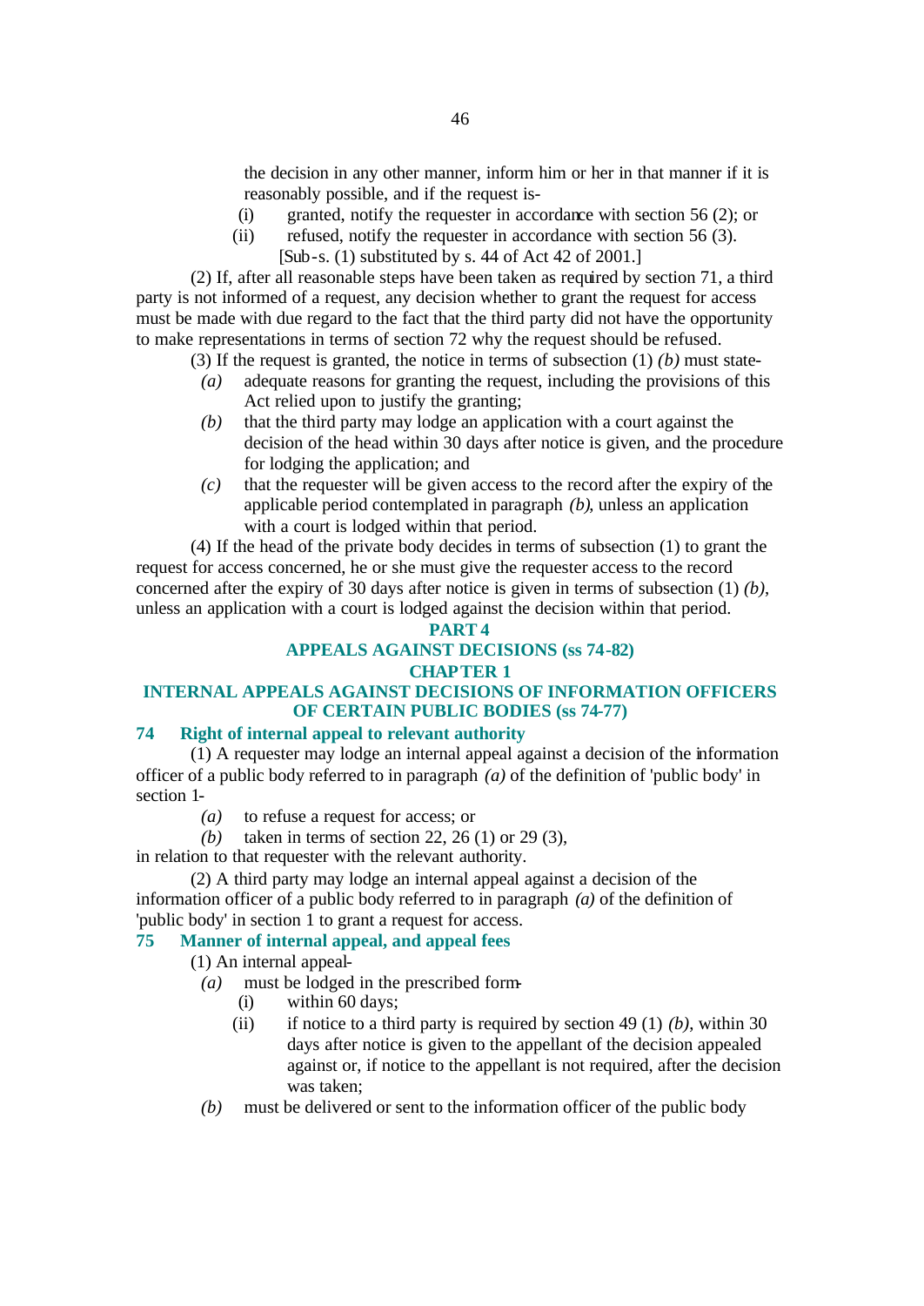the decision in any other manner, inform him or her in that manner if it is reasonably possible, and if the request is-

(i) granted, notify the requester in accordance with section 56 (2); or

(ii) refused, notify the requester in accordance with section 56 (3).

[Sub-s. (1) substituted by s. 44 of Act 42 of 2001.]

(2) If, after all reasonable steps have been taken as required by section 71, a third party is not informed of a request, any decision whether to grant the request for access must be made with due regard to the fact that the third party did not have the opportunity to make representations in terms of section 72 why the request should be refused.

(3) If the request is granted, the notice in terms of subsection (1) *(b)* must state-

*(a)* adequate reasons for granting the request, including the provisions of this Act relied upon to justify the granting;

*(b)* that the third party may lodge an application with a court against the decision of the head within 30 days after notice is given, and the procedure for lodging the application; and

*(c)* that the requester will be given access to the record after the expiry of the applicable period contemplated in paragraph *(b)*, unless an application with a court is lodged within that period.

(4) If the head of the private body decides in terms of subsection (1) to grant the request for access concerned, he or she must give the requester access to the record concerned after the expiry of 30 days after notice is given in terms of subsection (1) *(b)*, unless an application with a court is lodged against the decision within that period.

## PART 4
## APPEALS AGAINST DECISIONS (ss 74-82)
## CHAPTER 1
## INTERNAL APPEALS AGAINST DECISIONS OF INFORMATION OFFICERS OF CERTAIN PUBLIC BODIES (ss 74-77)

### 74 Right of internal appeal to relevant authority

(1) A requester may lodge an internal appeal against a decision of the information officer of a public body referred to in paragraph *(a)* of the definition of 'public body' in section 1-

*(a)* to refuse a request for access; or

*(b)* taken in terms of section 22, 26 (1) or 29 (3),

in relation to that requester with the relevant authority.

(2) A third party may lodge an internal appeal against a decision of the information officer of a public body referred to in paragraph *(a)* of the definition of 'public body' in section 1 to grant a request for access.

### 75 Manner of internal appeal, and appeal fees

(1) An internal appeal-

*(a)* must be lodged in the prescribed form-

(i) within 60 days;

(ii) if notice to a third party is required by section 49 (1) *(b)*, within 30 days after notice is given to the appellant of the decision appealed against or, if notice to the appellant is not required, after the decision was taken;

*(b)* must be delivered or sent to the information officer of the public body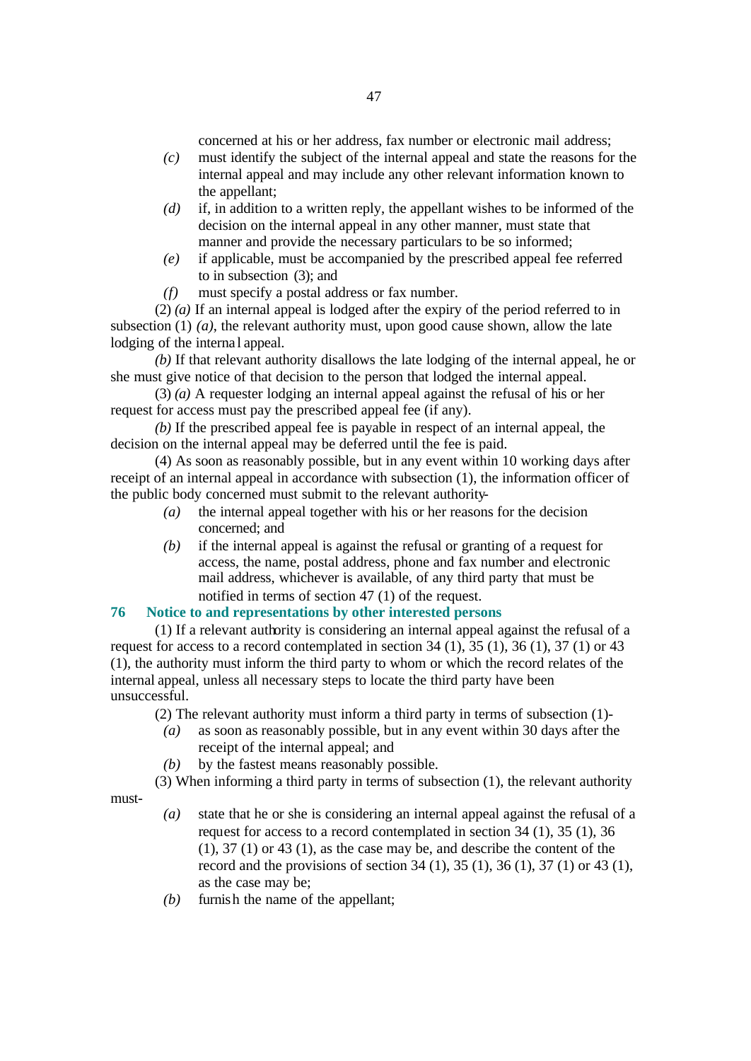concerned at his or her address, fax number or electronic mail address;

*(c)* must identify the subject of the internal appeal and state the reasons for the internal appeal and may include any other relevant information known to the appellant;

*(d)* if, in addition to a written reply, the appellant wishes to be informed of the decision on the internal appeal in any other manner, must state that manner and provide the necessary particulars to be so informed;

*(e)* if applicable, must be accompanied by the prescribed appeal fee referred to in subsection (3); and

*(f)* must specify a postal address or fax number.

(2) *(a)* If an internal appeal is lodged after the expiry of the period referred to in subsection (1) *(a)*, the relevant authority must, upon good cause shown, allow the late lodging of the internal appeal.

*(b)* If that relevant authority disallows the late lodging of the internal appeal, he or she must give notice of that decision to the person that lodged the internal appeal.

(3) *(a)* A requester lodging an internal appeal against the refusal of his or her request for access must pay the prescribed appeal fee (if any).

*(b)* If the prescribed appeal fee is payable in respect of an internal appeal, the decision on the internal appeal may be deferred until the fee is paid.

(4) As soon as reasonably possible, but in any event within 10 working days after receipt of an internal appeal in accordance with subsection (1), the information officer of the public body concerned must submit to the relevant authority-

*(a)* the internal appeal together with his or her reasons for the decision concerned; and

*(b)* if the internal appeal is against the refusal or granting of a request for access, the name, postal address, phone and fax number and electronic mail address, whichever is available, of any third party that must be notified in terms of section 47 (1) of the request.

### 76 Notice to and representations by other interested persons

(1) If a relevant authority is considering an internal appeal against the refusal of a request for access to a record contemplated in section 34 (1), 35 (1), 36 (1), 37 (1) or 43 (1), the authority must inform the third party to whom or which the record relates of the internal appeal, unless all necessary steps to locate the third party have been unsuccessful.

(2) The relevant authority must inform a third party in terms of subsection (1)-

*(a)* as soon as reasonably possible, but in any event within 30 days after the receipt of the internal appeal; and

*(b)* by the fastest means reasonably possible.

(3) When informing a third party in terms of subsection (1), the relevant authority must-

*(a)* state that he or she is considering an internal appeal against the refusal of a request for access to a record contemplated in section 34 (1), 35 (1), 36 (1), 37 (1) or 43 (1), as the case may be, and describe the content of the record and the provisions of section 34 (1), 35 (1), 36 (1), 37 (1) or 43 (1), as the case may be;

*(b)* furnish the name of the appellant;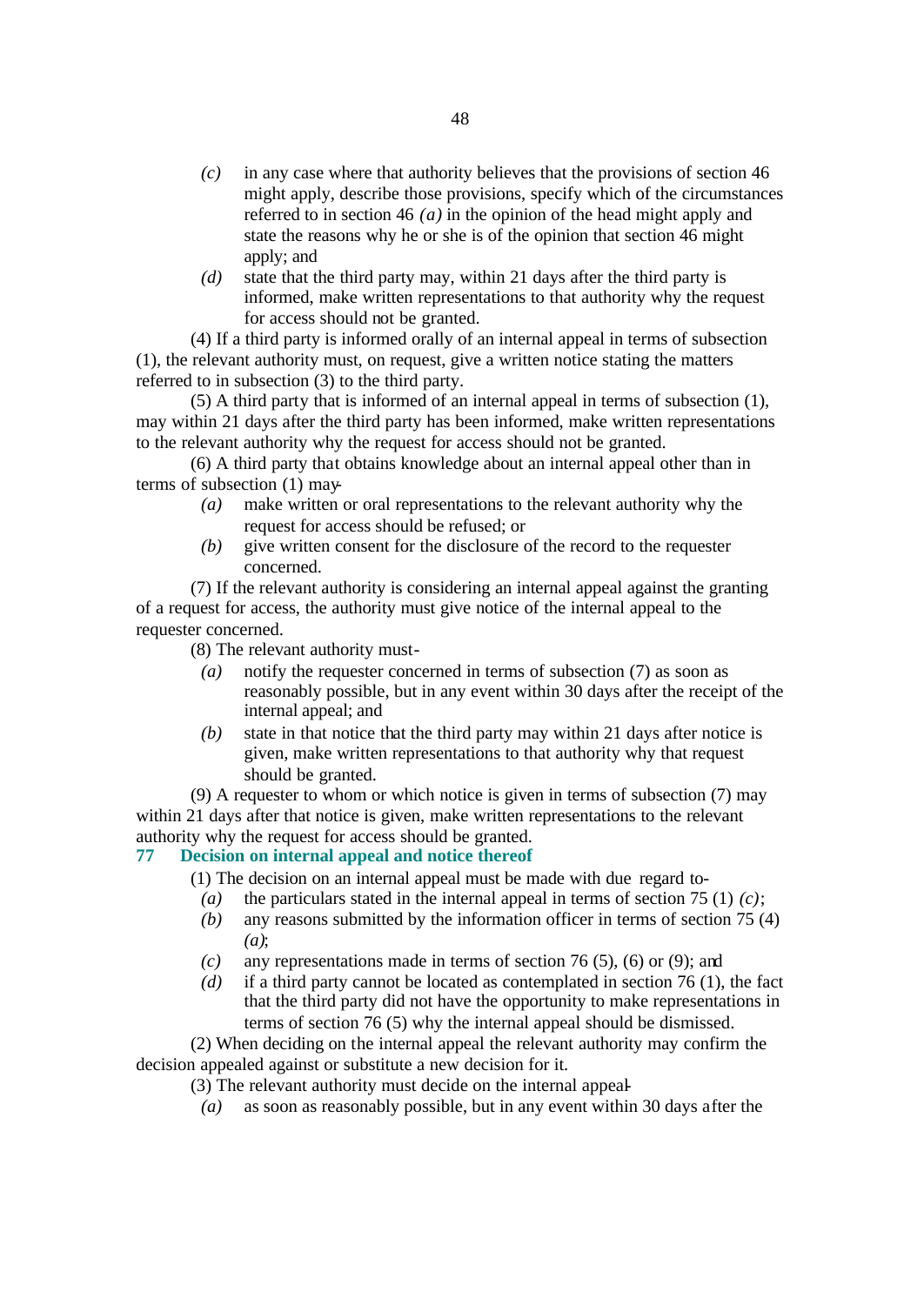*(c)* in any case where that authority believes that the provisions of section 46 might apply, describe those provisions, specify which of the circumstances referred to in section 46 *(a)* in the opinion of the head might apply and state the reasons why he or she is of the opinion that section 46 might apply; and

*(d)* state that the third party may, within 21 days after the third party is informed, make written representations to that authority why the request for access should not be granted.

(4) If a third party is informed orally of an internal appeal in terms of subsection (1), the relevant authority must, on request, give a written notice stating the matters referred to in subsection (3) to the third party.

(5) A third party that is informed of an internal appeal in terms of subsection (1), may within 21 days after the third party has been informed, make written representations to the relevant authority why the request for access should not be granted.

(6) A third party that obtains knowledge about an internal appeal other than in terms of subsection (1) may-

*(a)* make written or oral representations to the relevant authority why the request for access should be refused; or

*(b)* give written consent for the disclosure of the record to the requester concerned.

(7) If the relevant authority is considering an internal appeal against the granting of a request for access, the authority must give notice of the internal appeal to the requester concerned.

(8) The relevant authority must-

*(a)* notify the requester concerned in terms of subsection (7) as soon as reasonably possible, but in any event within 30 days after the receipt of the internal appeal; and

*(b)* state in that notice that the third party may within 21 days after notice is given, make written representations to that authority why that request should be granted.

(9) A requester to whom or which notice is given in terms of subsection (7) may within 21 days after that notice is given, make written representations to the relevant authority why the request for access should be granted.

## 77 Decision on internal appeal and notice thereof

(1) The decision on an internal appeal must be made with due regard to-

*(a)* the particulars stated in the internal appeal in terms of section 75 (1) *(c)*;

*(b)* any reasons submitted by the information officer in terms of section 75 (4) *(a)*;

*(c)* any representations made in terms of section 76 (5), (6) or (9); and

*(d)* if a third party cannot be located as contemplated in section 76 (1), the fact that the third party did not have the opportunity to make representations in terms of section 76 (5) why the internal appeal should be dismissed.

(2) When deciding on the internal appeal the relevant authority may confirm the decision appealed against or substitute a new decision for it.

(3) The relevant authority must decide on the internal appeal-

*(a)* as soon as reasonably possible, but in any event within 30 days after the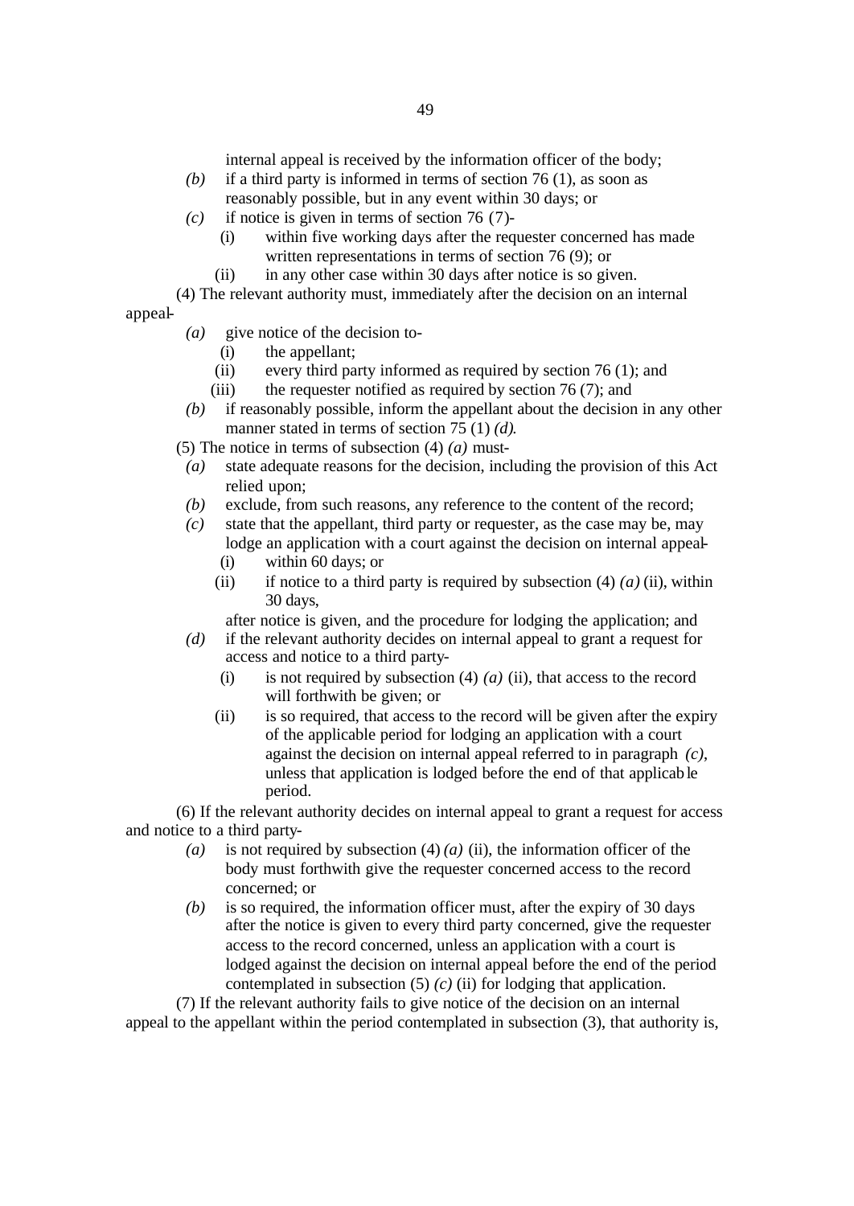internal appeal is received by the information officer of the body;

*(b)* if a third party is informed in terms of section 76 (1), as soon as reasonably possible, but in any event within 30 days; or

*(c)* if notice is given in terms of section 76 (7)-

(i) within five working days after the requester concerned has made written representations in terms of section 76 (9); or

(ii) in any other case within 30 days after notice is so given.

(4) The relevant authority must, immediately after the decision on an internal appeal-

*(a)* give notice of the decision to-

(i) the appellant;

(ii) every third party informed as required by section 76 (1); and

(iii) the requester notified as required by section 76 (7); and

*(b)* if reasonably possible, inform the appellant about the decision in any other manner stated in terms of section 75 (1) *(d)*.

(5) The notice in terms of subsection (4) *(a)* must-

*(a)* state adequate reasons for the decision, including the provision of this Act relied upon;

*(b)* exclude, from such reasons, any reference to the content of the record;

*(c)* state that the appellant, third party or requester, as the case may be, may lodge an application with a court against the decision on internal appeal-

(i) within 60 days; or

(ii) if notice to a third party is required by subsection (4) *(a)* (ii), within 30 days,

after notice is given, and the procedure for lodging the application; and

*(d)* if the relevant authority decides on internal appeal to grant a request for access and notice to a third party-

(i) is not required by subsection (4) *(a)* (ii), that access to the record will forthwith be given; or

(ii) is so required, that access to the record will be given after the expiry of the applicable period for lodging an application with a court against the decision on internal appeal referred to in paragraph *(c)*, unless that application is lodged before the end of that applicable period.

(6) If the relevant authority decides on internal appeal to grant a request for access and notice to a third party-

*(a)* is not required by subsection (4) *(a)* (ii), the information officer of the body must forthwith give the requester concerned access to the record concerned; or

*(b)* is so required, the information officer must, after the expiry of 30 days after the notice is given to every third party concerned, give the requester access to the record concerned, unless an application with a court is lodged against the decision on internal appeal before the end of the period contemplated in subsection (5) *(c)* (ii) for lodging that application.

(7) If the relevant authority fails to give notice of the decision on an internal appeal to the appellant within the period contemplated in subsection (3), that authority is,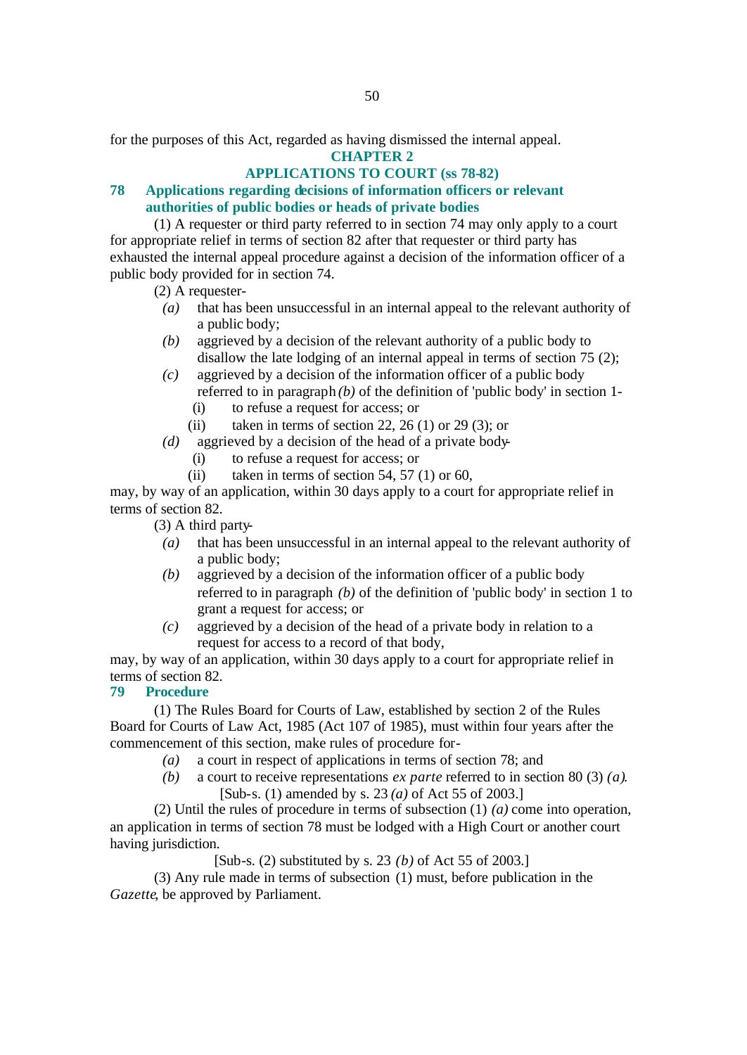for the purposes of this Act, regarded as having dismissed the internal appeal.

## CHAPTER 2

## APPLICATIONS TO COURT (ss 78-82)

### 78 Applications regarding decisions of information officers or relevant authorities of public bodies or heads of private bodies

(1) A requester or third party referred to in section 74 may only apply to a court for appropriate relief in terms of section 82 after that requester or third party has exhausted the internal appeal procedure against a decision of the information officer of a public body provided for in section 74.

(2) A requester-

- *(a)* that has been unsuccessful in an internal appeal to the relevant authority of a public body;
- *(b)* aggrieved by a decision of the relevant authority of a public body to disallow the late lodging of an internal appeal in terms of section 75 (2);
- *(c)* aggrieved by a decision of the information officer of a public body referred to in paragraph *(b)* of the definition of 'public body' in section 1-
  - (i) to refuse a request for access; or
  - (ii) taken in terms of section 22, 26 (1) or 29 (3); or
- *(d)* aggrieved by a decision of the head of a private body-
  - (i) to refuse a request for access; or
  - (ii) taken in terms of section 54, 57 (1) or 60,

may, by way of an application, within 30 days apply to a court for appropriate relief in terms of section 82.

(3) A third party-

- *(a)* that has been unsuccessful in an internal appeal to the relevant authority of a public body;
- *(b)* aggrieved by a decision of the information officer of a public body referred to in paragraph *(b)* of the definition of 'public body' in section 1 to grant a request for access; or
- *(c)* aggrieved by a decision of the head of a private body in relation to a request for access to a record of that body,

may, by way of an application, within 30 days apply to a court for appropriate relief in terms of section 82.

### 79 Procedure

(1) The Rules Board for Courts of Law, established by section 2 of the Rules Board for Courts of Law Act, 1985 (Act 107 of 1985), must within four years after the commencement of this section, make rules of procedure for-

- *(a)* a court in respect of applications in terms of section 78; and
- *(b)* a court to receive representations *ex parte* referred to in section 80 (3) *(a)*.

[Sub-s. (1) amended by s. 23 *(a)* of Act 55 of 2003.]

(2) Until the rules of procedure in terms of subsection (1) *(a)* come into operation, an application in terms of section 78 must be lodged with a High Court or another court having jurisdiction.

[Sub-s. (2) substituted by s. 23 *(b)* of Act 55 of 2003.]

(3) Any rule made in terms of subsection (1) must, before publication in the *Gazette*, be approved by Parliament.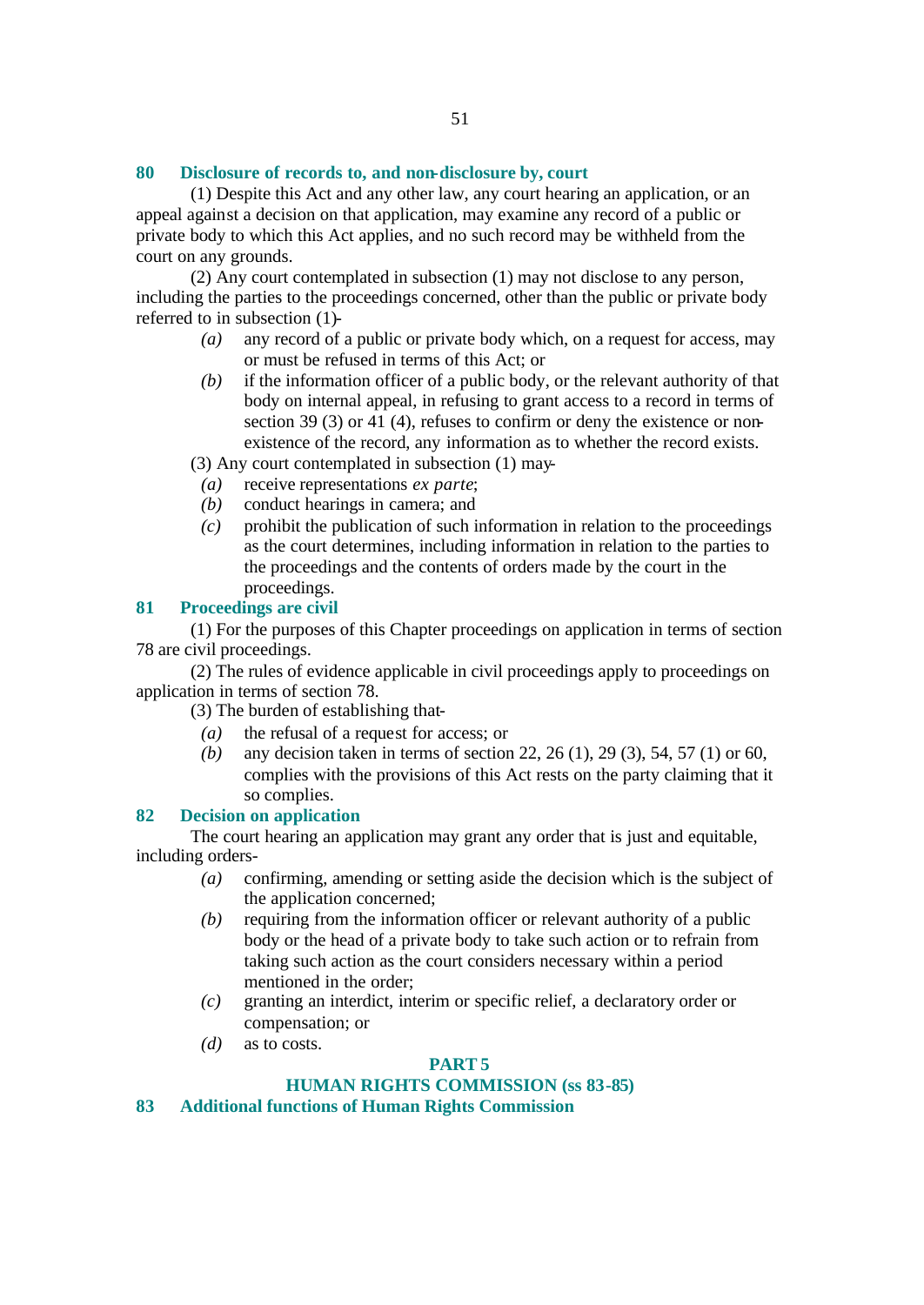## 80 Disclosure of records to, and non-disclosure by, court

(1) Despite this Act and any other law, any court hearing an application, or an appeal against a decision on that application, may examine any record of a public or private body to which this Act applies, and no such record may be withheld from the court on any grounds.

(2) Any court contemplated in subsection (1) may not disclose to any person, including the parties to the proceedings concerned, other than the public or private body referred to in subsection (1)-

- *(a)* any record of a public or private body which, on a request for access, may or must be refused in terms of this Act; or
- *(b)* if the information officer of a public body, or the relevant authority of that body on internal appeal, in refusing to grant access to a record in terms of section 39 (3) or 41 (4), refuses to confirm or deny the existence or non-existence of the record, any information as to whether the record exists.

(3) Any court contemplated in subsection (1) may-

- *(a)* receive representations *ex parte*;
- *(b)* conduct hearings in camera; and
- *(c)* prohibit the publication of such information in relation to the proceedings as the court determines, including information in relation to the parties to the proceedings and the contents of orders made by the court in the proceedings.

## 81 Proceedings are civil

(1) For the purposes of this Chapter proceedings on application in terms of section 78 are civil proceedings.

(2) The rules of evidence applicable in civil proceedings apply to proceedings on application in terms of section 78.

(3) The burden of establishing that-

- *(a)* the refusal of a request for access; or
- *(b)* any decision taken in terms of section 22, 26 (1), 29 (3), 54, 57 (1) or 60,

complies with the provisions of this Act rests on the party claiming that it so complies.

## 82 Decision on application

The court hearing an application may grant any order that is just and equitable, including orders-

- *(a)* confirming, amending or setting aside the decision which is the subject of the application concerned;
- *(b)* requiring from the information officer or relevant authority of a public body or the head of a private body to take such action or to refrain from taking such action as the court considers necessary within a period mentioned in the order;
- *(c)* granting an interdict, interim or specific relief, a declaratory order or compensation; or
- *(d)* as to costs.

# PART 5

# HUMAN RIGHTS COMMISSION (ss 83-85)

## 83 Additional functions of Human Rights Commission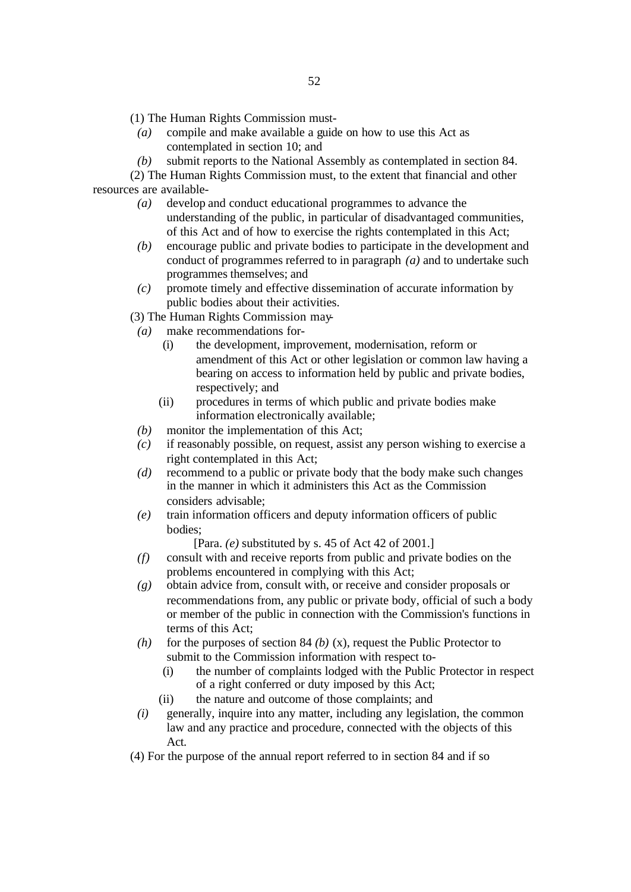(1) The Human Rights Commission must-

*(a)* compile and make available a guide on how to use this Act as contemplated in section 10; and

*(b)* submit reports to the National Assembly as contemplated in section 84.

(2) The Human Rights Commission must, to the extent that financial and other resources are available-

*(a)* develop and conduct educational programmes to advance the understanding of the public, in particular of disadvantaged communities, of this Act and of how to exercise the rights contemplated in this Act;

*(b)* encourage public and private bodies to participate in the development and conduct of programmes referred to in paragraph *(a)* and to undertake such programmes themselves; and

*(c)* promote timely and effective dissemination of accurate information by public bodies about their activities.

(3) The Human Rights Commission may-

*(a)* make recommendations for-

(i) the development, improvement, modernisation, reform or amendment of this Act or other legislation or common law having a bearing on access to information held by public and private bodies, respectively; and

(ii) procedures in terms of which public and private bodies make information electronically available;

*(b)* monitor the implementation of this Act;

*(c)* if reasonably possible, on request, assist any person wishing to exercise a right contemplated in this Act;

*(d)* recommend to a public or private body that the body make such changes in the manner in which it administers this Act as the Commission considers advisable;

*(e)* train information officers and deputy information officers of public bodies;

[Para. *(e)* substituted by s. 45 of Act 42 of 2001.]

*(f)* consult with and receive reports from public and private bodies on the problems encountered in complying with this Act;

*(g)* obtain advice from, consult with, or receive and consider proposals or recommendations from, any public or private body, official of such a body or member of the public in connection with the Commission's functions in terms of this Act;

*(h)* for the purposes of section 84 *(b)* (x), request the Public Protector to submit to the Commission information with respect to-

(i) the number of complaints lodged with the Public Protector in respect of a right conferred or duty imposed by this Act;

(ii) the nature and outcome of those complaints; and

*(i)* generally, inquire into any matter, including any legislation, the common law and any practice and procedure, connected with the objects of this Act.

(4) For the purpose of the annual report referred to in section 84 and if so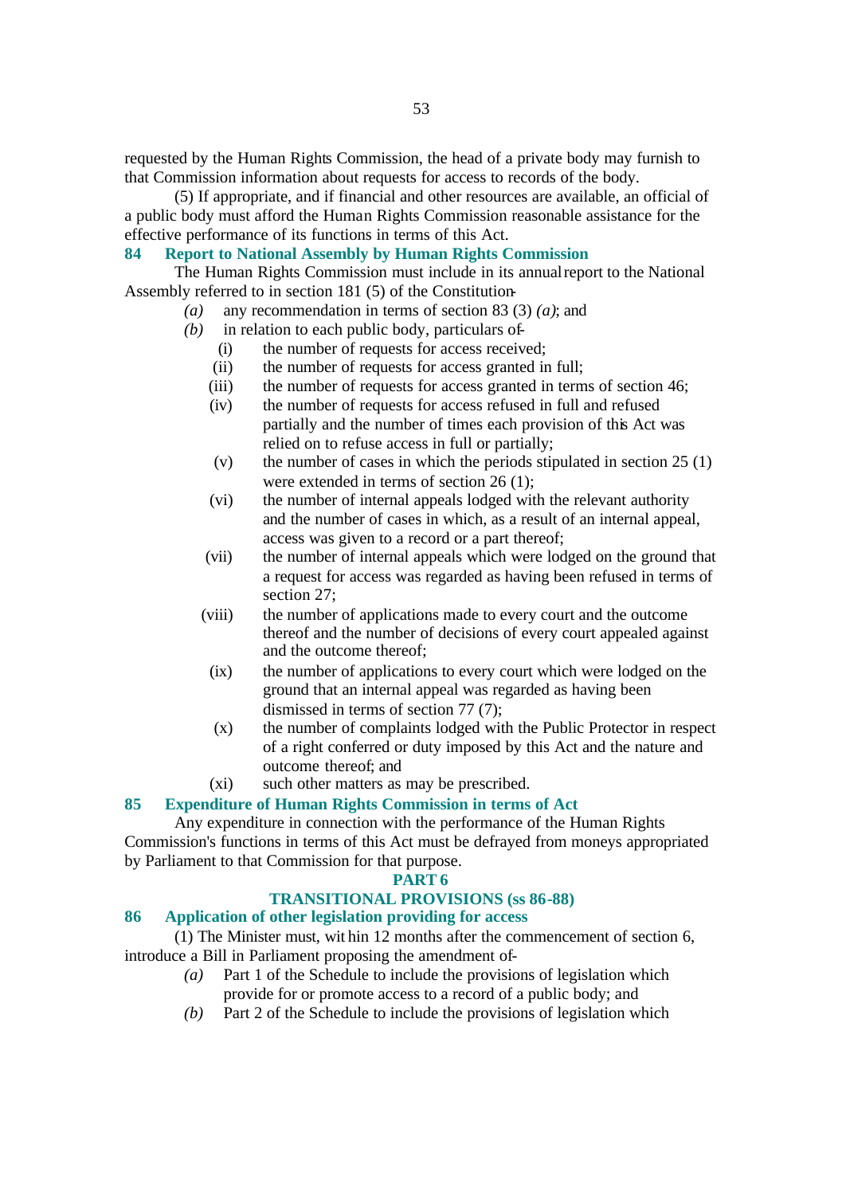requested by the Human Rights Commission, the head of a private body may furnish to that Commission information about requests for access to records of the body.

(5) If appropriate, and if financial and other resources are available, an official of a public body must afford the Human Rights Commission reasonable assistance for the effective performance of its functions in terms of this Act.

### 84 Report to National Assembly by Human Rights Commission

The Human Rights Commission must include in its annual report to the National Assembly referred to in section 181 (5) of the Constitution-

*(a)* any recommendation in terms of section 83 (3) *(a)*; and

*(b)* in relation to each public body, particulars of-

(i) the number of requests for access received;

(ii) the number of requests for access granted in full;

(iii) the number of requests for access granted in terms of section 46;

(iv) the number of requests for access refused in full and refused partially and the number of times each provision of this Act was relied on to refuse access in full or partially;

(v) the number of cases in which the periods stipulated in section 25 (1) were extended in terms of section 26 (1);

(vi) the number of internal appeals lodged with the relevant authority and the number of cases in which, as a result of an internal appeal, access was given to a record or a part thereof;

(vii) the number of internal appeals which were lodged on the ground that a request for access was regarded as having been refused in terms of section 27;

(viii) the number of applications made to every court and the outcome thereof and the number of decisions of every court appealed against and the outcome thereof;

(ix) the number of applications to every court which were lodged on the ground that an internal appeal was regarded as having been dismissed in terms of section 77 (7);

(x) the number of complaints lodged with the Public Protector in respect of a right conferred or duty imposed by this Act and the nature and outcome thereof; and

(xi) such other matters as may be prescribed.

### 85 Expenditure of Human Rights Commission in terms of Act

Any expenditure in connection with the performance of the Human Rights Commission's functions in terms of this Act must be defrayed from moneys appropriated by Parliament to that Commission for that purpose.

## PART 6

## TRANSITIONAL PROVISIONS (ss 86-88)

### 86 Application of other legislation providing for access

(1) The Minister must, within 12 months after the commencement of section 6, introduce a Bill in Parliament proposing the amendment of-

*(a)* Part 1 of the Schedule to include the provisions of legislation which provide for or promote access to a record of a public body; and

*(b)* Part 2 of the Schedule to include the provisions of legislation which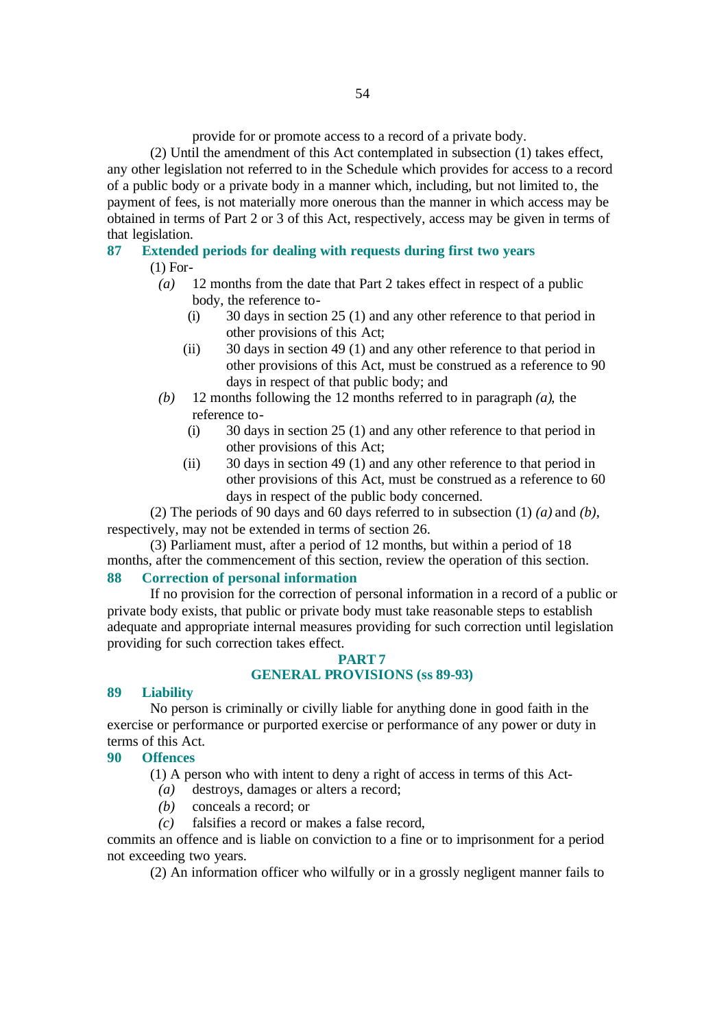provide for or promote access to a record of a private body.

(2) Until the amendment of this Act contemplated in subsection (1) takes effect, any other legislation not referred to in the Schedule which provides for access to a record of a public body or a private body in a manner which, including, but not limited to, the payment of fees, is not materially more onerous than the manner in which access may be obtained in terms of Part 2 or 3 of this Act, respectively, access may be given in terms of that legislation.

### 87 Extended periods for dealing with requests during first two years

(1) For-

*(a)* 12 months from the date that Part 2 takes effect in respect of a public body, the reference to-

(i) 30 days in section 25 (1) and any other reference to that period in other provisions of this Act;

(ii) 30 days in section 49 (1) and any other reference to that period in other provisions of this Act, must be construed as a reference to 90 days in respect of that public body; and

*(b)* 12 months following the 12 months referred to in paragraph *(a)*, the reference to-

(i) 30 days in section 25 (1) and any other reference to that period in other provisions of this Act;

(ii) 30 days in section 49 (1) and any other reference to that period in other provisions of this Act, must be construed as a reference to 60 days in respect of the public body concerned.

(2) The periods of 90 days and 60 days referred to in subsection (1) *(a)* and *(b)*, respectively, may not be extended in terms of section 26.

(3) Parliament must, after a period of 12 months, but within a period of 18 months, after the commencement of this section, review the operation of this section.

### 88 Correction of personal information

If no provision for the correction of personal information in a record of a public or private body exists, that public or private body must take reasonable steps to establish adequate and appropriate internal measures providing for such correction until legislation providing for such correction takes effect.

## PART 7
## GENERAL PROVISIONS (ss 89-93)

### 89 Liability

No person is criminally or civilly liable for anything done in good faith in the exercise or performance or purported exercise or performance of any power or duty in terms of this Act.

### 90 Offences

(1) A person who with intent to deny a right of access in terms of this Act-

*(a)* destroys, damages or alters a record;

*(b)* conceals a record; or

*(c)* falsifies a record or makes a false record,

commits an offence and is liable on conviction to a fine or to imprisonment for a period not exceeding two years.

(2) An information officer who wilfully or in a grossly negligent manner fails to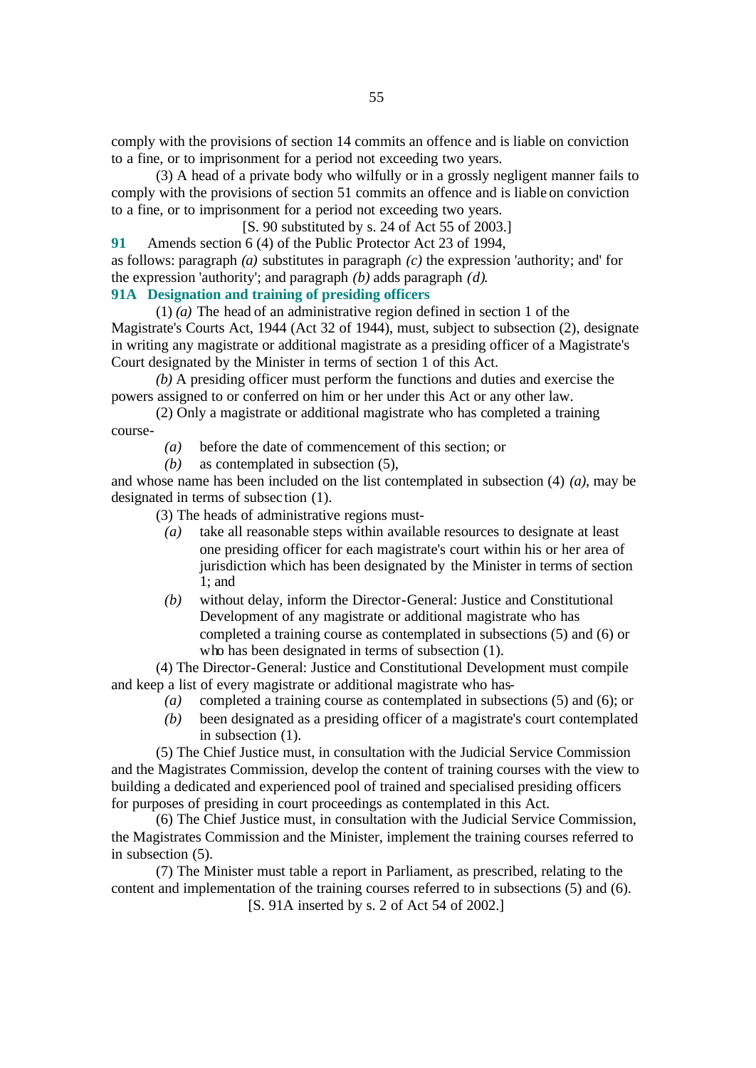comply with the provisions of section 14 commits an offence and is liable on conviction to a fine, or to imprisonment for a period not exceeding two years.

(3) A head of a private body who wilfully or in a grossly negligent manner fails to comply with the provisions of section 51 commits an offence and is liable on conviction to a fine, or to imprisonment for a period not exceeding two years.

[S. 90 substituted by s. 24 of Act 55 of 2003.]

**91** Amends section 6 (4) of the Public Protector Act 23 of 1994, as follows: paragraph *(a)* substitutes in paragraph *(c)* the expression 'authority; and' for the expression 'authority'; and paragraph *(b)* adds paragraph *(d)*.

**91A Designation and training of presiding officers**

(1) *(a)* The head of an administrative region defined in section 1 of the Magistrate's Courts Act, 1944 (Act 32 of 1944), must, subject to subsection (2), designate in writing any magistrate or additional magistrate as a presiding officer of a Magistrate's Court designated by the Minister in terms of section 1 of this Act.

*(b)* A presiding officer must perform the functions and duties and exercise the powers assigned to or conferred on him or her under this Act or any other law.

(2) Only a magistrate or additional magistrate who has completed a training course-

*(a)* before the date of commencement of this section; or

*(b)* as contemplated in subsection (5),

and whose name has been included on the list contemplated in subsection (4) *(a)*, may be designated in terms of subsection (1).

(3) The heads of administrative regions must-

*(a)* take all reasonable steps within available resources to designate at least one presiding officer for each magistrate's court within his or her area of jurisdiction which has been designated by the Minister in terms of section 1; and

*(b)* without delay, inform the Director-General: Justice and Constitutional Development of any magistrate or additional magistrate who has completed a training course as contemplated in subsections (5) and (6) or who has been designated in terms of subsection (1).

(4) The Director-General: Justice and Constitutional Development must compile and keep a list of every magistrate or additional magistrate who has-

*(a)* completed a training course as contemplated in subsections (5) and (6); or

*(b)* been designated as a presiding officer of a magistrate's court contemplated in subsection (1).

(5) The Chief Justice must, in consultation with the Judicial Service Commission and the Magistrates Commission, develop the content of training courses with the view to building a dedicated and experienced pool of trained and specialised presiding officers for purposes of presiding in court proceedings as contemplated in this Act.

(6) The Chief Justice must, in consultation with the Judicial Service Commission, the Magistrates Commission and the Minister, implement the training courses referred to in subsection (5).

(7) The Minister must table a report in Parliament, as prescribed, relating to the content and implementation of the training courses referred to in subsections (5) and (6).

[S. 91A inserted by s. 2 of Act 54 of 2002.]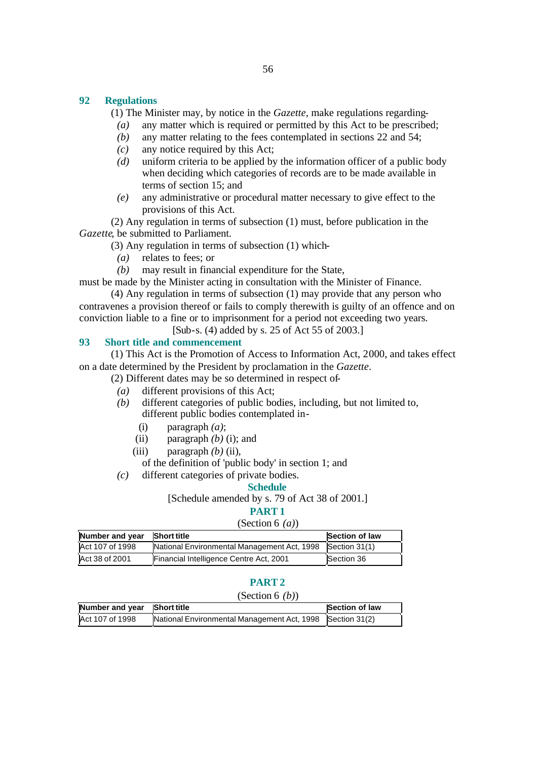## 92 Regulations

(1) The Minister may, by notice in the *Gazette*, make regulations regarding-

*(a)* any matter which is required or permitted by this Act to be prescribed;

*(b)* any matter relating to the fees contemplated in sections 22 and 54;

*(c)* any notice required by this Act;

*(d)* uniform criteria to be applied by the information officer of a public body when deciding which categories of records are to be made available in terms of section 15; and

*(e)* any administrative or procedural matter necessary to give effect to the provisions of this Act.

(2) Any regulation in terms of subsection (1) must, before publication in the *Gazette*, be submitted to Parliament.

(3) Any regulation in terms of subsection (1) which-

*(a)* relates to fees; or

*(b)* may result in financial expenditure for the State,

must be made by the Minister acting in consultation with the Minister of Finance.

(4) Any regulation in terms of subsection (1) may provide that any person who contravenes a provision thereof or fails to comply therewith is guilty of an offence and on conviction liable to a fine or to imprisonment for a period not exceeding two years.

[Sub-s. (4) added by s. 25 of Act 55 of 2003.]

## 93 Short title and commencement

(1) This Act is the Promotion of Access to Information Act, 2000, and takes effect on a date determined by the President by proclamation in the *Gazette*.

(2) Different dates may be so determined in respect of-

*(a)* different provisions of this Act;

*(b)* different categories of public bodies, including, but not limited to, different public bodies contemplated in-

(i) paragraph *(a)*;

(ii) paragraph *(b)* (i); and

(iii) paragraph *(b)* (ii),

of the definition of 'public body' in section 1; and

*(c)* different categories of private bodies.

## Schedule

[Schedule amended by s. 79 of Act 38 of 2001.]

### PART 1

(Section 6 *(a)*)

| Number and year | Short title | Section of law |
|---|---|---|
| Act 107 of 1998 | National Environmental Management Act, 1998 | Section 31(1) |
| Act 38 of 2001 | Financial Intelligence Centre Act, 2001 | Section 36 |

### PART 2

(Section 6 *(b)*)

| Number and year | Short title | Section of law |
|---|---|---|
| Act 107 of 1998 | National Environmental Management Act, 1998 | Section 31(2) |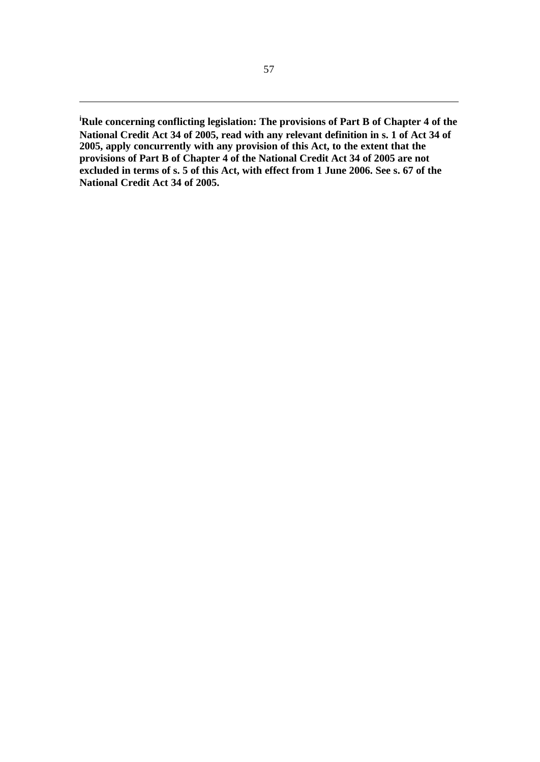**[i]Rule concerning conflicting legislation: The provisions of Part B of Chapter 4 of the National Credit Act 34 of 2005, read with any relevant definition in s. 1 of Act 34 of 2005, apply concurrently with any provision of this Act, to the extent that the provisions of Part B of Chapter 4 of the National Credit Act 34 of 2005 are not excluded in terms of s. 5 of this Act, with effect from 1 June 2006. See s. 67 of the National Credit Act 34 of 2005.**